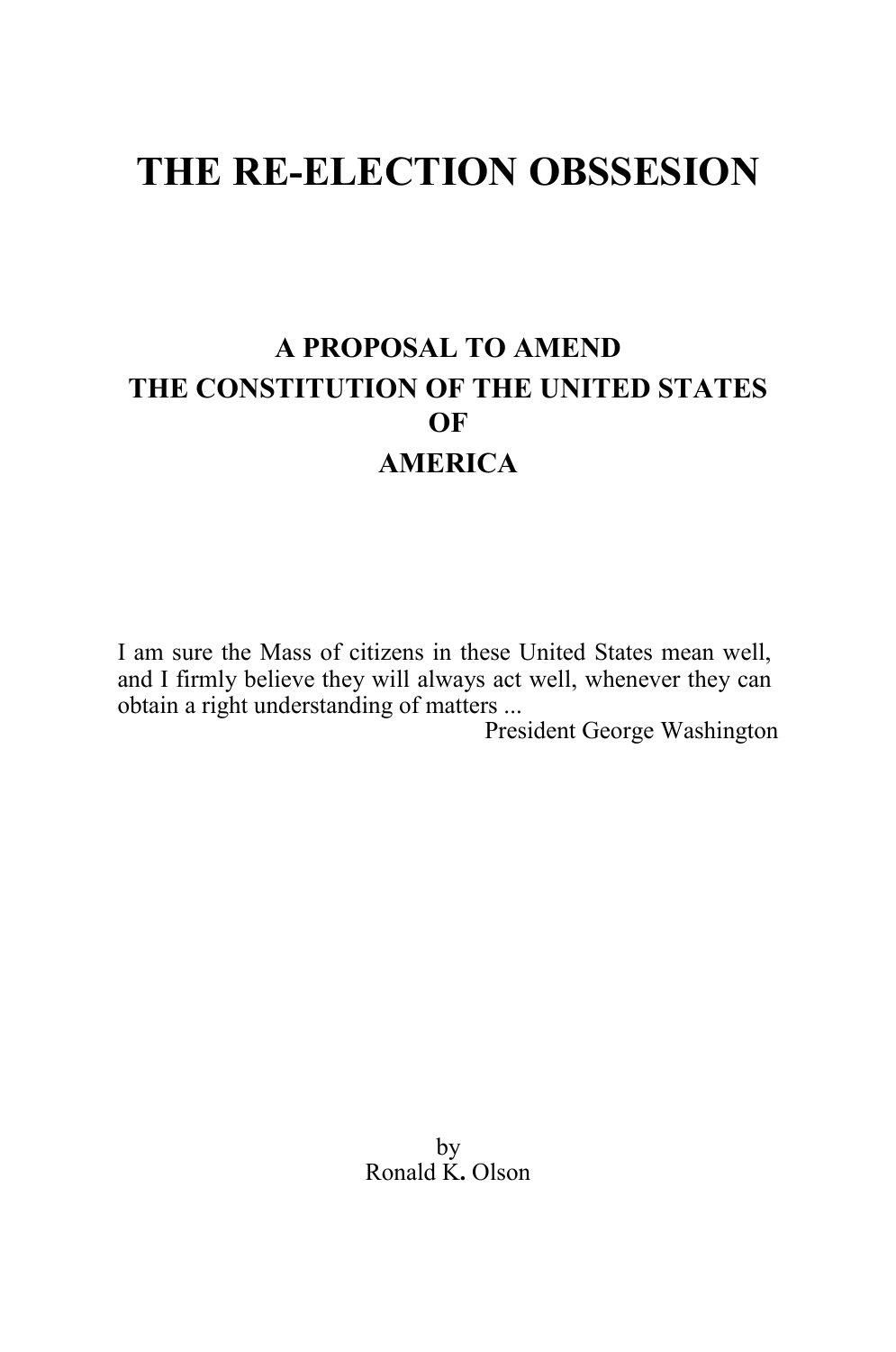# THE RE-ELECTION OBSSESION

## A PROPOSAL TO AMEND THE CONSTITUTION OF THE UNITED STATES OF AMERICA

I am sure the Mass of citizens in these United States mean well, and I firmly believe they will always act well, whenever they can obtain a right understanding of matters ...

President George Washington

by
Ronald K. Olson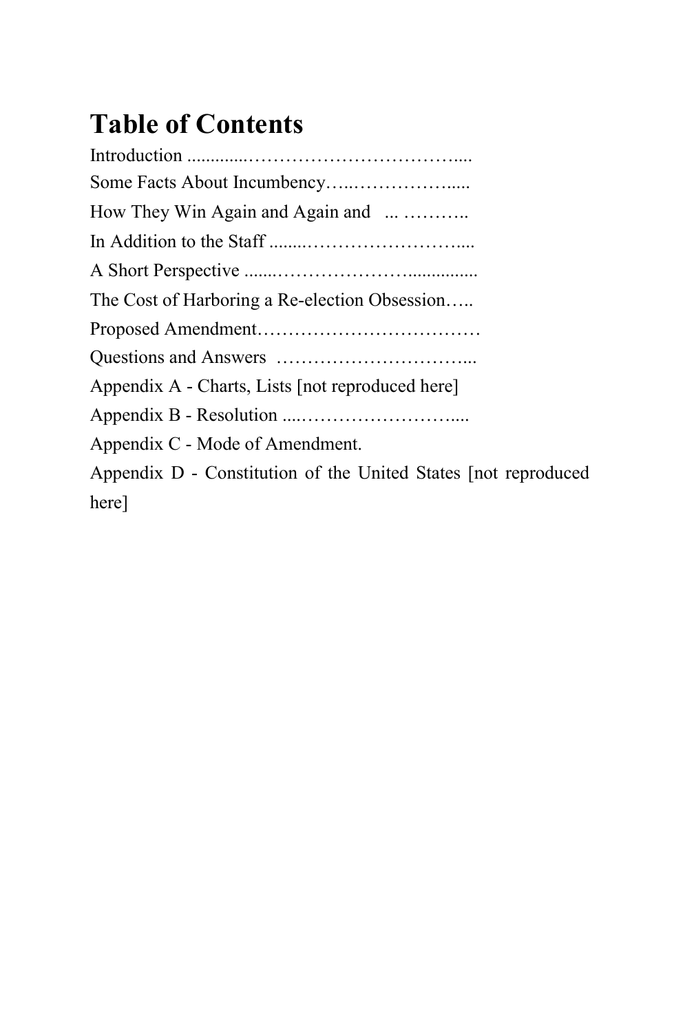# Table of Contents

Introduction ..............…………………………….....

Some Facts About Incumbency…..…………….....

How They Win Again and Again and ... ………..

In Addition to the Staff ........……………………....

A Short Perspective .......…………………...............

The Cost of Harboring a Re-election Obsession…..

Proposed Amendment………………………………

Questions and Answers …………………………...

Appendix A - Charts, Lists [not reproduced here]

Appendix B - Resolution ....……………………....

Appendix C - Mode of Amendment.

Appendix D - Constitution of the United States [not reproduced here]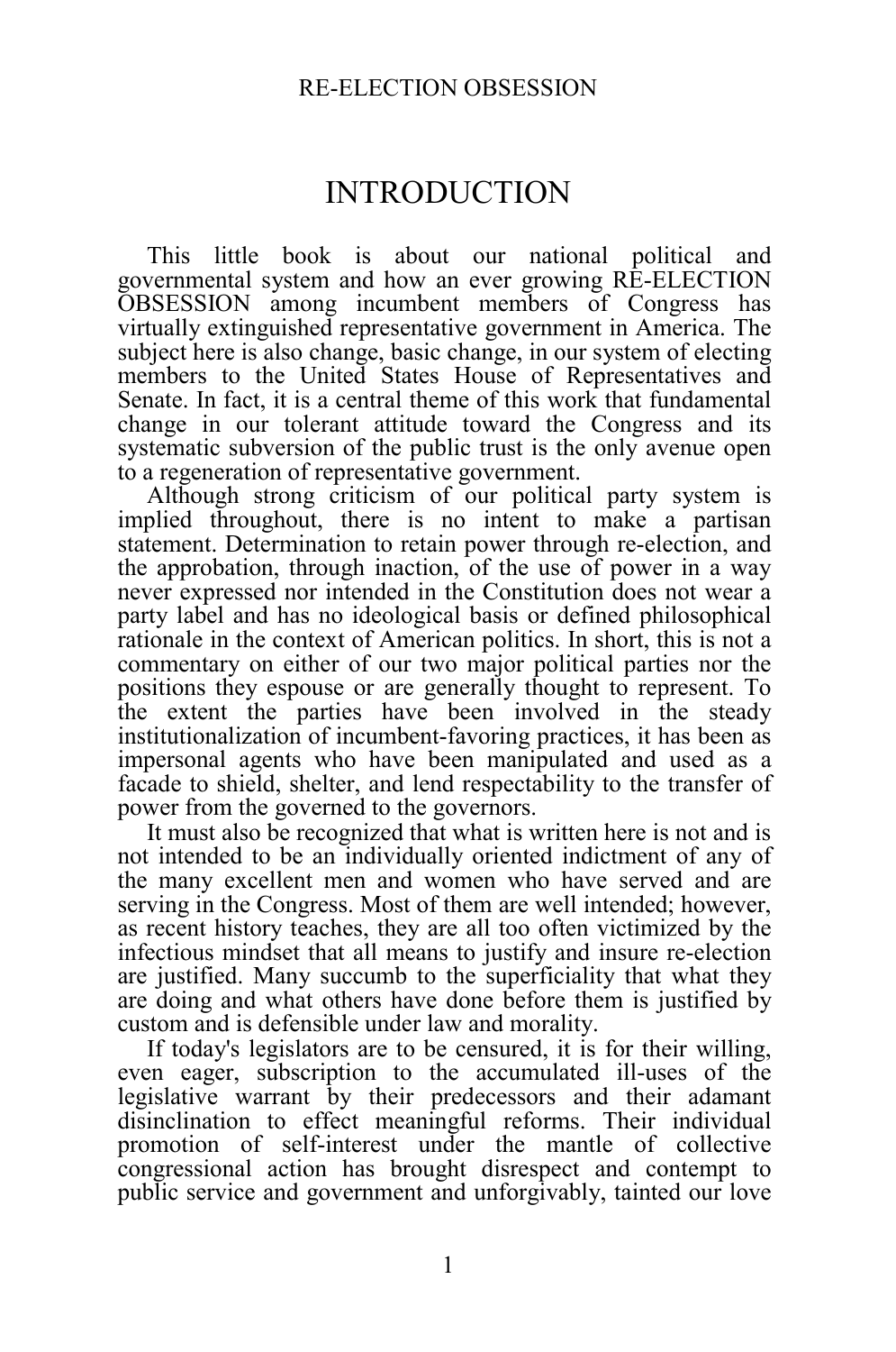# INTRODUCTION

This little book is about our national political and governmental system and how an ever growing RE-ELECTION OBSESSION among incumbent members of Congress has virtually extinguished representative government in America. The subject here is also change, basic change, in our system of electing members to the United States House of Representatives and Senate. In fact, it is a central theme of this work that fundamental change in our tolerant attitude toward the Congress and its systematic subversion of the public trust is the only avenue open to a regeneration of representative government.

Although strong criticism of our political party system is implied throughout, there is no intent to make a partisan statement. Determination to retain power through re-election, and the approbation, through inaction, of the use of power in a way never expressed nor intended in the Constitution does not wear a party label and has no ideological basis or defined philosophical rationale in the context of American politics. In short, this is not a commentary on either of our two major political parties nor the positions they espouse or are generally thought to represent. To the extent the parties have been involved in the steady institutionalization of incumbent-favoring practices, it has been as impersonal agents who have been manipulated and used as a facade to shield, shelter, and lend respectability to the transfer of power from the governed to the governors.

It must also be recognized that what is written here is not and is not intended to be an individually oriented indictment of any of the many excellent men and women who have served and are serving in the Congress. Most of them are well intended; however, as recent history teaches, they are all too often victimized by the infectious mindset that all means to justify and insure re-election are justified. Many succumb to the superficiality that what they are doing and what others have done before them is justified by custom and is defensible under law and morality.

If today's legislators are to be censured, it is for their willing, even eager, subscription to the accumulated ill-uses of the legislative warrant by their predecessors and their adamant disinclination to effect meaningful reforms. Their individual promotion of self-interest under the mantle of collective congressional action has brought disrespect and contempt to public service and government and unforgivably, tainted our love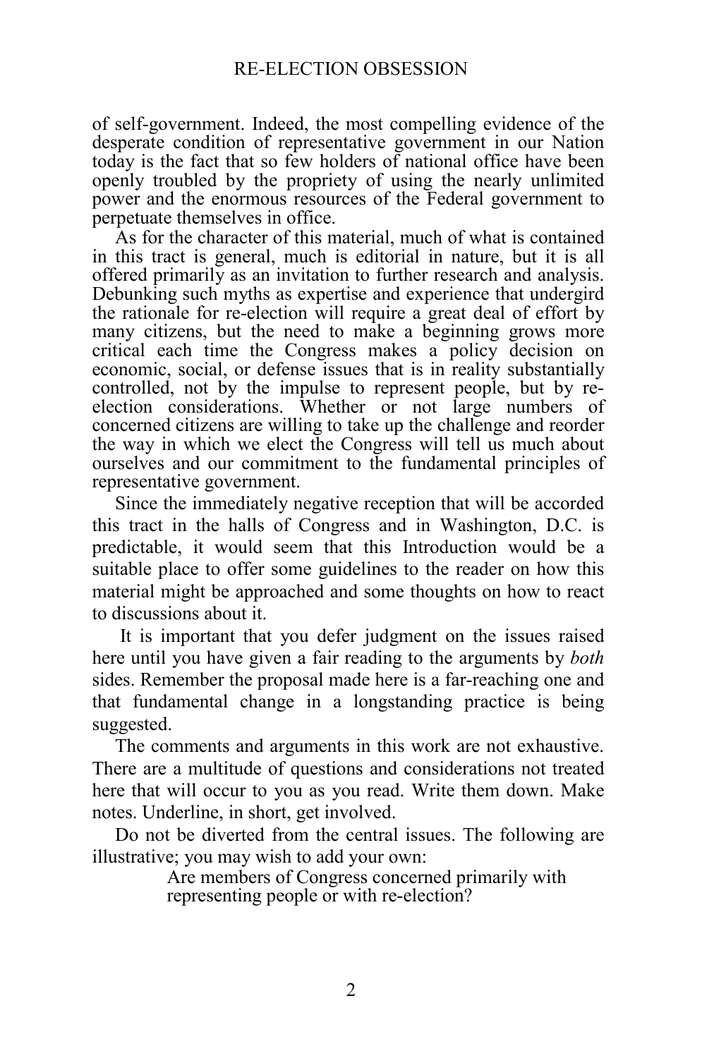of self-government. Indeed, the most compelling evidence of the desperate condition of representative government in our Nation today is the fact that so few holders of national office have been openly troubled by the propriety of using the nearly unlimited power and the enormous resources of the Federal government to perpetuate themselves in office.

As for the character of this material, much of what is contained in this tract is general, much is editorial in nature, but it is all offered primarily as an invitation to further research and analysis. Debunking such myths as expertise and experience that undergird the rationale for re-election will require a great deal of effort by many citizens, but the need to make a beginning grows more critical each time the Congress makes a policy decision on economic, social, or defense issues that is in reality substantially controlled, not by the impulse to represent people, but by re-election considerations. Whether or not large numbers of concerned citizens are willing to take up the challenge and reorder the way in which we elect the Congress will tell us much about ourselves and our commitment to the fundamental principles of representative government.

Since the immediately negative reception that will be accorded this tract in the halls of Congress and in Washington, D.C. is predictable, it would seem that this Introduction would be a suitable place to offer some guidelines to the reader on how this material might be approached and some thoughts on how to react to discussions about it.

It is important that you defer judgment on the issues raised here until you have given a fair reading to the arguments by *both* sides. Remember the proposal made here is a far-reaching one and that fundamental change in a longstanding practice is being suggested.

The comments and arguments in this work are not exhaustive. There are a multitude of questions and considerations not treated here that will occur to you as you read. Write them down. Make notes. Underline, in short, get involved.

Do not be diverted from the central issues. The following are illustrative; you may wish to add your own:

> Are members of Congress concerned primarily with representing people or with re-election?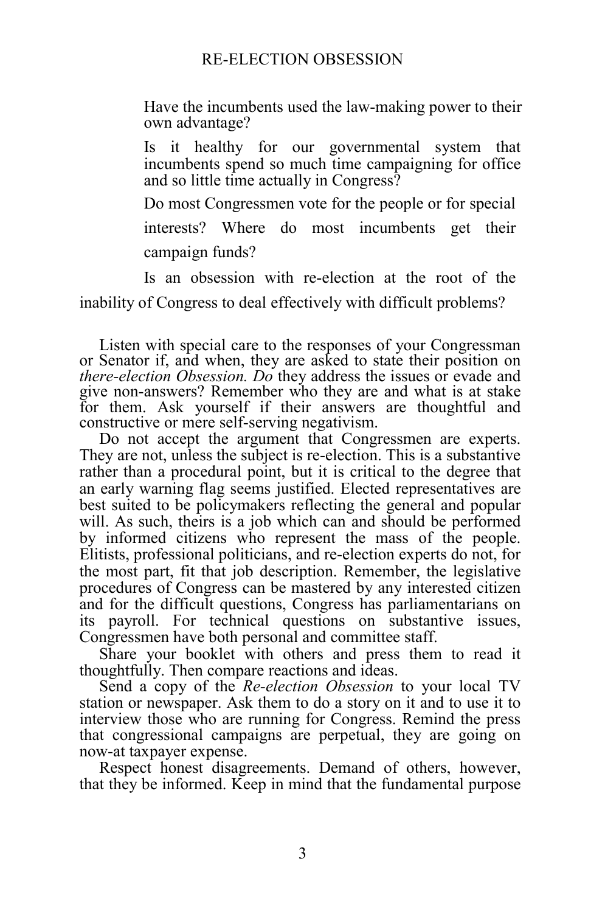Have the incumbents used the law-making power to their own advantage?

Is it healthy for our governmental system that incumbents spend so much time campaigning for office and so little time actually in Congress?

Do most Congressmen vote for the people or for special interests? Where do most incumbents get their campaign funds?

Is an obsession with re-election at the root of the inability of Congress to deal effectively with difficult problems?

Listen with special care to the responses of your Congressman or Senator if, and when, they are asked to state their position on *there-election Obsession. Do* they address the issues or evade and give non-answers? Remember who they are and what is at stake for them. Ask yourself if their answers are thoughtful and constructive or mere self-serving negativism.

Do not accept the argument that Congressmen are experts. They are not, unless the subject is re-election. This is a substantive rather than a procedural point, but it is critical to the degree that an early warning flag seems justified. Elected representatives are best suited to be policymakers reflecting the general and popular will. As such, theirs is a job which can and should be performed by informed citizens who represent the mass of the people. Elitists, professional politicians, and re-election experts do not, for the most part, fit that job description. Remember, the legislative procedures of Congress can be mastered by any interested citizen and for the difficult questions, Congress has parliamentarians on its payroll. For technical questions on substantive issues, Congressmen have both personal and committee staff.

Share your booklet with others and press them to read it thoughtfully. Then compare reactions and ideas.

Send a copy of the *Re-election Obsession* to your local TV station or newspaper. Ask them to do a story on it and to use it to interview those who are running for Congress. Remind the press that congressional campaigns are perpetual, they are going on now-at taxpayer expense.

Respect honest disagreements. Demand of others, however, that they be informed. Keep in mind that the fundamental purpose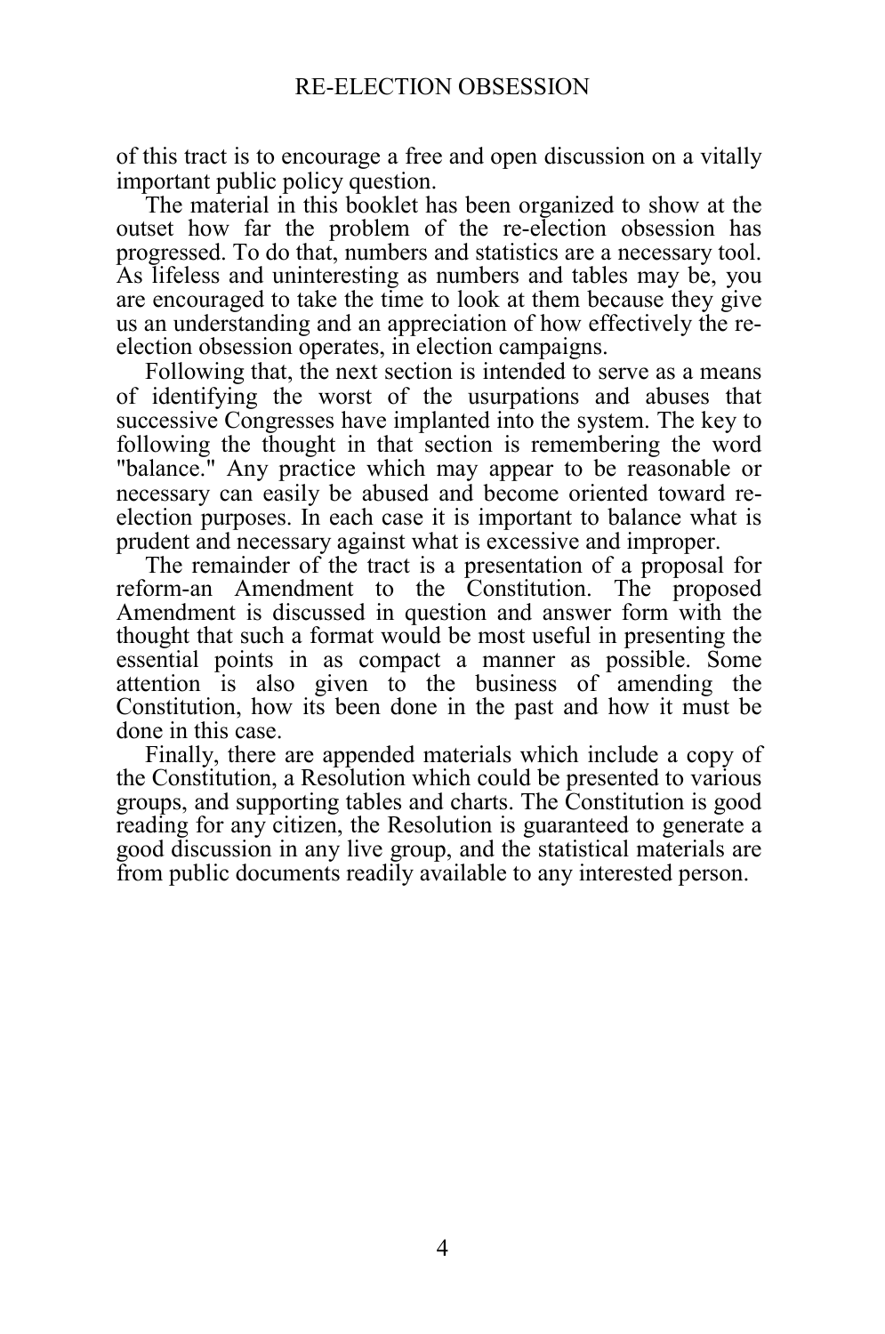of this tract is to encourage a free and open discussion on a vitally important public policy question.

The material in this booklet has been organized to show at the outset how far the problem of the re-election obsession has progressed. To do that, numbers and statistics are a necessary tool. As lifeless and uninteresting as numbers and tables may be, you are encouraged to take the time to look at them because they give us an understanding and an appreciation of how effectively the re-election obsession operates, in election campaigns.

Following that, the next section is intended to serve as a means of identifying the worst of the usurpations and abuses that successive Congresses have implanted into the system. The key to following the thought in that section is remembering the word "balance." Any practice which may appear to be reasonable or necessary can easily be abused and become oriented toward re-election purposes. In each case it is important to balance what is prudent and necessary against what is excessive and improper.

The remainder of the tract is a presentation of a proposal for reform-an Amendment to the Constitution. The proposed Amendment is discussed in question and answer form with the thought that such a format would be most useful in presenting the essential points in as compact a manner as possible. Some attention is also given to the business of amending the Constitution, how its been done in the past and how it must be done in this case.

Finally, there are appended materials which include a copy of the Constitution, a Resolution which could be presented to various groups, and supporting tables and charts. The Constitution is good reading for any citizen, the Resolution is guaranteed to generate a good discussion in any live group, and the statistical materials are from public documents readily available to any interested person.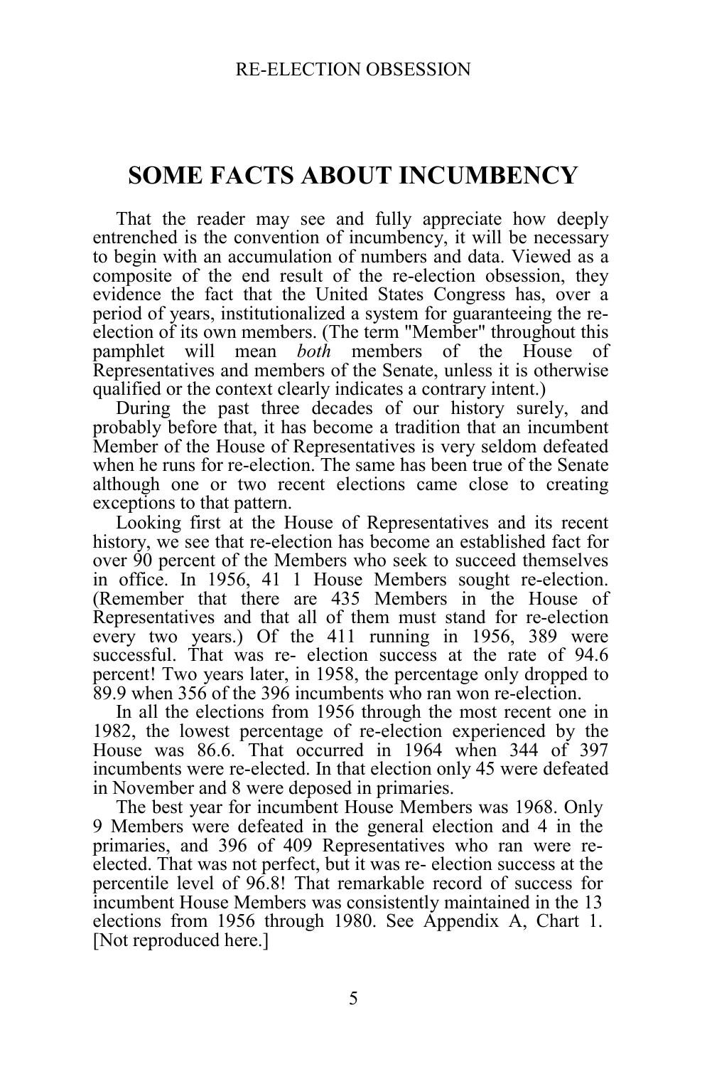# SOME FACTS ABOUT INCUMBENCY

That the reader may see and fully appreciate how deeply entrenched is the convention of incumbency, it will be necessary to begin with an accumulation of numbers and data. Viewed as a composite of the end result of the re-election obsession, they evidence the fact that the United States Congress has, over a period of years, institutionalized a system for guaranteeing the re-election of its own members. (The term "Member" throughout this pamphlet will mean *both* members of the House of Representatives and members of the Senate, unless it is otherwise qualified or the context clearly indicates a contrary intent.)

During the past three decades of our history surely, and probably before that, it has become a tradition that an incumbent Member of the House of Representatives is very seldom defeated when he runs for re-election. The same has been true of the Senate although one or two recent elections came close to creating exceptions to that pattern.

Looking first at the House of Representatives and its recent history, we see that re-election has become an established fact for over 90 percent of the Members who seek to succeed themselves in office. In 1956, 41 1 House Members sought re-election. (Remember that there are 435 Members in the House of Representatives and that all of them must stand for re-election every two years.) Of the 411 running in 1956, 389 were successful. That was re- election success at the rate of 94.6 percent! Two years later, in 1958, the percentage only dropped to 89.9 when 356 of the 396 incumbents who ran won re-election.

In all the elections from 1956 through the most recent one in 1982, the lowest percentage of re-election experienced by the House was 86.6. That occurred in 1964 when 344 of 397 incumbents were re-elected. In that election only 45 were defeated in November and 8 were deposed in primaries.

The best year for incumbent House Members was 1968. Only 9 Members were defeated in the general election and 4 in the primaries, and 396 of 409 Representatives who ran were re-elected. That was not perfect, but it was re- election success at the percentile level of 96.8! That remarkable record of success for incumbent House Members was consistently maintained in the 13 elections from 1956 through 1980. See Appendix A, Chart 1. [Not reproduced here.]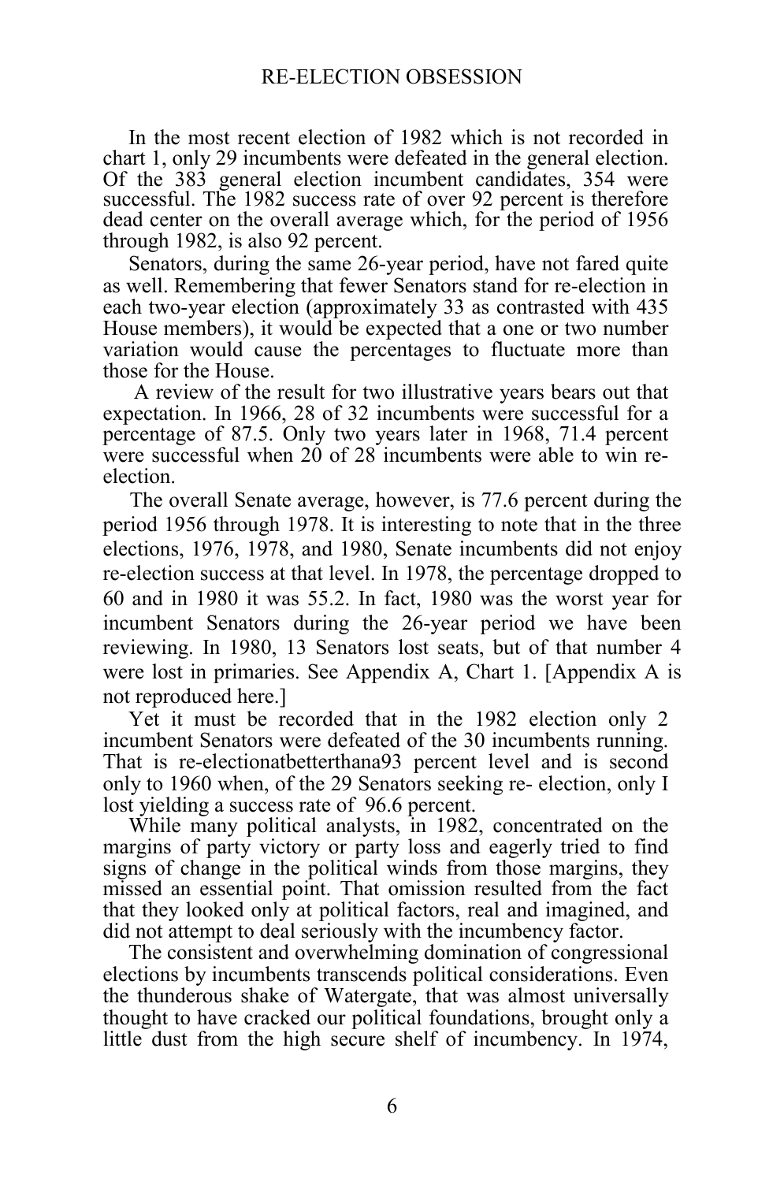In the most recent election of 1982 which is not recorded in chart 1, only 29 incumbents were defeated in the general election. Of the 383 general election incumbent candidates, 354 were successful. The 1982 success rate of over 92 percent is therefore dead center on the overall average which, for the period of 1956 through 1982, is also 92 percent.

Senators, during the same 26-year period, have not fared quite as well. Remembering that fewer Senators stand for re-election in each two-year election (approximately 33 as contrasted with 435 House members), it would be expected that a one or two number variation would cause the percentages to fluctuate more than those for the House.

A review of the result for two illustrative years bears out that expectation. In 1966, 28 of 32 incumbents were successful for a percentage of 87.5. Only two years later in 1968, 71.4 percent were successful when 20 of 28 incumbents were able to win re-election.

The overall Senate average, however, is 77.6 percent during the period 1956 through 1978. It is interesting to note that in the three elections, 1976, 1978, and 1980, Senate incumbents did not enjoy re-election success at that level. In 1978, the percentage dropped to 60 and in 1980 it was 55.2. In fact, 1980 was the worst year for incumbent Senators during the 26-year period we have been reviewing. In 1980, 13 Senators lost seats, but of that number 4 were lost in primaries. See Appendix A, Chart 1. [Appendix A is not reproduced here.]

Yet it must be recorded that in the 1982 election only 2 incumbent Senators were defeated of the 30 incumbents running. That is re-electionatbetterthana93 percent level and is second only to 1960 when, of the 29 Senators seeking re- election, only I lost yielding a success rate of 96.6 percent.

While many political analysts, in 1982, concentrated on the margins of party victory or party loss and eagerly tried to find signs of change in the political winds from those margins, they missed an essential point. That omission resulted from the fact that they looked only at political factors, real and imagined, and did not attempt to deal seriously with the incumbency factor.

The consistent and overwhelming domination of congressional elections by incumbents transcends political considerations. Even the thunderous shake of Watergate, that was almost universally thought to have cracked our political foundations, brought only a little dust from the high secure shelf of incumbency. In 1974,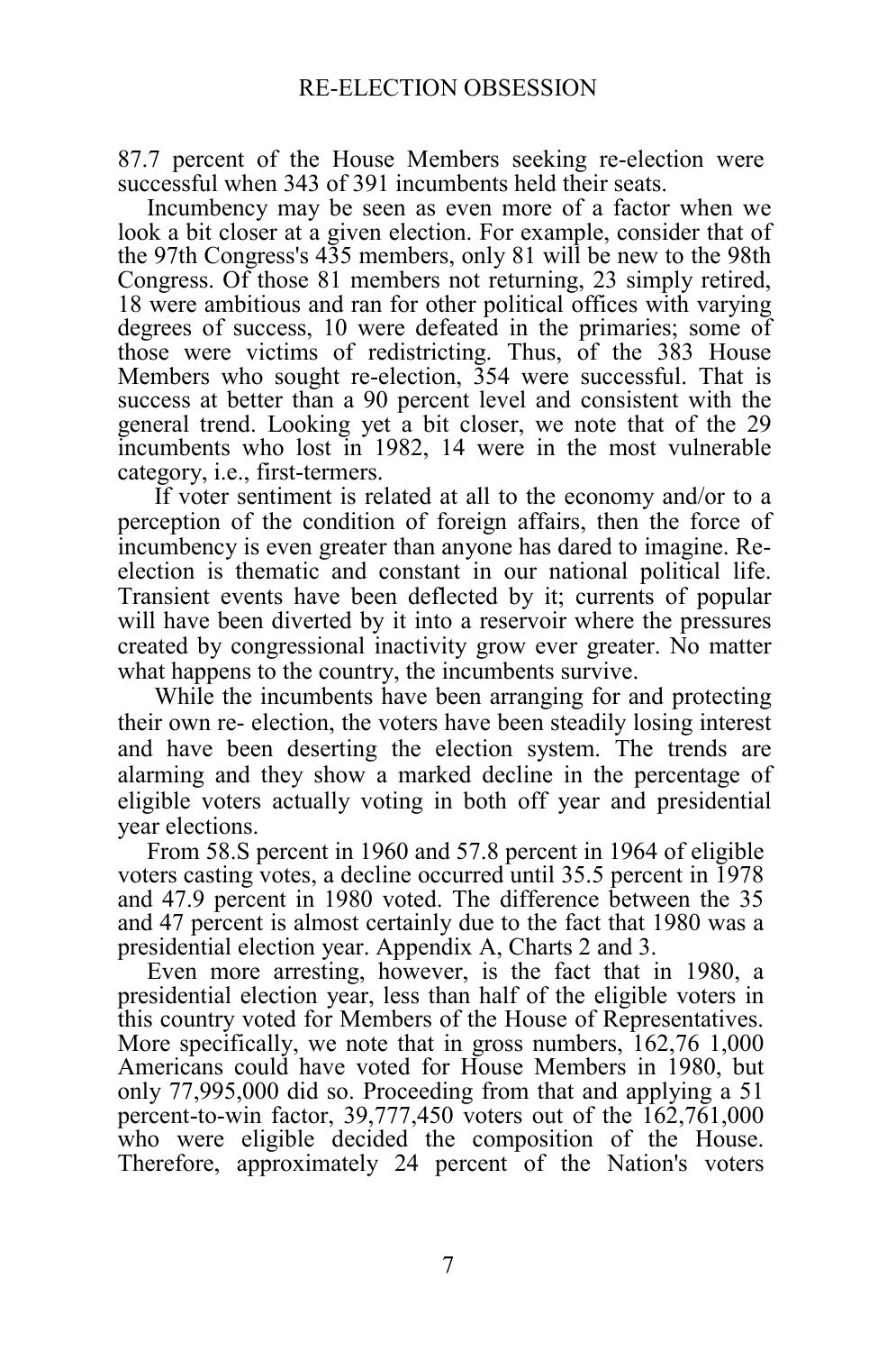87.7 percent of the House Members seeking re-election were successful when 343 of 391 incumbents held their seats.

Incumbency may be seen as even more of a factor when we look a bit closer at a given election. For example, consider that of the 97th Congress's 435 members, only 81 will be new to the 98th Congress. Of those 81 members not returning, 23 simply retired, 18 were ambitious and ran for other political offices with varying degrees of success, 10 were defeated in the primaries; some of those were victims of redistricting. Thus, of the 383 House Members who sought re-election, 354 were successful. That is success at better than a 90 percent level and consistent with the general trend. Looking yet a bit closer, we note that of the 29 incumbents who lost in 1982, 14 were in the most vulnerable category, i.e., first-termers.

If voter sentiment is related at all to the economy and/or to a perception of the condition of foreign affairs, then the force of incumbency is even greater than anyone has dared to imagine. Re-election is thematic and constant in our national political life. Transient events have been deflected by it; currents of popular will have been diverted by it into a reservoir where the pressures created by congressional inactivity grow ever greater. No matter what happens to the country, the incumbents survive.

While the incumbents have been arranging for and protecting their own re- election, the voters have been steadily losing interest and have been deserting the election system. The trends are alarming and they show a marked decline in the percentage of eligible voters actually voting in both off year and presidential year elections.

From 58.S percent in 1960 and 57.8 percent in 1964 of eligible voters casting votes, a decline occurred until 35.5 percent in 1978 and 47.9 percent in 1980 voted. The difference between the 35 and 47 percent is almost certainly due to the fact that 1980 was a presidential election year. Appendix A, Charts 2 and 3.

Even more arresting, however, is the fact that in 1980, a presidential election year, less than half of the eligible voters in this country voted for Members of the House of Representatives. More specifically, we note that in gross numbers, 162,76 1,000 Americans could have voted for House Members in 1980, but only 77,995,000 did so. Proceeding from that and applying a 51 percent-to-win factor, 39,777,450 voters out of the 162,761,000 who were eligible decided the composition of the House. Therefore, approximately 24 percent of the Nation's voters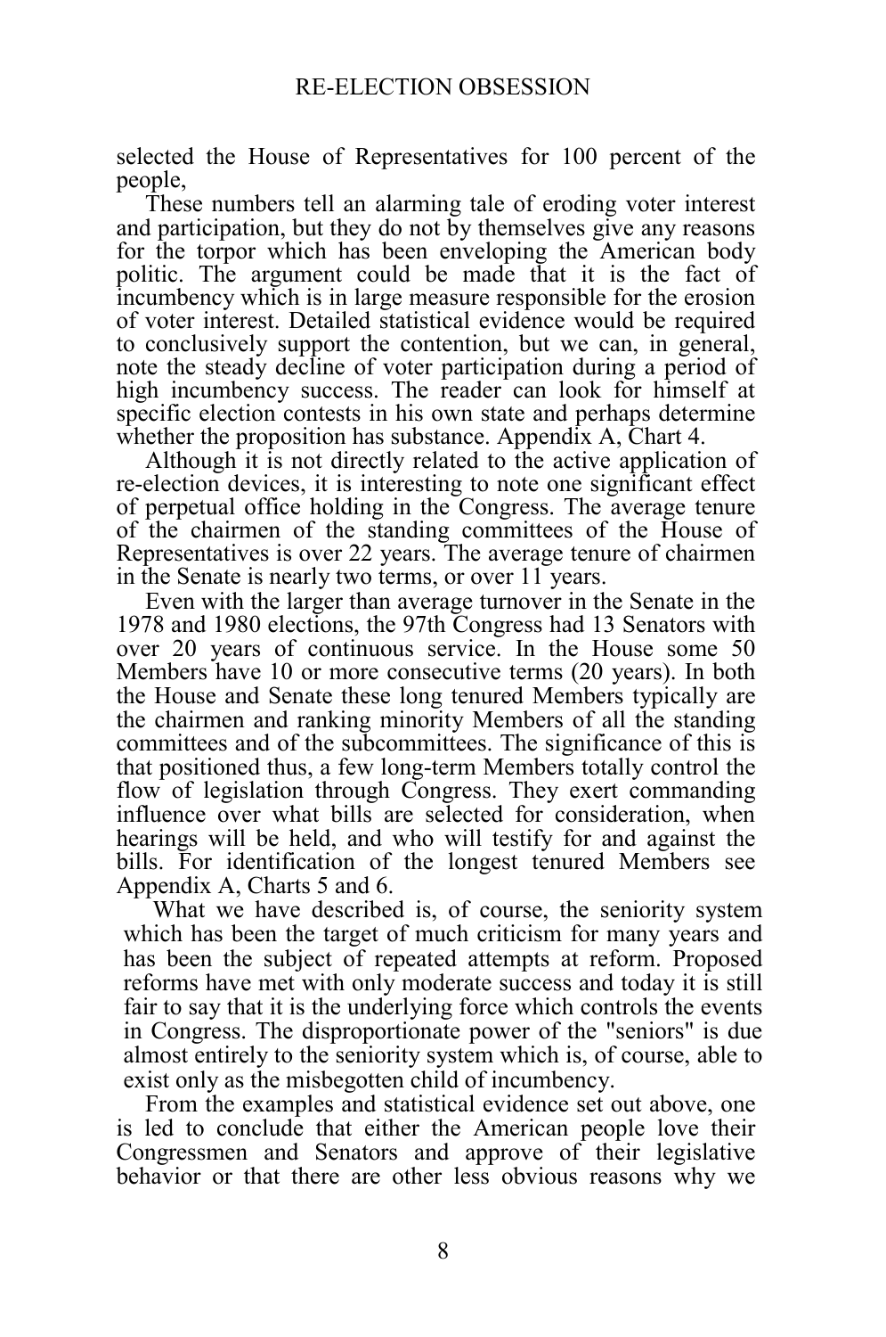selected the House of Representatives for 100 percent of the people,

These numbers tell an alarming tale of eroding voter interest and participation, but they do not by themselves give any reasons for the torpor which has been enveloping the American body politic. The argument could be made that it is the fact of incumbency which is in large measure responsible for the erosion of voter interest. Detailed statistical evidence would be required to conclusively support the contention, but we can, in general, note the steady decline of voter participation during a period of high incumbency success. The reader can look for himself at specific election contests in his own state and perhaps determine whether the proposition has substance. Appendix A, Chart 4.

Although it is not directly related to the active application of re-election devices, it is interesting to note one significant effect of perpetual office holding in the Congress. The average tenure of the chairmen of the standing committees of the House of Representatives is over 22 years. The average tenure of chairmen in the Senate is nearly two terms, or over 11 years.

Even with the larger than average turnover in the Senate in the 1978 and 1980 elections, the 97th Congress had 13 Senators with over 20 years of continuous service. In the House some 50 Members have 10 or more consecutive terms (20 years). In both the House and Senate these long tenured Members typically are the chairmen and ranking minority Members of all the standing committees and of the subcommittees. The significance of this is that positioned thus, a few long-term Members totally control the flow of legislation through Congress. They exert commanding influence over what bills are selected for consideration, when hearings will be held, and who will testify for and against the bills. For identification of the longest tenured Members see Appendix A, Charts 5 and 6.

What we have described is, of course, the seniority system which has been the target of much criticism for many years and has been the subject of repeated attempts at reform. Proposed reforms have met with only moderate success and today it is still fair to say that it is the underlying force which controls the events in Congress. The disproportionate power of the "seniors" is due almost entirely to the seniority system which is, of course, able to exist only as the misbegotten child of incumbency.

From the examples and statistical evidence set out above, one is led to conclude that either the American people love their Congressmen and Senators and approve of their legislative behavior or that there are other less obvious reasons why we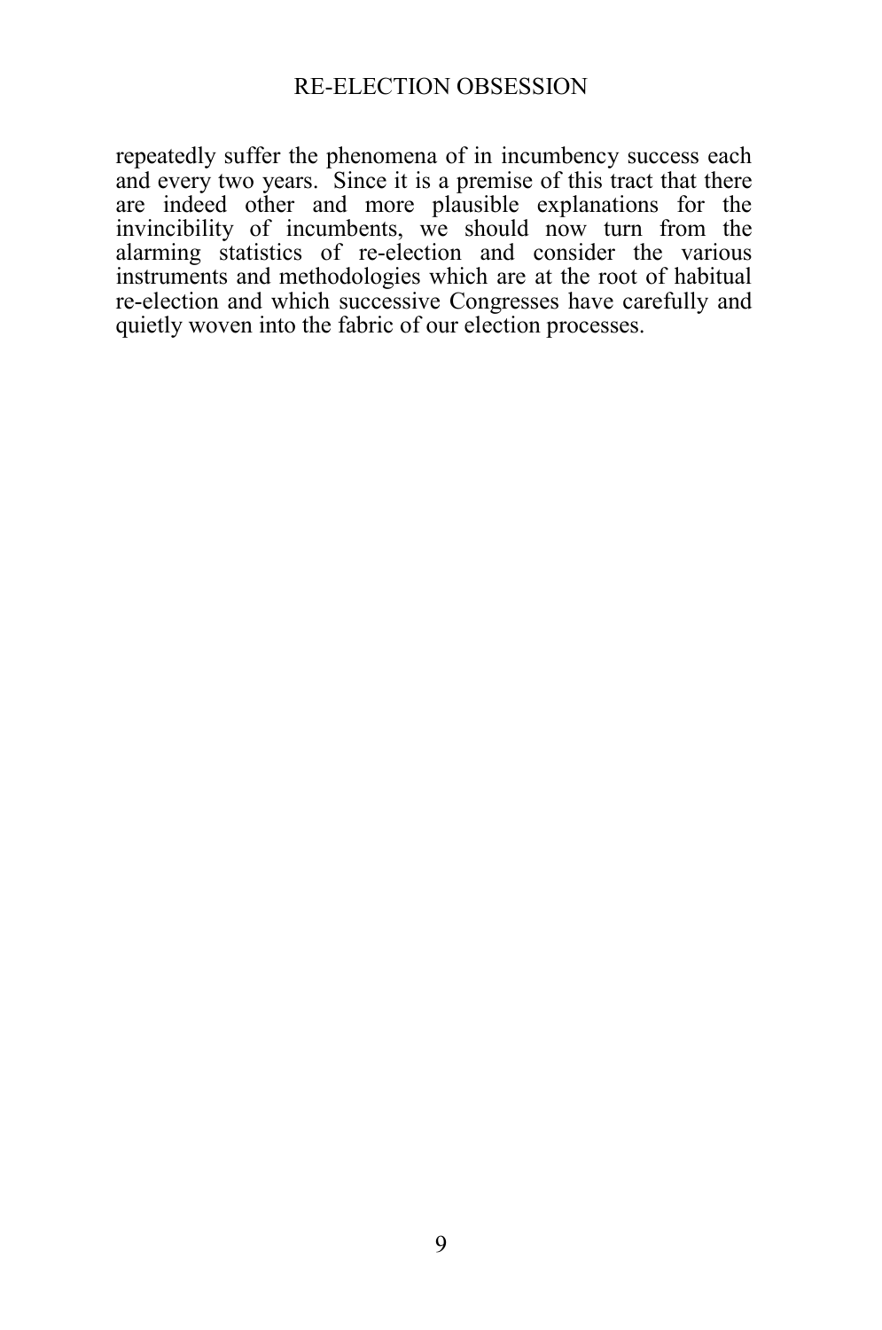repeatedly suffer the phenomena of in incumbency success each and every two years. Since it is a premise of this tract that there are indeed other and more plausible explanations for the invincibility of incumbents, we should now turn from the alarming statistics of re-election and consider the various instruments and methodologies which are at the root of habitual re-election and which successive Congresses have carefully and quietly woven into the fabric of our election processes.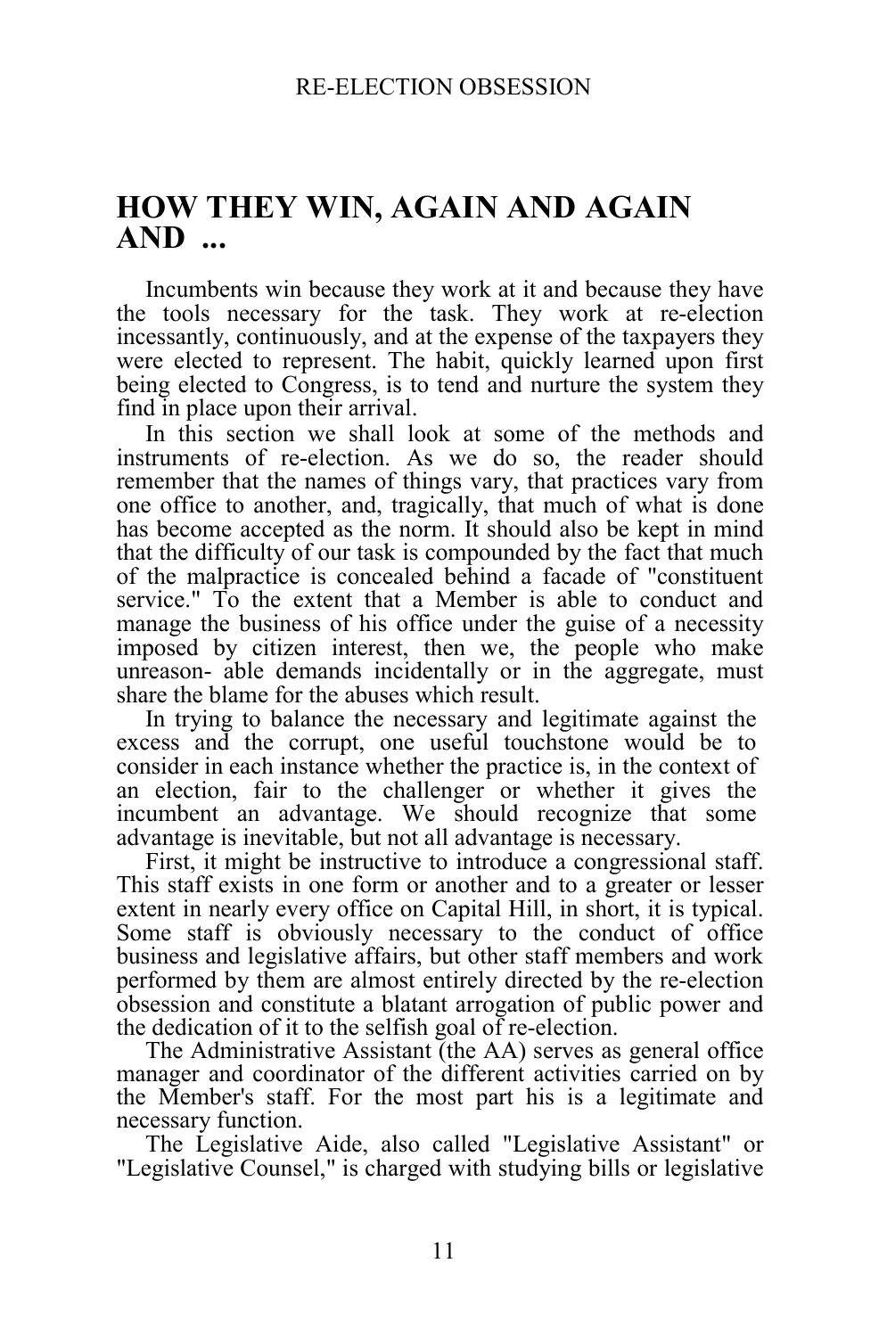# HOW THEY WIN, AGAIN AND AGAIN AND ...

Incumbents win because they work at it and because they have the tools necessary for the task. They work at re-election incessantly, continuously, and at the expense of the taxpayers they were elected to represent. The habit, quickly learned upon first being elected to Congress, is to tend and nurture the system they find in place upon their arrival.

In this section we shall look at some of the methods and instruments of re-election. As we do so, the reader should remember that the names of things vary, that practices vary from one office to another, and, tragically, that much of what is done has become accepted as the norm. It should also be kept in mind that the difficulty of our task is compounded by the fact that much of the malpractice is concealed behind a facade of "constituent service." To the extent that a Member is able to conduct and manage the business of his office under the guise of a necessity imposed by citizen interest, then we, the people who make unreasonable demands incidentally or in the aggregate, must share the blame for the abuses which result.

In trying to balance the necessary and legitimate against the excess and the corrupt, one useful touchstone would be to consider in each instance whether the practice is, in the context of an election, fair to the challenger or whether it gives the incumbent an advantage. We should recognize that some advantage is inevitable, but not all advantage is necessary.

First, it might be instructive to introduce a congressional staff. This staff exists in one form or another and to a greater or lesser extent in nearly every office on Capital Hill, in short, it is typical. Some staff is obviously necessary to the conduct of office business and legislative affairs, but other staff members and work performed by them are almost entirely directed by the re-election obsession and constitute a blatant arrogation of public power and the dedication of it to the selfish goal of re-election.

The Administrative Assistant (the AA) serves as general office manager and coordinator of the different activities carried on by the Member's staff. For the most part his is a legitimate and necessary function.

The Legislative Aide, also called "Legislative Assistant" or "Legislative Counsel," is charged with studying bills or legislative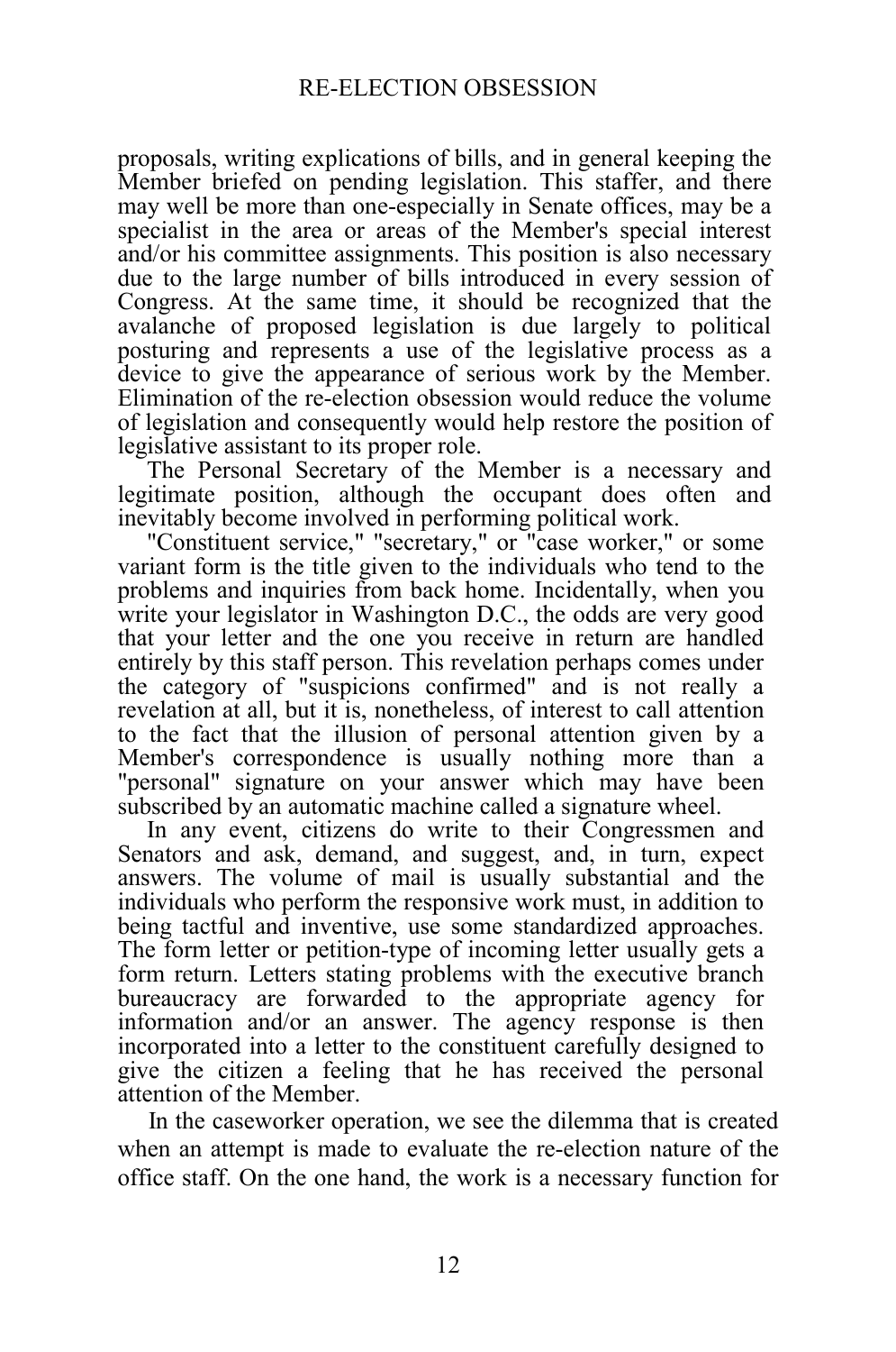proposals, writing explications of bills, and in general keeping the Member briefed on pending legislation. This staffer, and there may well be more than one-especially in Senate offices, may be a specialist in the area or areas of the Member's special interest and/or his committee assignments. This position is also necessary due to the large number of bills introduced in every session of Congress. At the same time, it should be recognized that the avalanche of proposed legislation is due largely to political posturing and represents a use of the legislative process as a device to give the appearance of serious work by the Member. Elimination of the re-election obsession would reduce the volume of legislation and consequently would help restore the position of legislative assistant to its proper role.

The Personal Secretary of the Member is a necessary and legitimate position, although the occupant does often and inevitably become involved in performing political work.

"Constituent service," "secretary," or "case worker," or some variant form is the title given to the individuals who tend to the problems and inquiries from back home. Incidentally, when you write your legislator in Washington D.C., the odds are very good that your letter and the one you receive in return are handled entirely by this staff person. This revelation perhaps comes under the category of "suspicions confirmed" and is not really a revelation at all, but it is, nonetheless, of interest to call attention to the fact that the illusion of personal attention given by a Member's correspondence is usually nothing more than a "personal" signature on your answer which may have been subscribed by an automatic machine called a signature wheel.

In any event, citizens do write to their Congressmen and Senators and ask, demand, and suggest, and, in turn, expect answers. The volume of mail is usually substantial and the individuals who perform the responsive work must, in addition to being tactful and inventive, use some standardized approaches. The form letter or petition-type of incoming letter usually gets a form return. Letters stating problems with the executive branch bureaucracy are forwarded to the appropriate agency for information and/or an answer. The agency response is then incorporated into a letter to the constituent carefully designed to give the citizen a feeling that he has received the personal attention of the Member.

In the caseworker operation, we see the dilemma that is created when an attempt is made to evaluate the re-election nature of the office staff. On the one hand, the work is a necessary function for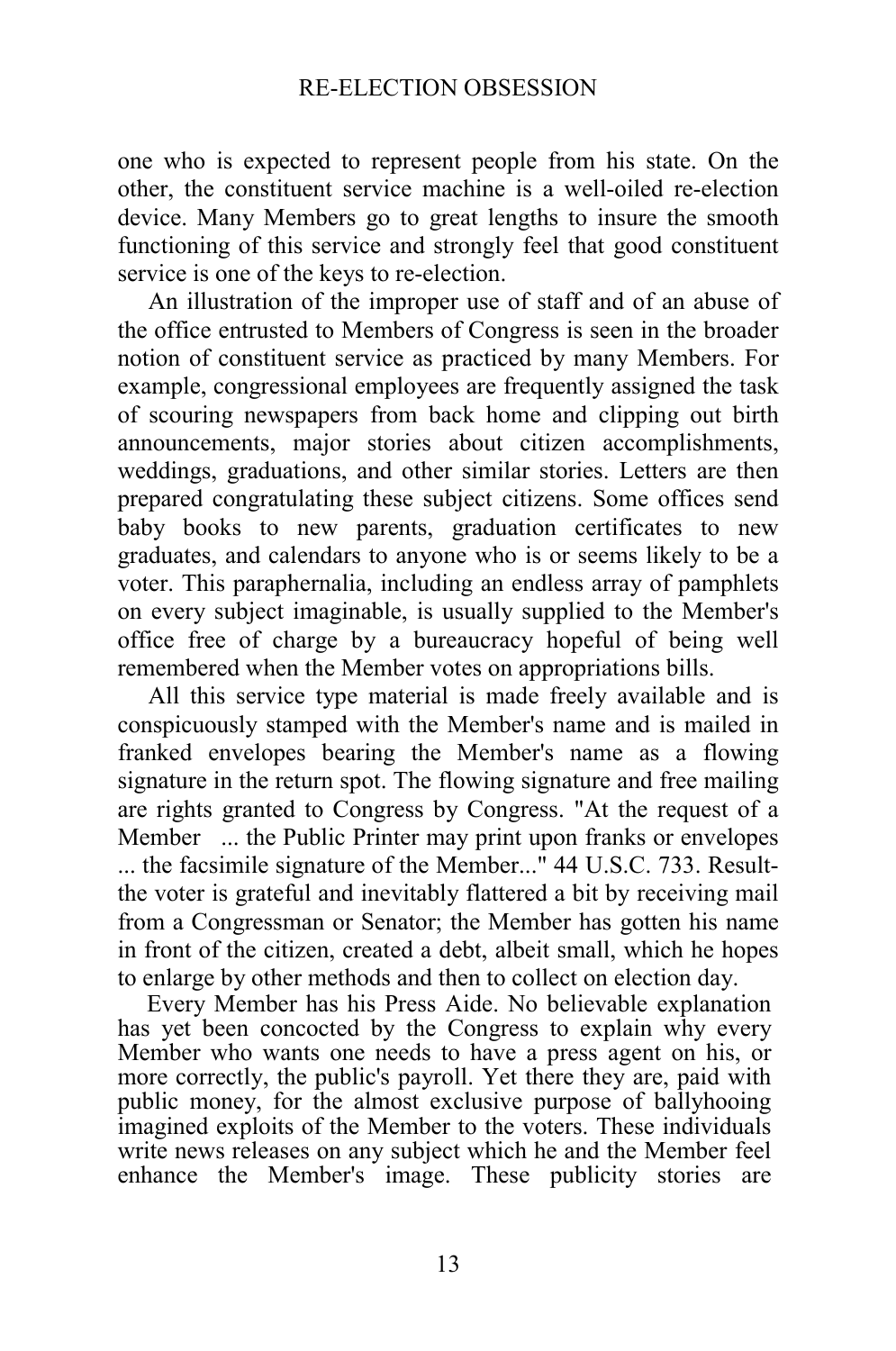one who is expected to represent people from his state. On the other, the constituent service machine is a well-oiled re-election device. Many Members go to great lengths to insure the smooth functioning of this service and strongly feel that good constituent service is one of the keys to re-election.

An illustration of the improper use of staff and of an abuse of the office entrusted to Members of Congress is seen in the broader notion of constituent service as practiced by many Members. For example, congressional employees are frequently assigned the task of scouring newspapers from back home and clipping out birth announcements, major stories about citizen accomplishments, weddings, graduations, and other similar stories. Letters are then prepared congratulating these subject citizens. Some offices send baby books to new parents, graduation certificates to new graduates, and calendars to anyone who is or seems likely to be a voter. This paraphernalia, including an endless array of pamphlets on every subject imaginable, is usually supplied to the Member's office free of charge by a bureaucracy hopeful of being well remembered when the Member votes on appropriations bills.

All this service type material is made freely available and is conspicuously stamped with the Member's name and is mailed in franked envelopes bearing the Member's name as a flowing signature in the return spot. The flowing signature and free mailing are rights granted to Congress by Congress. "At the request of a Member ... the Public Printer may print upon franks or envelopes ... the facsimile signature of the Member..." 44 U.S.C. 733. Result- the voter is grateful and inevitably flattered a bit by receiving mail from a Congressman or Senator; the Member has gotten his name in front of the citizen, created a debt, albeit small, which he hopes to enlarge by other methods and then to collect on election day.

Every Member has his Press Aide. No believable explanation has yet been concocted by the Congress to explain why every Member who wants one needs to have a press agent on his, or more correctly, the public's payroll. Yet there they are, paid with public money, for the almost exclusive purpose of ballyhooing imagined exploits of the Member to the voters. These individuals write news releases on any subject which he and the Member feel enhance the Member's image. These publicity stories are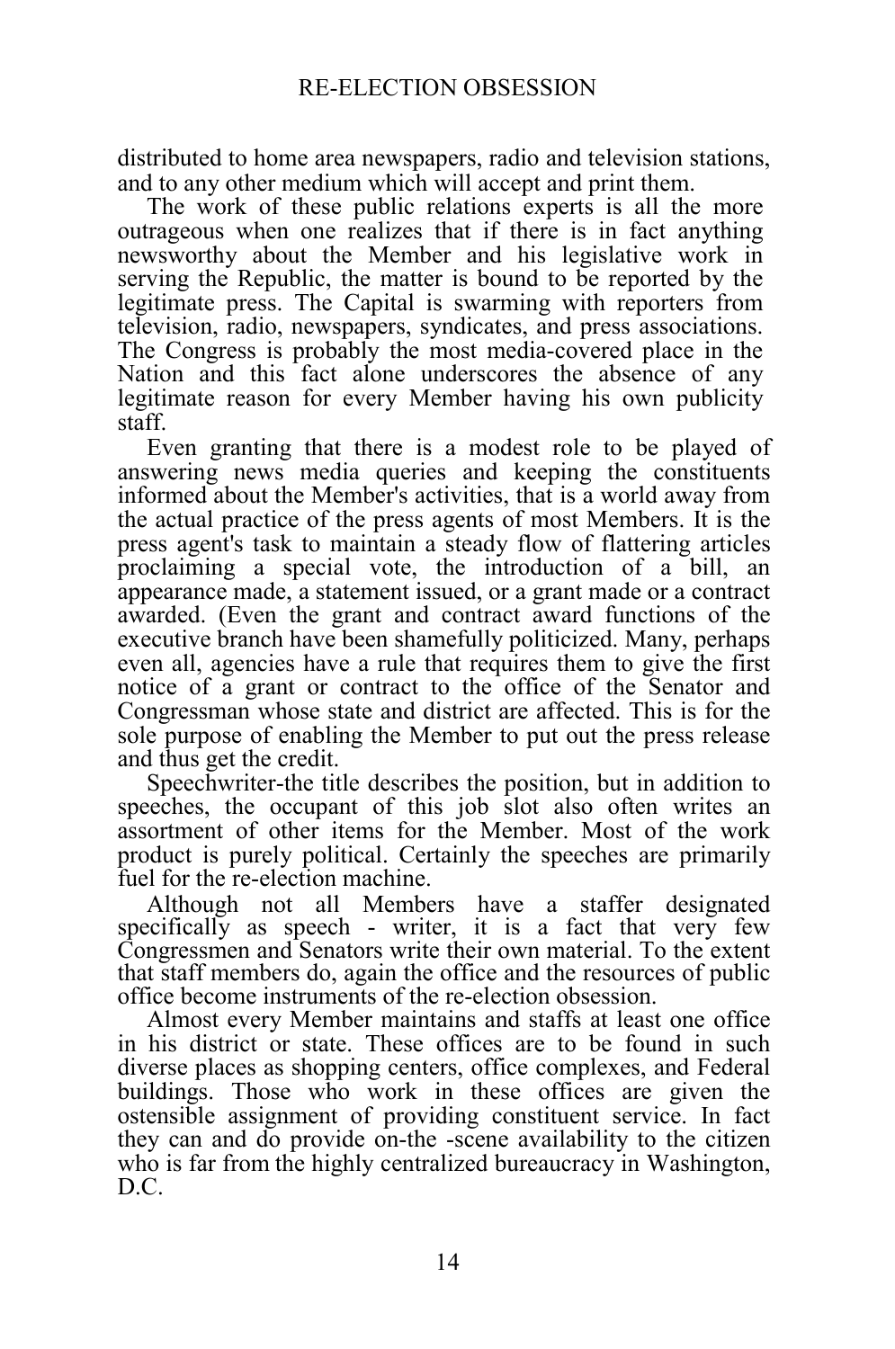distributed to home area newspapers, radio and television stations, and to any other medium which will accept and print them.

The work of these public relations experts is all the more outrageous when one realizes that if there is in fact anything newsworthy about the Member and his legislative work in serving the Republic, the matter is bound to be reported by the legitimate press. The Capital is swarming with reporters from television, radio, newspapers, syndicates, and press associations. The Congress is probably the most media-covered place in the Nation and this fact alone underscores the absence of any legitimate reason for every Member having his own publicity staff.

Even granting that there is a modest role to be played of answering news media queries and keeping the constituents informed about the Member's activities, that is a world away from the actual practice of the press agents of most Members. It is the press agent's task to maintain a steady flow of flattering articles proclaiming a special vote, the introduction of a bill, an appearance made, a statement issued, or a grant made or a contract awarded. (Even the grant and contract award functions of the executive branch have been shamefully politicized. Many, perhaps even all, agencies have a rule that requires them to give the first notice of a grant or contract to the office of the Senator and Congressman whose state and district are affected. This is for the sole purpose of enabling the Member to put out the press release and thus get the credit.

Speechwriter-the title describes the position, but in addition to speeches, the occupant of this job slot also often writes an assortment of other items for the Member. Most of the work product is purely political. Certainly the speeches are primarily fuel for the re-election machine.

Although not all Members have a staffer designated specifically as speech - writer, it is a fact that very few Congressmen and Senators write their own material. To the extent that staff members do, again the office and the resources of public office become instruments of the re-election obsession.

Almost every Member maintains and staffs at least one office in his district or state. These offices are to be found in such diverse places as shopping centers, office complexes, and Federal buildings. Those who work in these offices are given the ostensible assignment of providing constituent service. In fact they can and do provide on-the -scene availability to the citizen who is far from the highly centralized bureaucracy in Washington, D.C.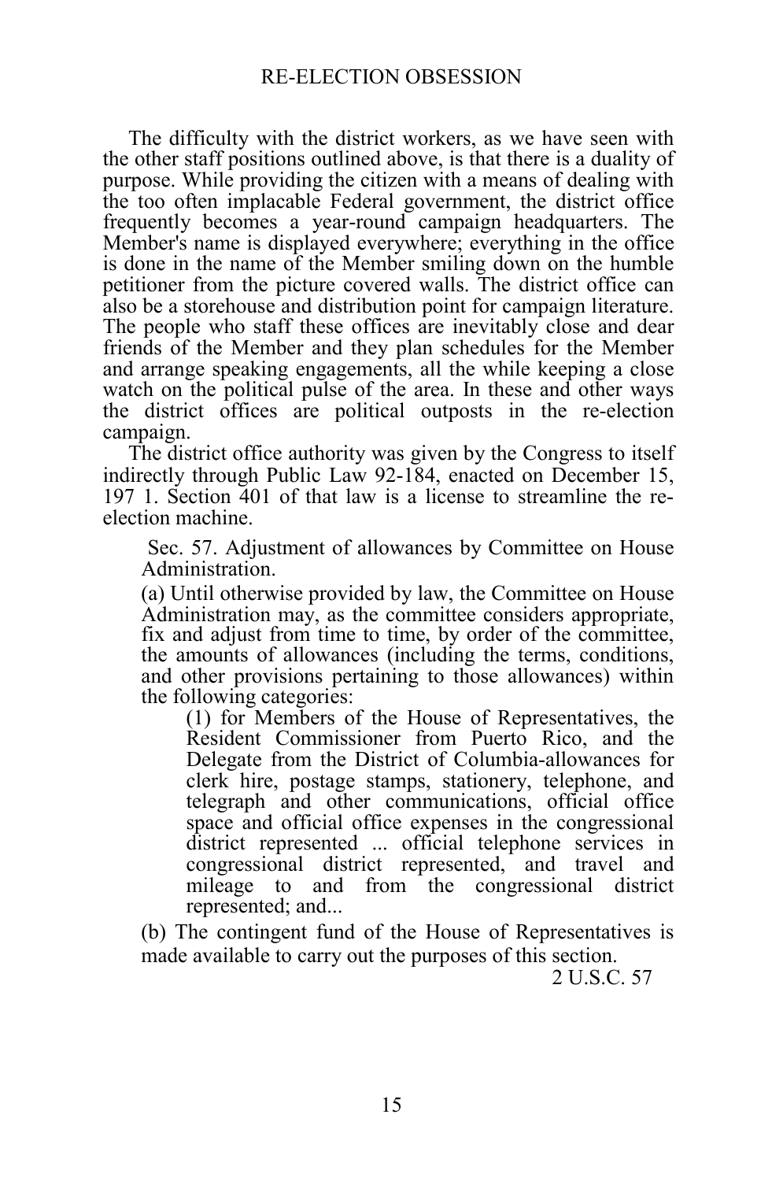The difficulty with the district workers, as we have seen with the other staff positions outlined above, is that there is a duality of purpose. While providing the citizen with a means of dealing with the too often implacable Federal government, the district office frequently becomes a year-round campaign headquarters. The Member's name is displayed everywhere; everything in the office is done in the name of the Member smiling down on the humble petitioner from the picture covered walls. The district office can also be a storehouse and distribution point for campaign literature. The people who staff these offices are inevitably close and dear friends of the Member and they plan schedules for the Member and arrange speaking engagements, all the while keeping a close watch on the political pulse of the area. In these and other ways the district offices are political outposts in the re-election campaign.

The district office authority was given by the Congress to itself indirectly through Public Law 92-184, enacted on December 15, 197 1. Section 401 of that law is a license to streamline the re-election machine.

> Sec. 57. Adjustment of allowances by Committee on House Administration.
>
> (a) Until otherwise provided by law, the Committee on House Administration may, as the committee considers appropriate, fix and adjust from time to time, by order of the committee, the amounts of allowances (including the terms, conditions, and other provisions pertaining to those allowances) within the following categories:
>
> > (1) for Members of the House of Representatives, the Resident Commissioner from Puerto Rico, and the Delegate from the District of Columbia-allowances for clerk hire, postage stamps, stationery, telephone, and telegraph and other communications, official office space and official office expenses in the congressional district represented ... official telephone services in congressional district represented, and travel and mileage to and from the congressional district represented; and...
>
> (b) The contingent fund of the House of Representatives is made available to carry out the purposes of this section.
>
> 2 U.S.C. 57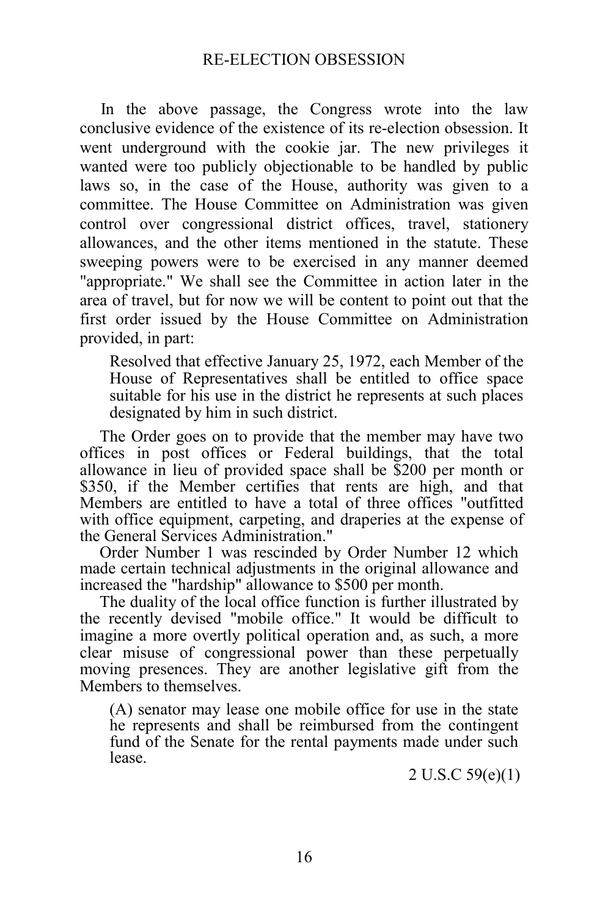In the above passage, the Congress wrote into the law conclusive evidence of the existence of its re-election obsession. It went underground with the cookie jar. The new privileges it wanted were too publicly objectionable to be handled by public laws so, in the case of the House, authority was given to a committee. The House Committee on Administration was given control over congressional district offices, travel, stationery allowances, and the other items mentioned in the statute. These sweeping powers were to be exercised in any manner deemed "appropriate." We shall see the Committee in action later in the area of travel, but for now we will be content to point out that the first order issued by the House Committee on Administration provided, in part:

> Resolved that effective January 25, 1972, each Member of the House of Representatives shall be entitled to office space suitable for his use in the district he represents at such places designated by him in such district.

The Order goes on to provide that the member may have two offices in post offices or Federal buildings, that the total allowance in lieu of provided space shall be $200 per month or $350, if the Member certifies that rents are high, and that Members are entitled to have a total of three offices "outfitted with office equipment, carpeting, and draperies at the expense of the General Services Administration."

Order Number 1 was rescinded by Order Number 12 which made certain technical adjustments in the original allowance and increased the "hardship" allowance to $500 per month.

The duality of the local office function is further illustrated by the recently devised "mobile office." It would be difficult to imagine a more overtly political operation and, as such, a more clear misuse of congressional power than these perpetually moving presences. They are another legislative gift from the Members to themselves.

> (A) senator may lease one mobile office for use in the state he represents and shall be reimbursed from the contingent fund of the Senate for the rental payments made under such lease.
>
> 2 U.S.C 59(e)(1)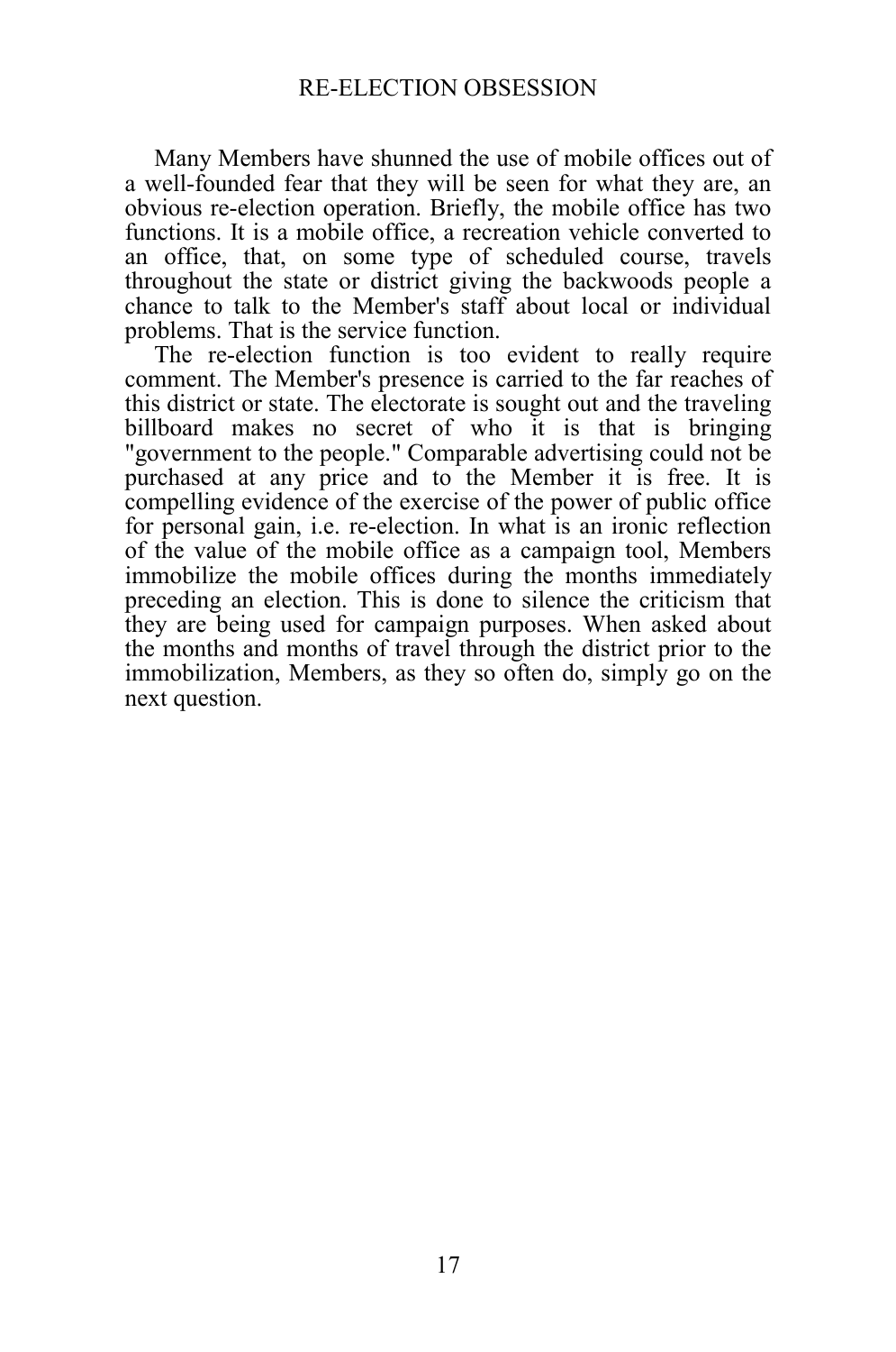Many Members have shunned the use of mobile offices out of a well-founded fear that they will be seen for what they are, an obvious re-election operation. Briefly, the mobile office has two functions. It is a mobile office, a recreation vehicle converted to an office, that, on some type of scheduled course, travels throughout the state or district giving the backwoods people a chance to talk to the Member's staff about local or individual problems. That is the service function.

The re-election function is too evident to really require comment. The Member's presence is carried to the far reaches of this district or state. The electorate is sought out and the traveling billboard makes no secret of who it is that is bringing "government to the people." Comparable advertising could not be purchased at any price and to the Member it is free. It is compelling evidence of the exercise of the power of public office for personal gain, i.e. re-election. In what is an ironic reflection of the value of the mobile office as a campaign tool, Members immobilize the mobile offices during the months immediately preceding an election. This is done to silence the criticism that they are being used for campaign purposes. When asked about the months and months of travel through the district prior to the immobilization, Members, as they so often do, simply go on the next question.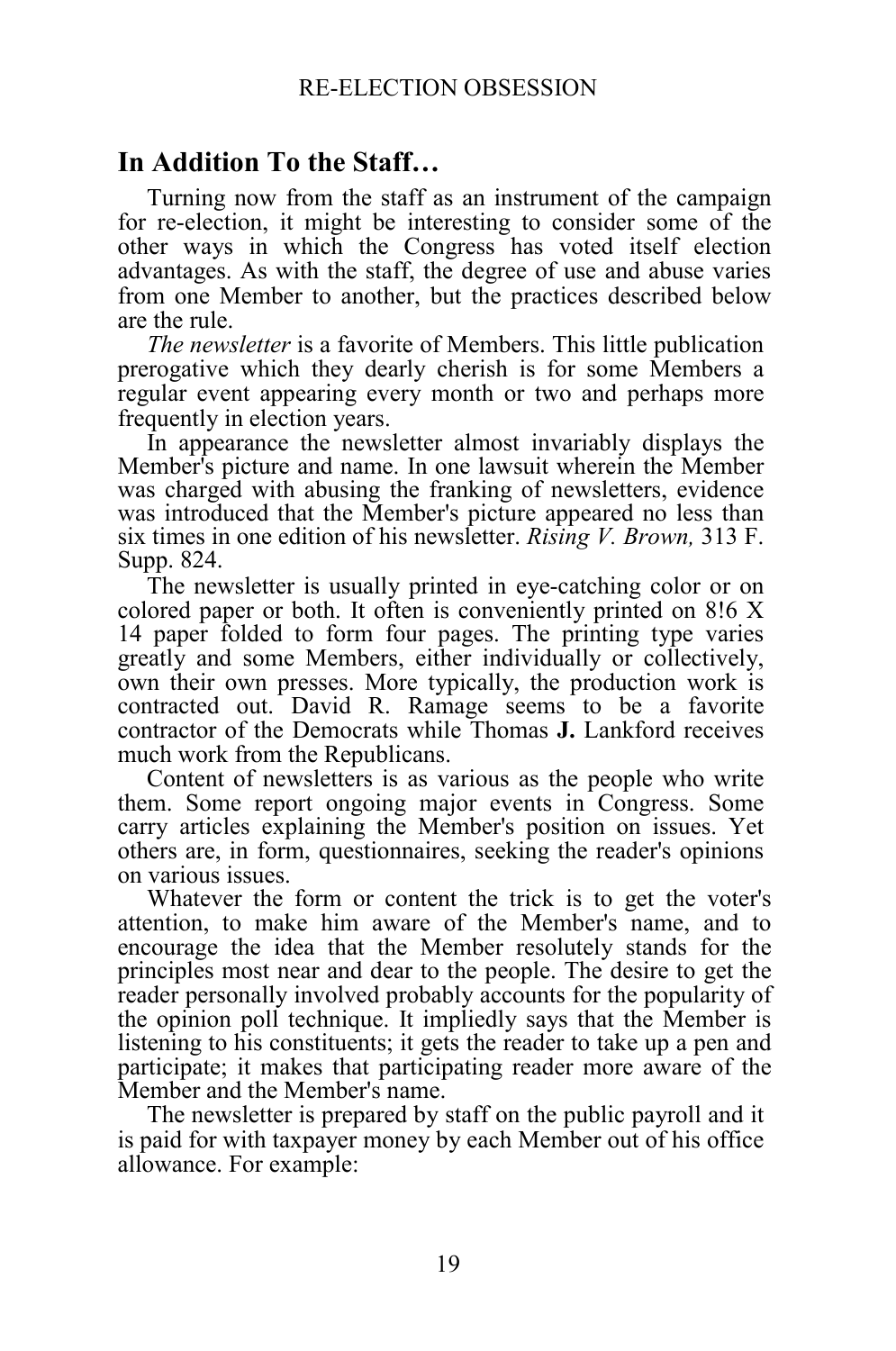## In Addition To the Staff…

Turning now from the staff as an instrument of the campaign for re-election, it might be interesting to consider some of the other ways in which the Congress has voted itself election advantages. As with the staff, the degree of use and abuse varies from one Member to another, but the practices described below are the rule.

*The newsletter* is a favorite of Members. This little publication prerogative which they dearly cherish is for some Members a regular event appearing every month or two and perhaps more frequently in election years.

In appearance the newsletter almost invariably displays the Member's picture and name. In one lawsuit wherein the Member was charged with abusing the franking of newsletters, evidence was introduced that the Member's picture appeared no less than six times in one edition of his newsletter. *Rising V. Brown,* 313 F. Supp. 824.

The newsletter is usually printed in eye-catching color or on colored paper or both. It often is conveniently printed on 8!6 X 14 paper folded to form four pages. The printing type varies greatly and some Members, either individually or collectively, own their own presses. More typically, the production work is contracted out. David R. Ramage seems to be a favorite contractor of the Democrats while Thomas **J.** Lankford receives much work from the Republicans.

Content of newsletters is as various as the people who write them. Some report ongoing major events in Congress. Some carry articles explaining the Member's position on issues. Yet others are, in form, questionnaires, seeking the reader's opinions on various issues.

Whatever the form or content the trick is to get the voter's attention, to make him aware of the Member's name, and to encourage the idea that the Member resolutely stands for the principles most near and dear to the people. The desire to get the reader personally involved probably accounts for the popularity of the opinion poll technique. It impliedly says that the Member is listening to his constituents; it gets the reader to take up a pen and participate; it makes that participating reader more aware of the Member and the Member's name.

The newsletter is prepared by staff on the public payroll and it is paid for with taxpayer money by each Member out of his office allowance. For example: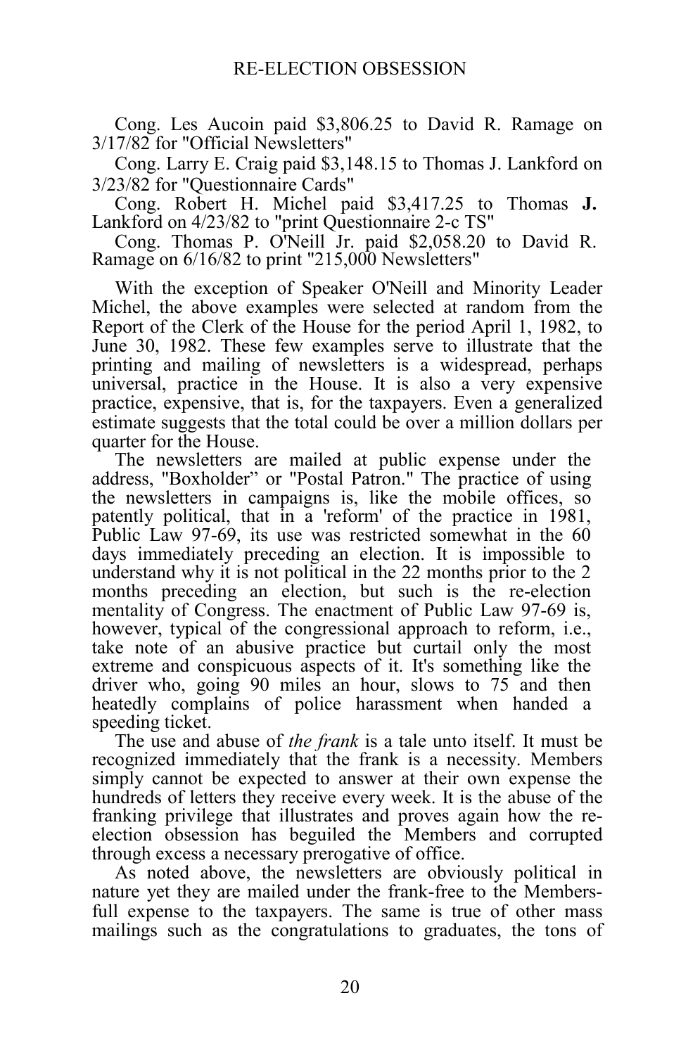Cong. Les Aucoin paid $3,806.25 to David R. Ramage on 3/17/82 for "Official Newsletters"

Cong. Larry E. Craig paid $3,148.15 to Thomas J. Lankford on 3/23/82 for "Questionnaire Cards"

Cong. Robert H. Michel paid $3,417.25 to Thomas **J.** Lankford on 4/23/82 to "print Questionnaire 2-c TS"

Cong. Thomas P. O'Neill Jr. paid $2,058.20 to David R. Ramage on 6/16/82 to print "215,000 Newsletters"

With the exception of Speaker O'Neill and Minority Leader Michel, the above examples were selected at random from the Report of the Clerk of the House for the period April 1, 1982, to June 30, 1982. These few examples serve to illustrate that the printing and mailing of newsletters is a widespread, perhaps universal, practice in the House. It is also a very expensive practice, expensive, that is, for the taxpayers. Even a generalized estimate suggests that the total could be over a million dollars per quarter for the House.

The newsletters are mailed at public expense under the address, "Boxholder" or "Postal Patron." The practice of using the newsletters in campaigns is, like the mobile offices, so patently political, that in a 'reform' of the practice in 1981, Public Law 97-69, its use was restricted somewhat in the 60 days immediately preceding an election. It is impossible to understand why it is not political in the 22 months prior to the 2 months preceding an election, but such is the re-election mentality of Congress. The enactment of Public Law 97-69 is, however, typical of the congressional approach to reform, i.e., take note of an abusive practice but curtail only the most extreme and conspicuous aspects of it. It's something like the driver who, going 90 miles an hour, slows to 75 and then heatedly complains of police harassment when handed a speeding ticket.

The use and abuse of *the frank* is a tale unto itself. It must be recognized immediately that the frank is a necessity. Members simply cannot be expected to answer at their own expense the hundreds of letters they receive every week. It is the abuse of the franking privilege that illustrates and proves again how the re-election obsession has beguiled the Members and corrupted through excess a necessary prerogative of office.

As noted above, the newsletters are obviously political in nature yet they are mailed under the frank-free to the Members-full expense to the taxpayers. The same is true of other mass mailings such as the congratulations to graduates, the tons of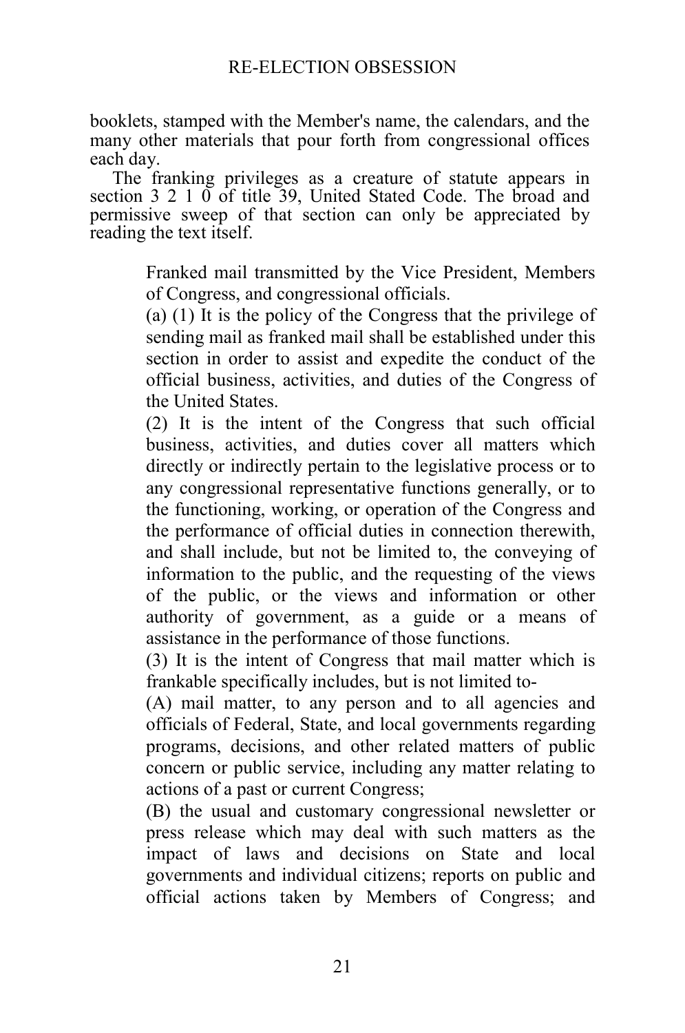booklets, stamped with the Member's name, the calendars, and the many other materials that pour forth from congressional offices each day.

The franking privileges as a creature of statute appears in section 3 2 1 0 of title 39, United Stated Code. The broad and permissive sweep of that section can only be appreciated by reading the text itself.

> Franked mail transmitted by the Vice President, Members of Congress, and congressional officials.
>
> (a) (1) It is the policy of the Congress that the privilege of sending mail as franked mail shall be established under this section in order to assist and expedite the conduct of the official business, activities, and duties of the Congress of the United States.
>
> (2) It is the intent of the Congress that such official business, activities, and duties cover all matters which directly or indirectly pertain to the legislative process or to any congressional representative functions generally, or to the functioning, working, or operation of the Congress and the performance of official duties in connection therewith, and shall include, but not be limited to, the conveying of information to the public, and the requesting of the views of the public, or the views and information or other authority of government, as a guide or a means of assistance in the performance of those functions.
>
> (3) It is the intent of Congress that mail matter which is frankable specifically includes, but is not limited to-
>
> (A) mail matter, to any person and to all agencies and officials of Federal, State, and local governments regarding programs, decisions, and other related matters of public concern or public service, including any matter relating to actions of a past or current Congress;
>
> (B) the usual and customary congressional newsletter or press release which may deal with such matters as the impact of laws and decisions on State and local governments and individual citizens; reports on public and official actions taken by Members of Congress; and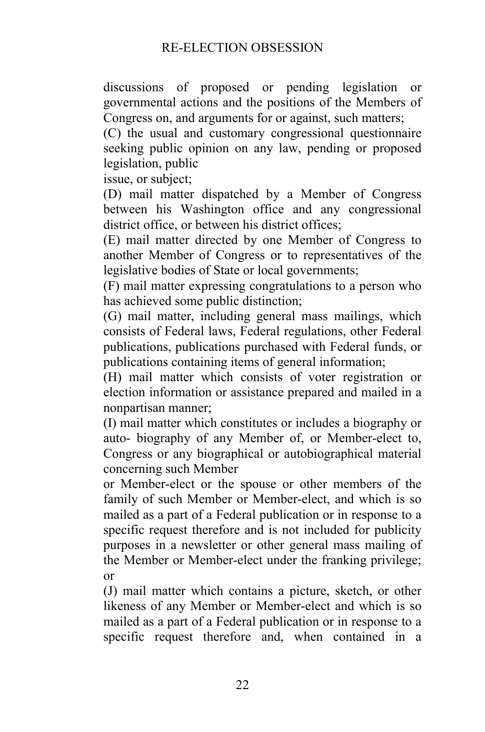discussions of proposed or pending legislation or governmental actions and the positions of the Members of Congress on, and arguments for or against, such matters;

(C) the usual and customary congressional questionnaire seeking public opinion on any law, pending or proposed legislation, public issue, or subject;

(D) mail matter dispatched by a Member of Congress between his Washington office and any congressional district office, or between his district offices;

(E) mail matter directed by one Member of Congress to another Member of Congress or to representatives of the legislative bodies of State or local governments;

(F) mail matter expressing congratulations to a person who has achieved some public distinction;

(G) mail matter, including general mass mailings, which consists of Federal laws, Federal regulations, other Federal publications, publications purchased with Federal funds, or publications containing items of general information;

(H) mail matter which consists of voter registration or election information or assistance prepared and mailed in a nonpartisan manner;

(I) mail matter which constitutes or includes a biography or auto- biography of any Member of, or Member-elect to, Congress or any biographical or autobiographical material concerning such Member or Member-elect or the spouse or other members of the family of such Member or Member-elect, and which is so mailed as a part of a Federal publication or in response to a specific request therefore and is not included for publicity purposes in a newsletter or other general mass mailing of the Member or Member-elect under the franking privilege; or

(J) mail matter which contains a picture, sketch, or other likeness of any Member or Member-elect and which is so mailed as a part of a Federal publication or in response to a specific request therefore and, when contained in a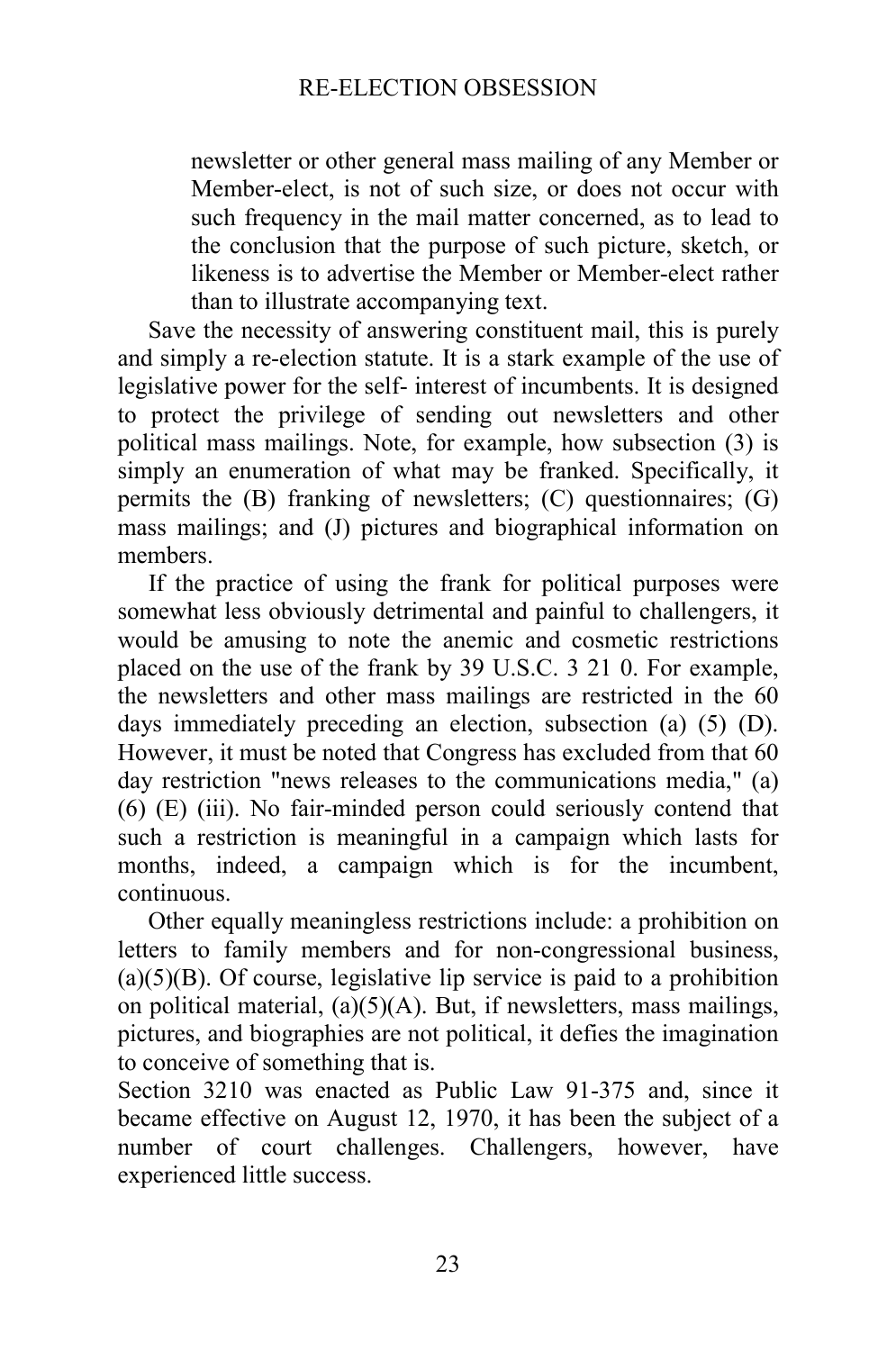> newsletter or other general mass mailing of any Member or Member-elect, is not of such size, or does not occur with such frequency in the mail matter concerned, as to lead to the conclusion that the purpose of such picture, sketch, or likeness is to advertise the Member or Member-elect rather than to illustrate accompanying text.

Save the necessity of answering constituent mail, this is purely and simply a re-election statute. It is a stark example of the use of legislative power for the self- interest of incumbents. It is designed to protect the privilege of sending out newsletters and other political mass mailings. Note, for example, how subsection (3) is simply an enumeration of what may be franked. Specifically, it permits the (B) franking of newsletters; (C) questionnaires; (G) mass mailings; and (J) pictures and biographical information on members.

If the practice of using the frank for political purposes were somewhat less obviously detrimental and painful to challengers, it would be amusing to note the anemic and cosmetic restrictions placed on the use of the frank by 39 U.S.C. 3 21 0. For example, the newsletters and other mass mailings are restricted in the 60 days immediately preceding an election, subsection (a) (5) (D). However, it must be noted that Congress has excluded from that 60 day restriction "news releases to the communications media," (a) (6) (E) (iii). No fair-minded person could seriously contend that such a restriction is meaningful in a campaign which lasts for months, indeed, a campaign which is for the incumbent, continuous.

Other equally meaningless restrictions include: a prohibition on letters to family members and for non-congressional business, (a)(5)(B). Of course, legislative lip service is paid to a prohibition on political material, (a)(5)(A). But, if newsletters, mass mailings, pictures, and biographies are not political, it defies the imagination to conceive of something that is.

Section 3210 was enacted as Public Law 91-375 and, since it became effective on August 12, 1970, it has been the subject of a number of court challenges. Challengers, however, have experienced little success.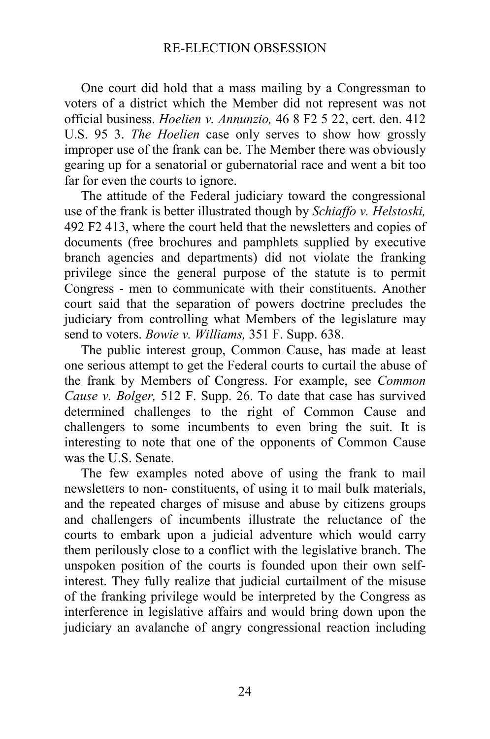One court did hold that a mass mailing by a Congressman to voters of a district which the Member did not represent was not official business. *Hoelien v. Annunzio,* 46 8 F2 5 22, cert. den. 412 U.S. 95 3. *The Hoelien* case only serves to show how grossly improper use of the frank can be. The Member there was obviously gearing up for a senatorial or gubernatorial race and went a bit too far for even the courts to ignore.

The attitude of the Federal judiciary toward the congressional use of the frank is better illustrated though by *Schiaffo v. Helstoski,* 492 F2 413, where the court held that the newsletters and copies of documents (free brochures and pamphlets supplied by executive branch agencies and departments) did not violate the franking privilege since the general purpose of the statute is to permit Congress - men to communicate with their constituents. Another court said that the separation of powers doctrine precludes the judiciary from controlling what Members of the legislature may send to voters. *Bowie v. Williams,* 351 F. Supp. 638.

The public interest group, Common Cause, has made at least one serious attempt to get the Federal courts to curtail the abuse of the frank by Members of Congress. For example, see *Common Cause v. Bolger,* 512 F. Supp. 26. To date that case has survived determined challenges to the right of Common Cause and challengers to some incumbents to even bring the suit. It is interesting to note that one of the opponents of Common Cause was the U.S. Senate.

The few examples noted above of using the frank to mail newsletters to non- constituents, of using it to mail bulk materials, and the repeated charges of misuse and abuse by citizens groups and challengers of incumbents illustrate the reluctance of the courts to embark upon a judicial adventure which would carry them perilously close to a conflict with the legislative branch. The unspoken position of the courts is founded upon their own self-interest. They fully realize that judicial curtailment of the misuse of the franking privilege would be interpreted by the Congress as interference in legislative affairs and would bring down upon the judiciary an avalanche of angry congressional reaction including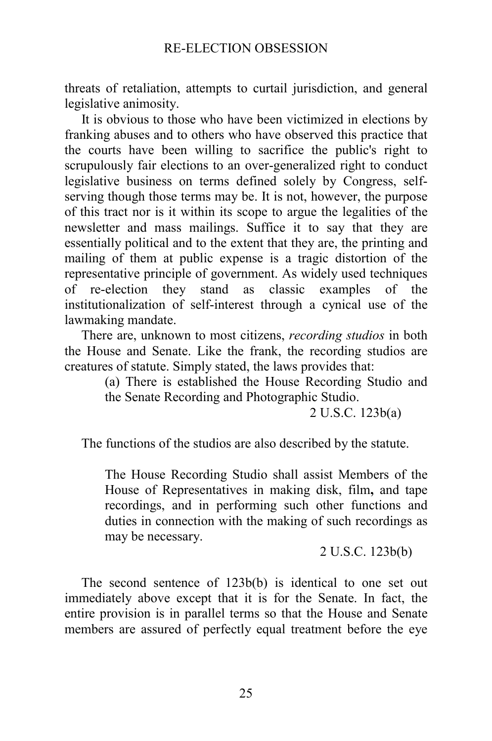threats of retaliation, attempts to curtail jurisdiction, and general legislative animosity.

It is obvious to those who have been victimized in elections by franking abuses and to others who have observed this practice that the courts have been willing to sacrifice the public's right to scrupulously fair elections to an over-generalized right to conduct legislative business on terms defined solely by Congress, self-serving though those terms may be. It is not, however, the purpose of this tract nor is it within its scope to argue the legalities of the newsletter and mass mailings. Suffice it to say that they are essentially political and to the extent that they are, the printing and mailing of them at public expense is a tragic distortion of the representative principle of government. As widely used techniques of re-election they stand as classic examples of the institutionalization of self-interest through a cynical use of the lawmaking mandate.

There are, unknown to most citizens, *recording studios* in both the House and Senate. Like the frank, the recording studios are creatures of statute. Simply stated, the laws provides that:

> (a) There is established the House Recording Studio and the Senate Recording and Photographic Studio.
>
> 2 U.S.C. 123b(a)

The functions of the studios are also described by the statute.

> The House Recording Studio shall assist Members of the House of Representatives in making disk, film, and tape recordings, and in performing such other functions and duties in connection with the making of such recordings as may be necessary.
>
> 2 U.S.C. 123b(b)

The second sentence of 123b(b) is identical to one set out immediately above except that it is for the Senate. In fact, the entire provision is in parallel terms so that the House and Senate members are assured of perfectly equal treatment before the eye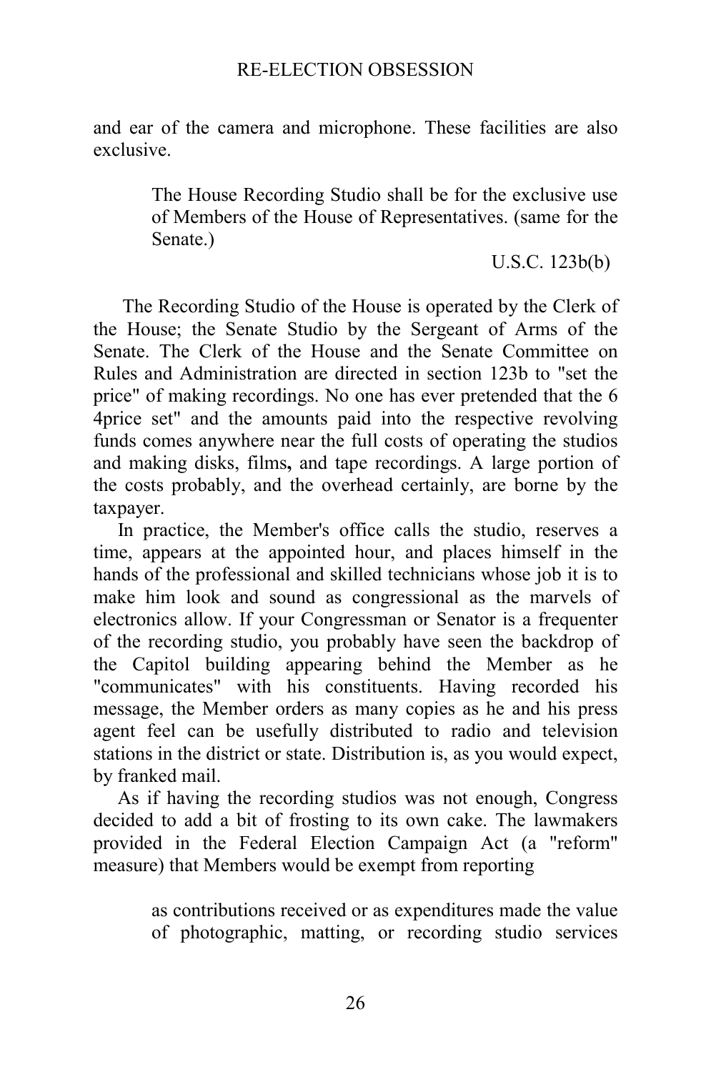and ear of the camera and microphone. These facilities are also exclusive.

> The House Recording Studio shall be for the exclusive use of Members of the House of Representatives. (same for the Senate.)
>
> U.S.C. 123b(b)

The Recording Studio of the House is operated by the Clerk of the House; the Senate Studio by the Sergeant of Arms of the Senate. The Clerk of the House and the Senate Committee on Rules and Administration are directed in section 123b to "set the price" of making recordings. No one has ever pretended that the 6 4price set" and the amounts paid into the respective revolving funds comes anywhere near the full costs of operating the studios and making disks, films**,** and tape recordings. A large portion of the costs probably, and the overhead certainly, are borne by the taxpayer.

In practice, the Member's office calls the studio, reserves a time, appears at the appointed hour, and places himself in the hands of the professional and skilled technicians whose job it is to make him look and sound as congressional as the marvels of electronics allow. If your Congressman or Senator is a frequenter of the recording studio, you probably have seen the backdrop of the Capitol building appearing behind the Member as he "communicates" with his constituents. Having recorded his message, the Member orders as many copies as he and his press agent feel can be usefully distributed to radio and television stations in the district or state. Distribution is, as you would expect, by franked mail.

As if having the recording studios was not enough, Congress decided to add a bit of frosting to its own cake. The lawmakers provided in the Federal Election Campaign Act (a "reform" measure) that Members would be exempt from reporting

> as contributions received or as expenditures made the value of photographic, matting, or recording studio services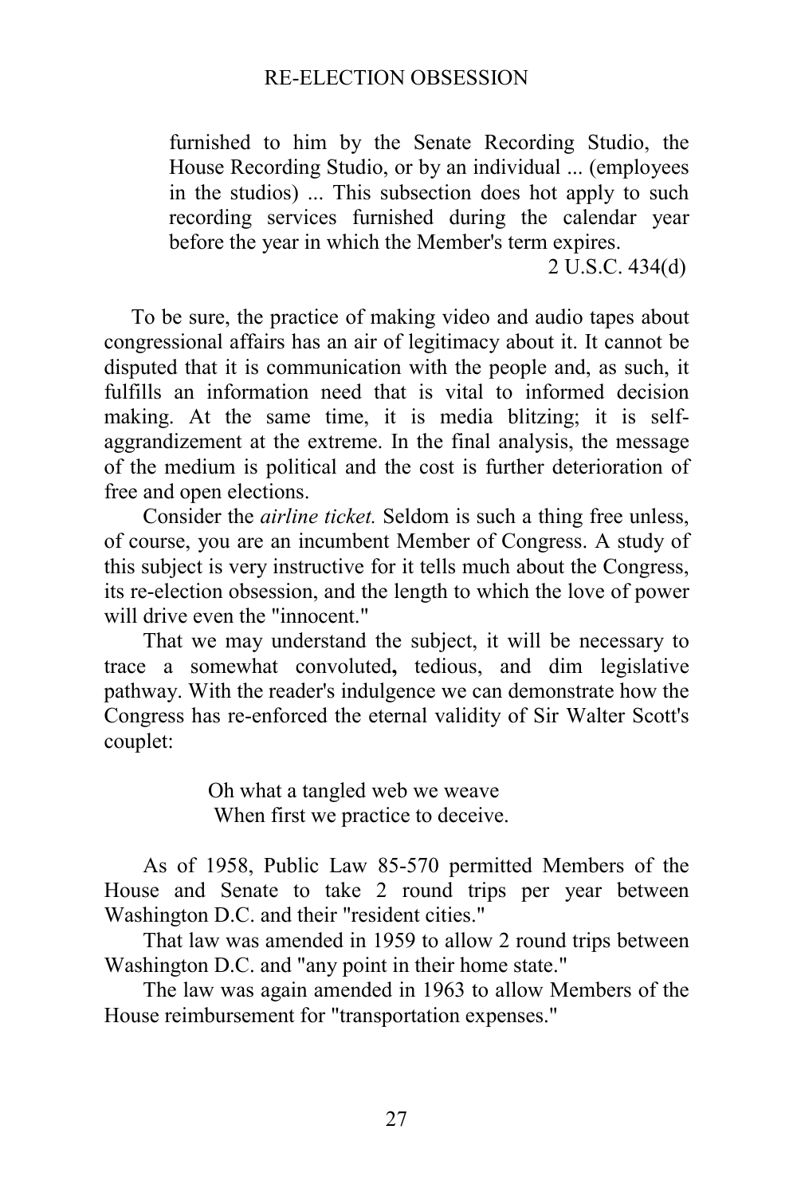> furnished to him by the Senate Recording Studio, the House Recording Studio, or by an individual ... (employees in the studios) ... This subsection does hot apply to such recording services furnished during the calendar year before the year in which the Member's term expires.
>
> 2 U.S.C. 434(d)

To be sure, the practice of making video and audio tapes about congressional affairs has an air of legitimacy about it. It cannot be disputed that it is communication with the people and, as such, it fulfills an information need that is vital to informed decision making. At the same time, it is media blitzing; it is self-aggrandizement at the extreme. In the final analysis, the message of the medium is political and the cost is further deterioration of free and open elections.

Consider the *airline ticket.* Seldom is such a thing free unless, of course, you are an incumbent Member of Congress. A study of this subject is very instructive for it tells much about the Congress, its re-election obsession, and the length to which the love of power will drive even the "innocent."

That we may understand the subject, it will be necessary to trace a somewhat convoluted, tedious, and dim legislative pathway. With the reader's indulgence we can demonstrate how the Congress has re-enforced the eternal validity of Sir Walter Scott's couplet:

> Oh what a tangled web we weave
> When first we practice to deceive.

As of 1958, Public Law 85-570 permitted Members of the House and Senate to take 2 round trips per year between Washington D.C. and their "resident cities."

That law was amended in 1959 to allow 2 round trips between Washington D.C. and "any point in their home state."

The law was again amended in 1963 to allow Members of the House reimbursement for "transportation expenses."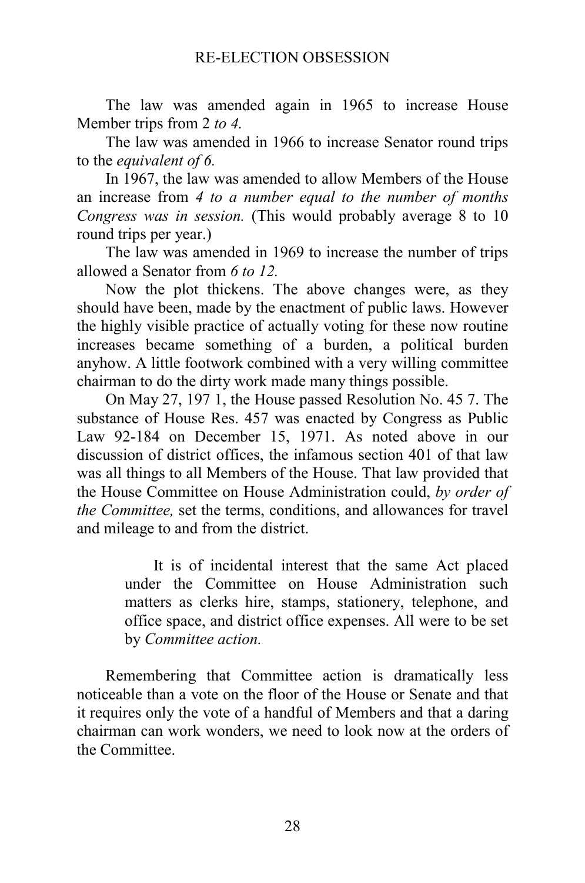The law was amended again in 1965 to increase House Member trips from 2 *to 4.*

The law was amended in 1966 to increase Senator round trips to the *equivalent of 6.*

In 1967, the law was amended to allow Members of the House an increase from *4 to a number equal to the number of months Congress was in session.* (This would probably average 8 to 10 round trips per year.)

The law was amended in 1969 to increase the number of trips allowed a Senator from *6 to 12.*

Now the plot thickens. The above changes were, as they should have been, made by the enactment of public laws. However the highly visible practice of actually voting for these now routine increases became something of a burden, a political burden anyhow. A little footwork combined with a very willing committee chairman to do the dirty work made many things possible.

On May 27, 197 1, the House passed Resolution No. 45 7. The substance of House Res. 457 was enacted by Congress as Public Law 92-184 on December 15, 1971. As noted above in our discussion of district offices, the infamous section 401 of that law was all things to all Members of the House. That law provided that the House Committee on House Administration could, *by order of the Committee,* set the terms, conditions, and allowances for travel and mileage to and from the district.

> It is of incidental interest that the same Act placed under the Committee on House Administration such matters as clerks hire, stamps, stationery, telephone, and office space, and district office expenses. All were to be set by *Committee action.*

Remembering that Committee action is dramatically less noticeable than a vote on the floor of the House or Senate and that it requires only the vote of a handful of Members and that a daring chairman can work wonders, we need to look now at the orders of the Committee.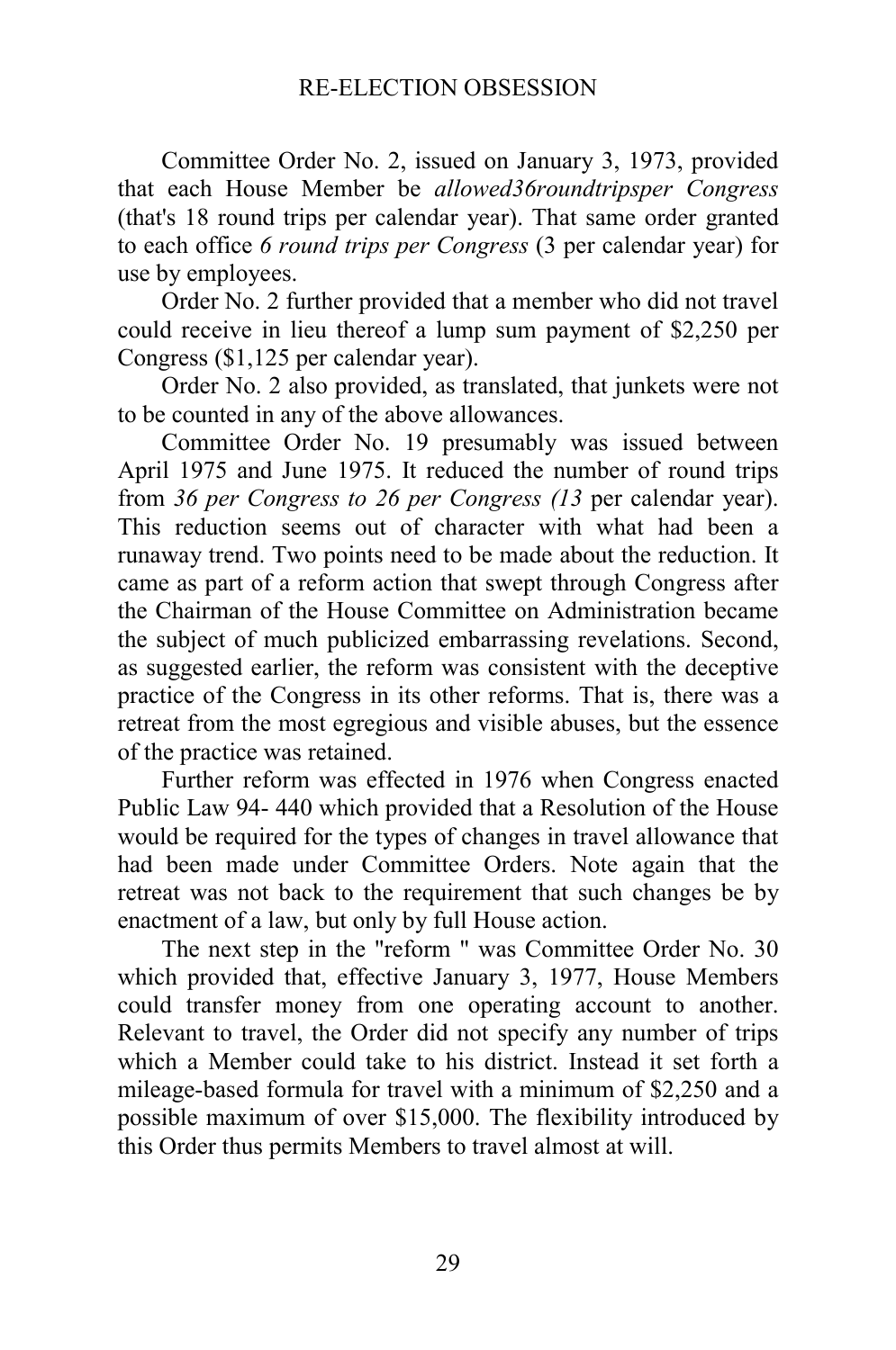Committee Order No. 2, issued on January 3, 1973, provided that each House Member be *allowed36roundtripsper Congress* (that's 18 round trips per calendar year). That same order granted to each office *6 round trips per Congress* (3 per calendar year) for use by employees.

Order No. 2 further provided that a member who did not travel could receive in lieu thereof a lump sum payment of $2,250 per Congress ($1,125 per calendar year).

Order No. 2 also provided, as translated, that junkets were not to be counted in any of the above allowances.

Committee Order No. 19 presumably was issued between April 1975 and June 1975. It reduced the number of round trips from *36 per Congress to 26 per Congress (13* per calendar year). This reduction seems out of character with what had been a runaway trend. Two points need to be made about the reduction. It came as part of a reform action that swept through Congress after the Chairman of the House Committee on Administration became the subject of much publicized embarrassing revelations. Second, as suggested earlier, the reform was consistent with the deceptive practice of the Congress in its other reforms. That is, there was a retreat from the most egregious and visible abuses, but the essence of the practice was retained.

Further reform was effected in 1976 when Congress enacted Public Law 94- 440 which provided that a Resolution of the House would be required for the types of changes in travel allowance that had been made under Committee Orders. Note again that the retreat was not back to the requirement that such changes be by enactment of a law, but only by full House action.

The next step in the "reform " was Committee Order No. 30 which provided that, effective January 3, 1977, House Members could transfer money from one operating account to another. Relevant to travel, the Order did not specify any number of trips which a Member could take to his district. Instead it set forth a mileage-based formula for travel with a minimum of $2,250 and a possible maximum of over $15,000. The flexibility introduced by this Order thus permits Members to travel almost at will.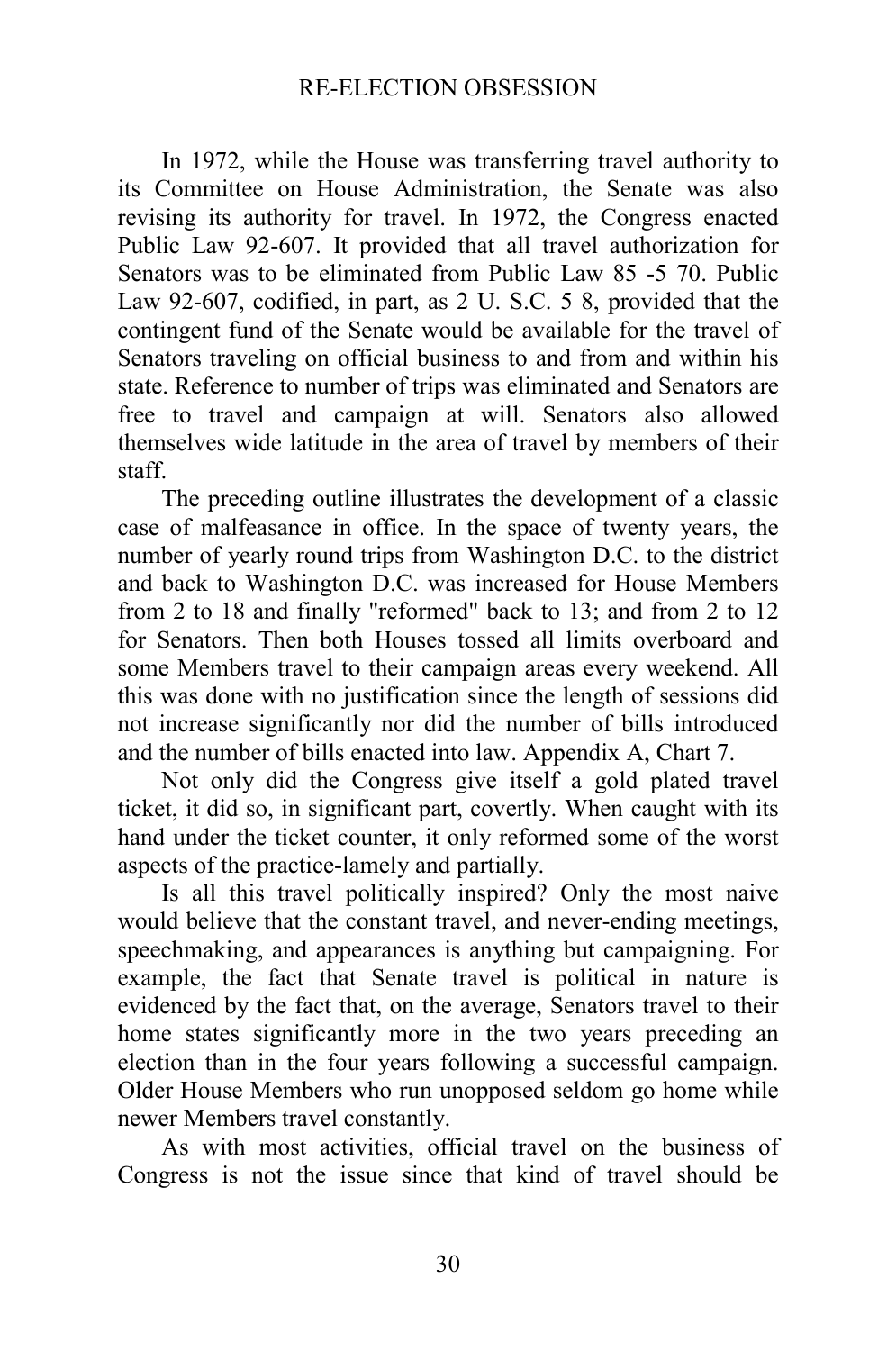In 1972, while the House was transferring travel authority to its Committee on House Administration, the Senate was also revising its authority for travel. In 1972, the Congress enacted Public Law 92-607. It provided that all travel authorization for Senators was to be eliminated from Public Law 85 -5 70. Public Law 92-607, codified, in part, as 2 U. S.C. 5 8, provided that the contingent fund of the Senate would be available for the travel of Senators traveling on official business to and from and within his state. Reference to number of trips was eliminated and Senators are free to travel and campaign at will. Senators also allowed themselves wide latitude in the area of travel by members of their staff.

The preceding outline illustrates the development of a classic case of malfeasance in office. In the space of twenty years, the number of yearly round trips from Washington D.C. to the district and back to Washington D.C. was increased for House Members from 2 to 18 and finally "reformed" back to 13; and from 2 to 12 for Senators. Then both Houses tossed all limits overboard and some Members travel to their campaign areas every weekend. All this was done with no justification since the length of sessions did not increase significantly nor did the number of bills introduced and the number of bills enacted into law. Appendix A, Chart 7.

Not only did the Congress give itself a gold plated travel ticket, it did so, in significant part, covertly. When caught with its hand under the ticket counter, it only reformed some of the worst aspects of the practice-lamely and partially.

Is all this travel politically inspired? Only the most naive would believe that the constant travel, and never-ending meetings, speechmaking, and appearances is anything but campaigning. For example, the fact that Senate travel is political in nature is evidenced by the fact that, on the average, Senators travel to their home states significantly more in the two years preceding an election than in the four years following a successful campaign. Older House Members who run unopposed seldom go home while newer Members travel constantly.

As with most activities, official travel on the business of Congress is not the issue since that kind of travel should be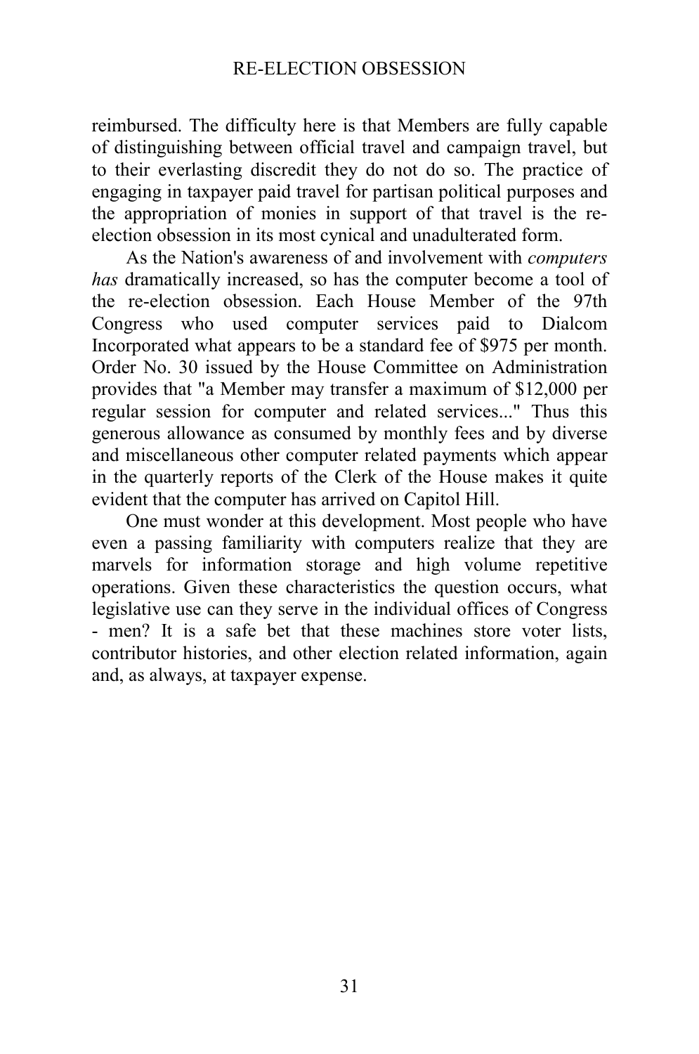reimbursed. The difficulty here is that Members are fully capable of distinguishing between official travel and campaign travel, but to their everlasting discredit they do not do so. The practice of engaging in taxpayer paid travel for partisan political purposes and the appropriation of monies in support of that travel is the re-election obsession in its most cynical and unadulterated form.

As the Nation's awareness of and involvement with *computers has* dramatically increased, so has the computer become a tool of the re-election obsession. Each House Member of the 97th Congress who used computer services paid to Dialcom Incorporated what appears to be a standard fee of $975 per month. Order No. 30 issued by the House Committee on Administration provides that "a Member may transfer a maximum of $12,000 per regular session for computer and related services..." Thus this generous allowance as consumed by monthly fees and by diverse and miscellaneous other computer related payments which appear in the quarterly reports of the Clerk of the House makes it quite evident that the computer has arrived on Capitol Hill.

One must wonder at this development. Most people who have even a passing familiarity with computers realize that they are marvels for information storage and high volume repetitive operations. Given these characteristics the question occurs, what legislative use can they serve in the individual offices of Congress - men? It is a safe bet that these machines store voter lists, contributor histories, and other election related information, again and, as always, at taxpayer expense.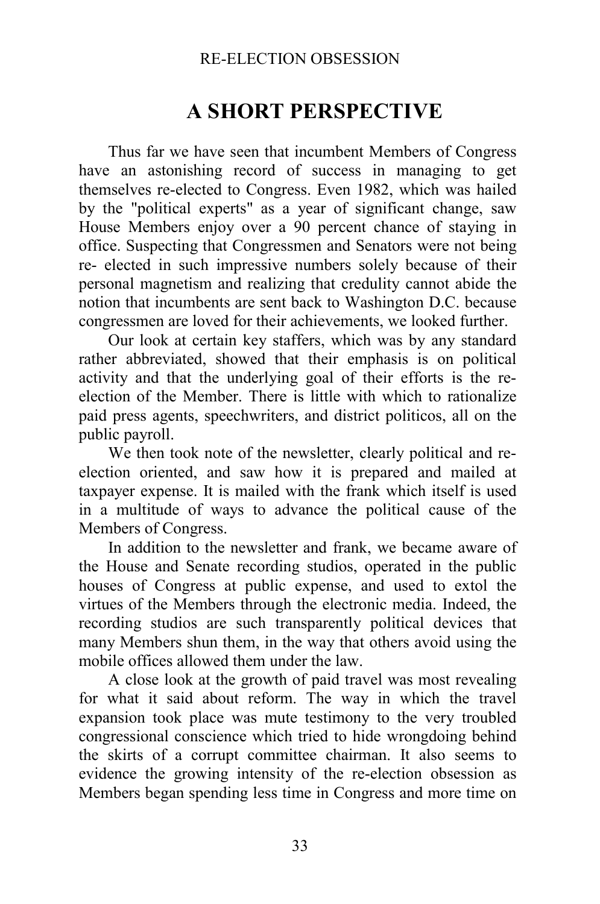# A SHORT PERSPECTIVE

Thus far we have seen that incumbent Members of Congress have an astonishing record of success in managing to get themselves re-elected to Congress. Even 1982, which was hailed by the "political experts" as a year of significant change, saw House Members enjoy over a 90 percent chance of staying in office. Suspecting that Congressmen and Senators were not being re- elected in such impressive numbers solely because of their personal magnetism and realizing that credulity cannot abide the notion that incumbents are sent back to Washington D.C. because congressmen are loved for their achievements, we looked further.

Our look at certain key staffers, which was by any standard rather abbreviated, showed that their emphasis is on political activity and that the underlying goal of their efforts is the re-election of the Member. There is little with which to rationalize paid press agents, speechwriters, and district politicos, all on the public payroll.

We then took note of the newsletter, clearly political and re-election oriented, and saw how it is prepared and mailed at taxpayer expense. It is mailed with the frank which itself is used in a multitude of ways to advance the political cause of the Members of Congress.

In addition to the newsletter and frank, we became aware of the House and Senate recording studios, operated in the public houses of Congress at public expense, and used to extol the virtues of the Members through the electronic media. Indeed, the recording studios are such transparently political devices that many Members shun them, in the way that others avoid using the mobile offices allowed them under the law.

A close look at the growth of paid travel was most revealing for what it said about reform. The way in which the travel expansion took place was mute testimony to the very troubled congressional conscience which tried to hide wrongdoing behind the skirts of a corrupt committee chairman. It also seems to evidence the growing intensity of the re-election obsession as Members began spending less time in Congress and more time on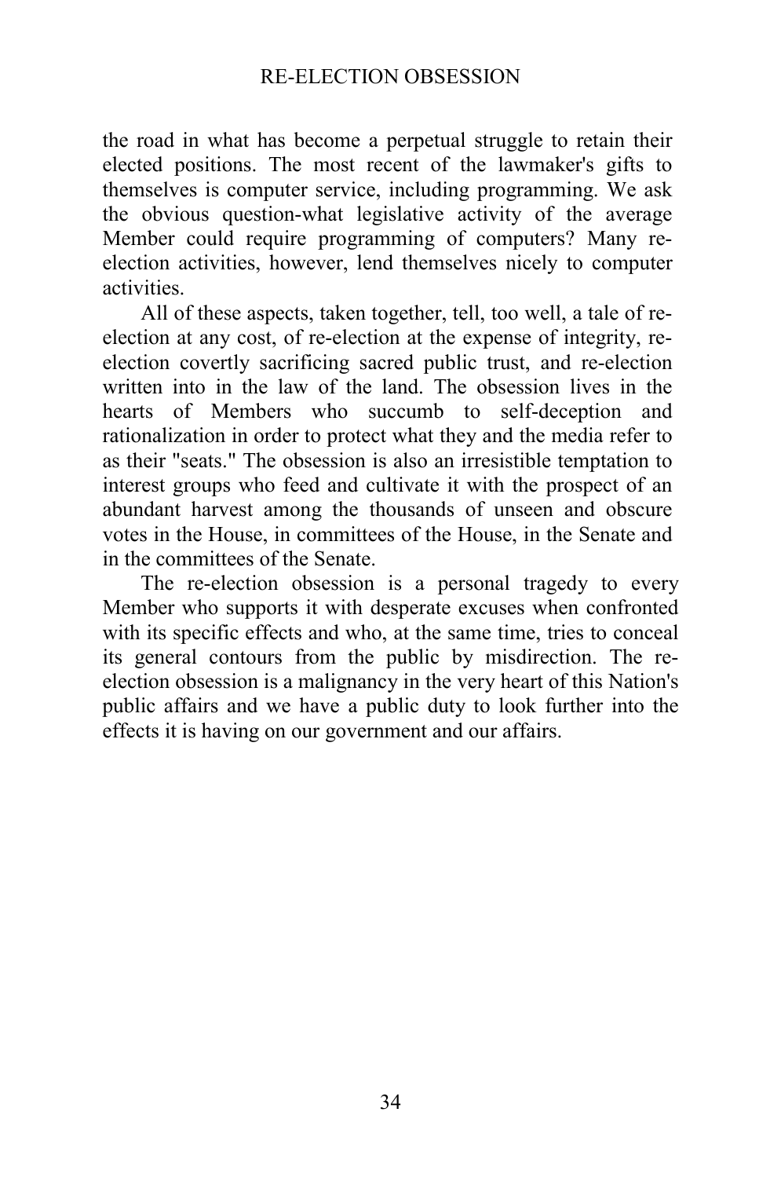the road in what has become a perpetual struggle to retain their elected positions. The most recent of the lawmaker's gifts to themselves is computer service, including programming. We ask the obvious question-what legislative activity of the average Member could require programming of computers? Many re-election activities, however, lend themselves nicely to computer activities.

All of these aspects, taken together, tell, too well, a tale of re-election at any cost, of re-election at the expense of integrity, re-election covertly sacrificing sacred public trust, and re-election written into in the law of the land. The obsession lives in the hearts of Members who succumb to self-deception and rationalization in order to protect what they and the media refer to as their "seats." The obsession is also an irresistible temptation to interest groups who feed and cultivate it with the prospect of an abundant harvest among the thousands of unseen and obscure votes in the House, in committees of the House, in the Senate and in the committees of the Senate.

The re-election obsession is a personal tragedy to every Member who supports it with desperate excuses when confronted with its specific effects and who, at the same time, tries to conceal its general contours from the public by misdirection. The re-election obsession is a malignancy in the very heart of this Nation's public affairs and we have a public duty to look further into the effects it is having on our government and our affairs.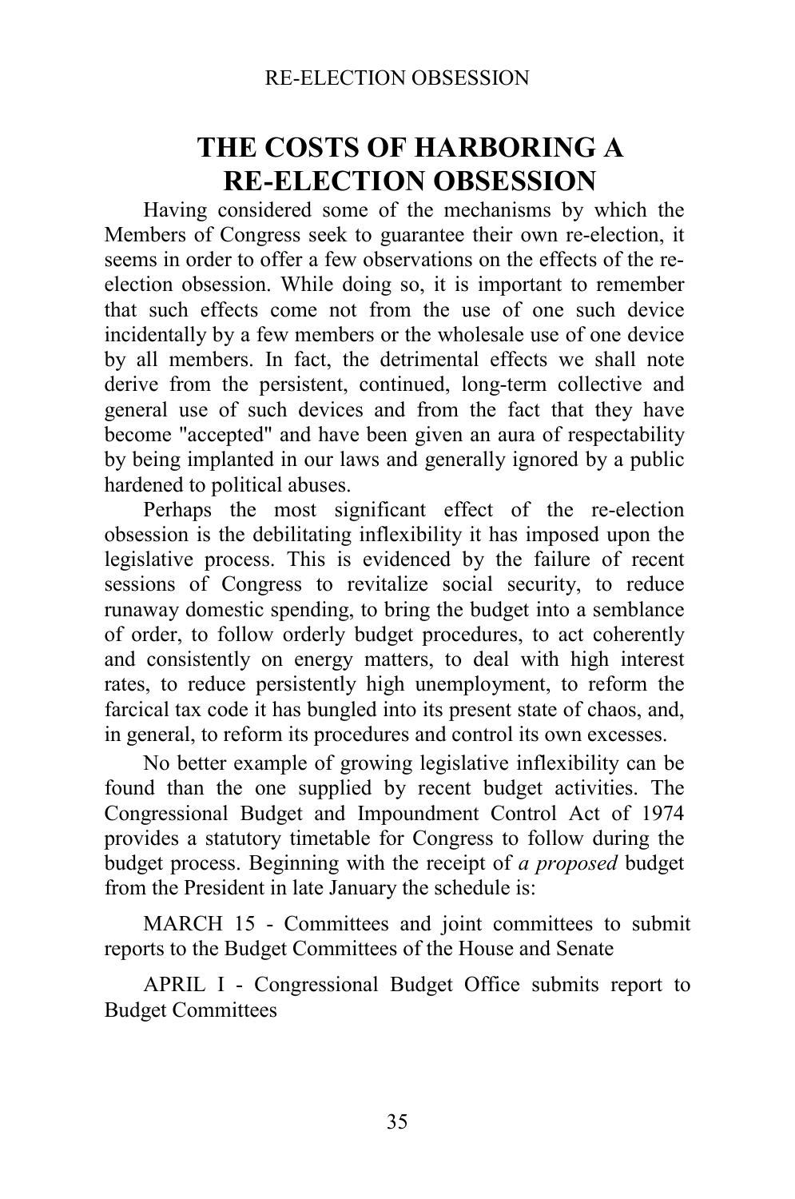# THE COSTS OF HARBORING A RE-ELECTION OBSESSION

Having considered some of the mechanisms by which the Members of Congress seek to guarantee their own re-election, it seems in order to offer a few observations on the effects of the re-election obsession. While doing so, it is important to remember that such effects come not from the use of one such device incidentally by a few members or the wholesale use of one device by all members. In fact, the detrimental effects we shall note derive from the persistent, continued, long-term collective and general use of such devices and from the fact that they have become "accepted" and have been given an aura of respectability by being implanted in our laws and generally ignored by a public hardened to political abuses.

Perhaps the most significant effect of the re-election obsession is the debilitating inflexibility it has imposed upon the legislative process. This is evidenced by the failure of recent sessions of Congress to revitalize social security, to reduce runaway domestic spending, to bring the budget into a semblance of order, to follow orderly budget procedures, to act coherently and consistently on energy matters, to deal with high interest rates, to reduce persistently high unemployment, to reform the farcical tax code it has bungled into its present state of chaos, and, in general, to reform its procedures and control its own excesses.

No better example of growing legislative inflexibility can be found than the one supplied by recent budget activities. The Congressional Budget and Impoundment Control Act of 1974 provides a statutory timetable for Congress to follow during the budget process. Beginning with the receipt of *a proposed* budget from the President in late January the schedule is:

MARCH 15 - Committees and joint committees to submit reports to the Budget Committees of the House and Senate

APRIL I - Congressional Budget Office submits report to Budget Committees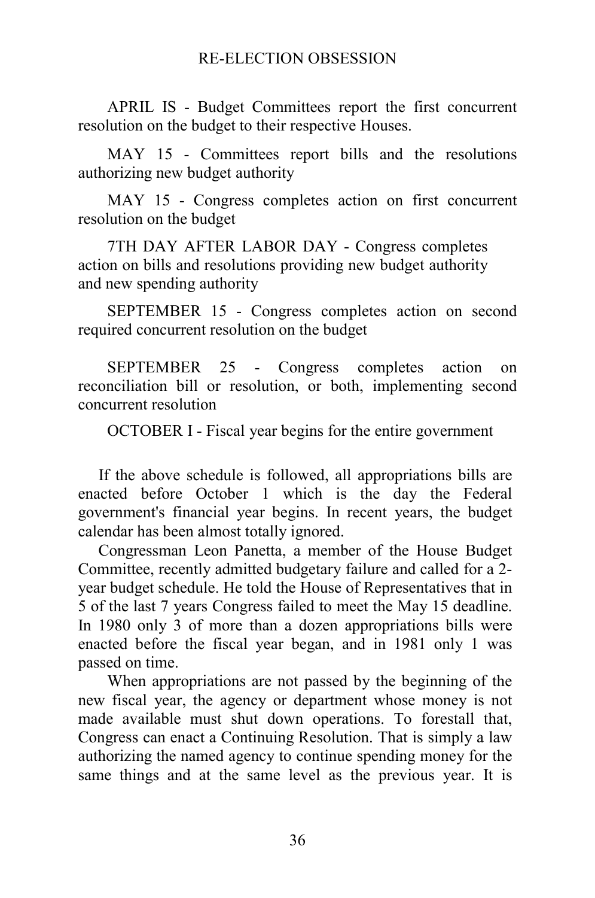APRIL IS - Budget Committees report the first concurrent resolution on the budget to their respective Houses.

MAY 15 - Committees report bills and the resolutions authorizing new budget authority

MAY 15 - Congress completes action on first concurrent resolution on the budget

7TH DAY AFTER LABOR DAY - Congress completes action on bills and resolutions providing new budget authority and new spending authority

SEPTEMBER 15 - Congress completes action on second required concurrent resolution on the budget

SEPTEMBER 25 - Congress completes action on reconciliation bill or resolution, or both, implementing second concurrent resolution

OCTOBER I - Fiscal year begins for the entire government

If the above schedule is followed, all appropriations bills are enacted before October 1 which is the day the Federal government's financial year begins. In recent years, the budget calendar has been almost totally ignored.

Congressman Leon Panetta, a member of the House Budget Committee, recently admitted budgetary failure and called for a 2-year budget schedule. He told the House of Representatives that in 5 of the last 7 years Congress failed to meet the May 15 deadline. In 1980 only 3 of more than a dozen appropriations bills were enacted before the fiscal year began, and in 1981 only 1 was passed on time.

When appropriations are not passed by the beginning of the new fiscal year, the agency or department whose money is not made available must shut down operations. To forestall that, Congress can enact a Continuing Resolution. That is simply a law authorizing the named agency to continue spending money for the same things and at the same level as the previous year. It is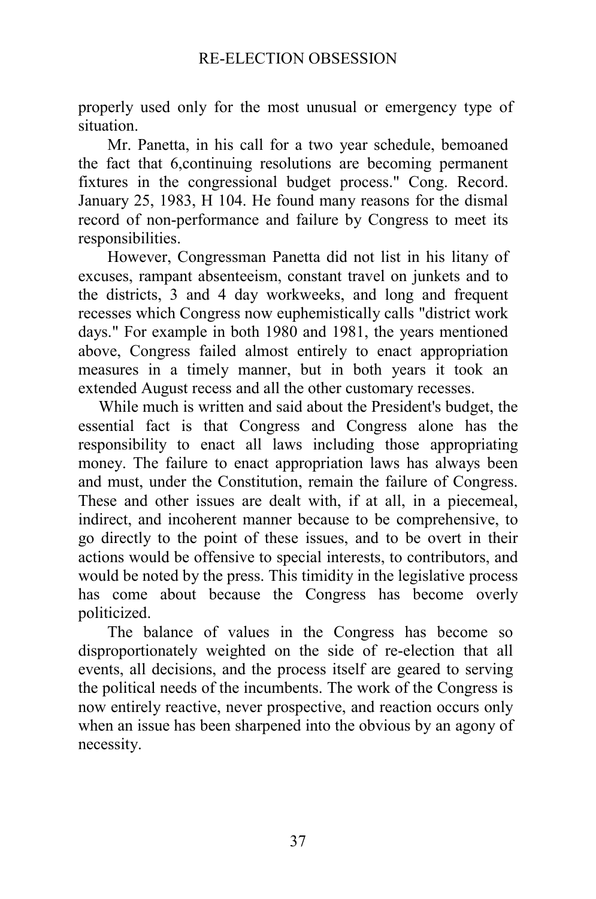properly used only for the most unusual or emergency type of situation.

Mr. Panetta, in his call for a two year schedule, bemoaned the fact that 6,continuing resolutions are becoming permanent fixtures in the congressional budget process." Cong. Record. January 25, 1983, H 104. He found many reasons for the dismal record of non-performance and failure by Congress to meet its responsibilities.

However, Congressman Panetta did not list in his litany of excuses, rampant absenteeism, constant travel on junkets and to the districts, 3 and 4 day workweeks, and long and frequent recesses which Congress now euphemistically calls "district work days." For example in both 1980 and 1981, the years mentioned above, Congress failed almost entirely to enact appropriation measures in a timely manner, but in both years it took an extended August recess and all the other customary recesses.

While much is written and said about the President's budget, the essential fact is that Congress and Congress alone has the responsibility to enact all laws including those appropriating money. The failure to enact appropriation laws has always been and must, under the Constitution, remain the failure of Congress. These and other issues are dealt with, if at all, in a piecemeal, indirect, and incoherent manner because to be comprehensive, to go directly to the point of these issues, and to be overt in their actions would be offensive to special interests, to contributors, and would be noted by the press. This timidity in the legislative process has come about because the Congress has become overly politicized.

The balance of values in the Congress has become so disproportionately weighted on the side of re-election that all events, all decisions, and the process itself are geared to serving the political needs of the incumbents. The work of the Congress is now entirely reactive, never prospective, and reaction occurs only when an issue has been sharpened into the obvious by an agony of necessity.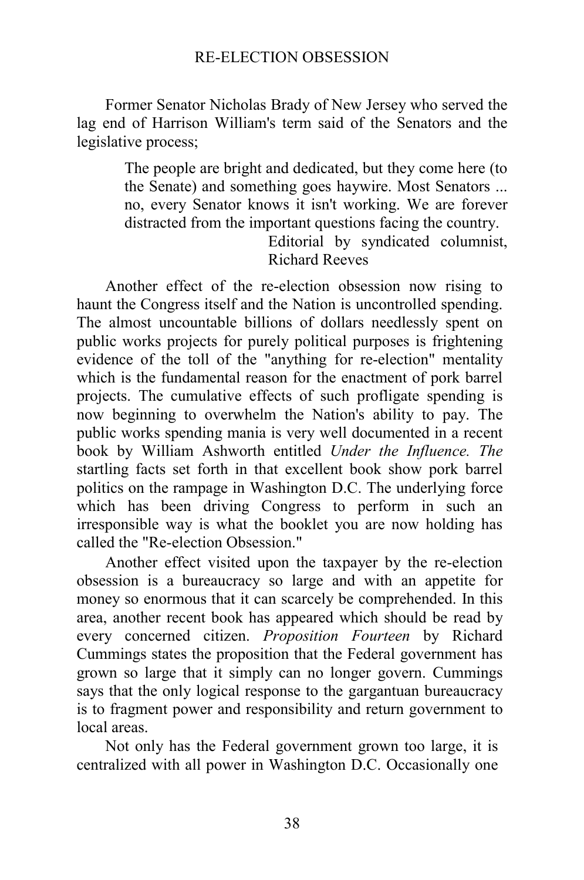Former Senator Nicholas Brady of New Jersey who served the lag end of Harrison William's term said of the Senators and the legislative process;

> The people are bright and dedicated, but they come here (to the Senate) and something goes haywire. Most Senators ... no, every Senator knows it isn't working. We are forever distracted from the important questions facing the country.
>
> Editorial by syndicated columnist, Richard Reeves

Another effect of the re-election obsession now rising to haunt the Congress itself and the Nation is uncontrolled spending. The almost uncountable billions of dollars needlessly spent on public works projects for purely political purposes is frightening evidence of the toll of the "anything for re-election" mentality which is the fundamental reason for the enactment of pork barrel projects. The cumulative effects of such profligate spending is now beginning to overwhelm the Nation's ability to pay. The public works spending mania is very well documented in a recent book by William Ashworth entitled *Under the Influence. The* startling facts set forth in that excellent book show pork barrel politics on the rampage in Washington D.C. The underlying force which has been driving Congress to perform in such an irresponsible way is what the booklet you are now holding has called the "Re-election Obsession."

Another effect visited upon the taxpayer by the re-election obsession is a bureaucracy so large and with an appetite for money so enormous that it can scarcely be comprehended. In this area, another recent book has appeared which should be read by every concerned citizen. *Proposition Fourteen* by Richard Cummings states the proposition that the Federal government has grown so large that it simply can no longer govern. Cummings says that the only logical response to the gargantuan bureaucracy is to fragment power and responsibility and return government to local areas.

Not only has the Federal government grown too large, it is centralized with all power in Washington D.C. Occasionally one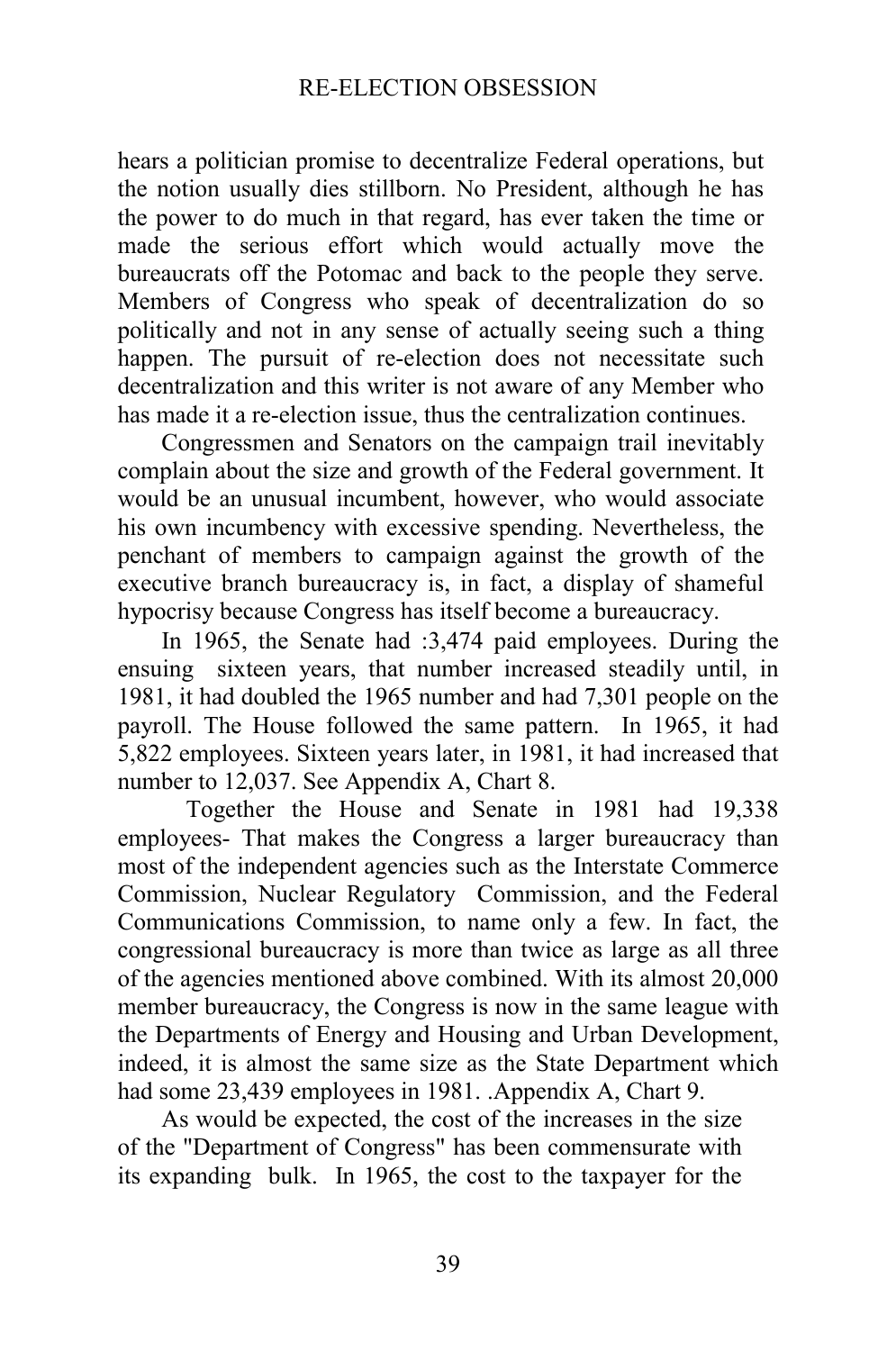hears a politician promise to decentralize Federal operations, but the notion usually dies stillborn. No President, although he has the power to do much in that regard, has ever taken the time or made the serious effort which would actually move the bureaucrats off the Potomac and back to the people they serve. Members of Congress who speak of decentralization do so politically and not in any sense of actually seeing such a thing happen. The pursuit of re-election does not necessitate such decentralization and this writer is not aware of any Member who has made it a re-election issue, thus the centralization continues.

Congressmen and Senators on the campaign trail inevitably complain about the size and growth of the Federal government. It would be an unusual incumbent, however, who would associate his own incumbency with excessive spending. Nevertheless, the penchant of members to campaign against the growth of the executive branch bureaucracy is, in fact, a display of shameful hypocrisy because Congress has itself become a bureaucracy.

In 1965, the Senate had :3,474 paid employees. During the ensuing sixteen years, that number increased steadily until, in 1981, it had doubled the 1965 number and had 7,301 people on the payroll. The House followed the same pattern. In 1965, it had 5,822 employees. Sixteen years later, in 1981, it had increased that number to 12,037. See Appendix A, Chart 8.

Together the House and Senate in 1981 had 19,338 employees- That makes the Congress a larger bureaucracy than most of the independent agencies such as the Interstate Commerce Commission, Nuclear Regulatory Commission, and the Federal Communications Commission, to name only a few. In fact, the congressional bureaucracy is more than twice as large as all three of the agencies mentioned above combined. With its almost 20,000 member bureaucracy, the Congress is now in the same league with the Departments of Energy and Housing and Urban Development, indeed, it is almost the same size as the State Department which had some 23,439 employees in 1981. .Appendix A, Chart 9.

As would be expected, the cost of the increases in the size of the "Department of Congress" has been commensurate with its expanding bulk. In 1965, the cost to the taxpayer for the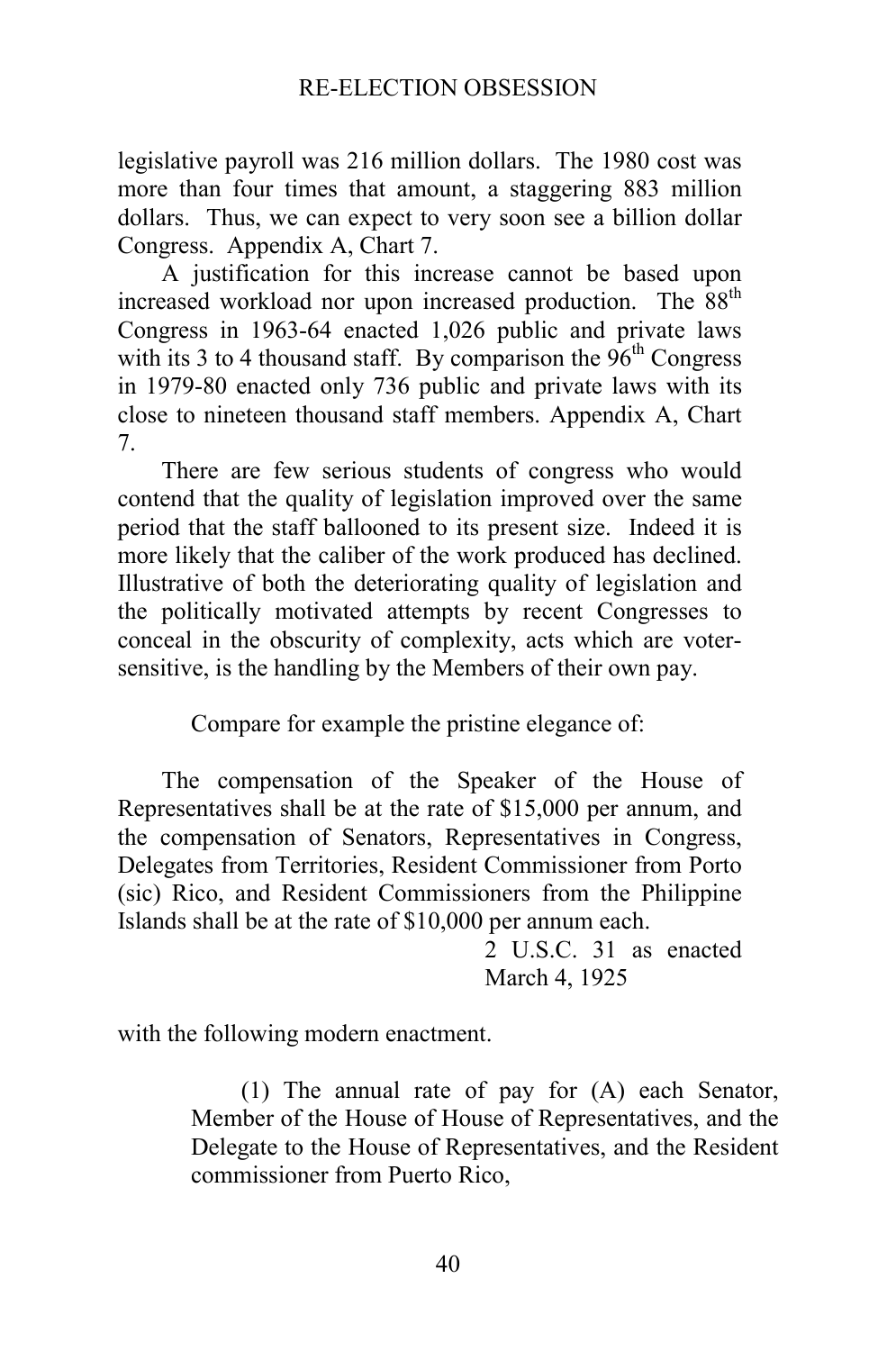legislative payroll was 216 million dollars. The 1980 cost was more than four times that amount, a staggering 883 million dollars. Thus, we can expect to very soon see a billion dollar Congress. Appendix A, Chart 7.

A justification for this increase cannot be based upon increased workload nor upon increased production. The 88th Congress in 1963-64 enacted 1,026 public and private laws with its 3 to 4 thousand staff. By comparison the 96th Congress in 1979-80 enacted only 736 public and private laws with its close to nineteen thousand staff members. Appendix A, Chart 7.

There are few serious students of congress who would contend that the quality of legislation improved over the same period that the staff ballooned to its present size. Indeed it is more likely that the caliber of the work produced has declined. Illustrative of both the deteriorating quality of legislation and the politically motivated attempts by recent Congresses to conceal in the obscurity of complexity, acts which are voter-sensitive, is the handling by the Members of their own pay.

Compare for example the pristine elegance of:

> The compensation of the Speaker of the House of Representatives shall be at the rate of $15,000 per annum, and the compensation of Senators, Representatives in Congress, Delegates from Territories, Resident Commissioner from Porto (sic) Rico, and Resident Commissioners from the Philippine Islands shall be at the rate of $10,000 per annum each.
>
> 2 U.S.C. 31 as enacted March 4, 1925

with the following modern enactment.

> (1) The annual rate of pay for (A) each Senator, Member of the House of House of Representatives, and the Delegate to the House of Representatives, and the Resident commissioner from Puerto Rico,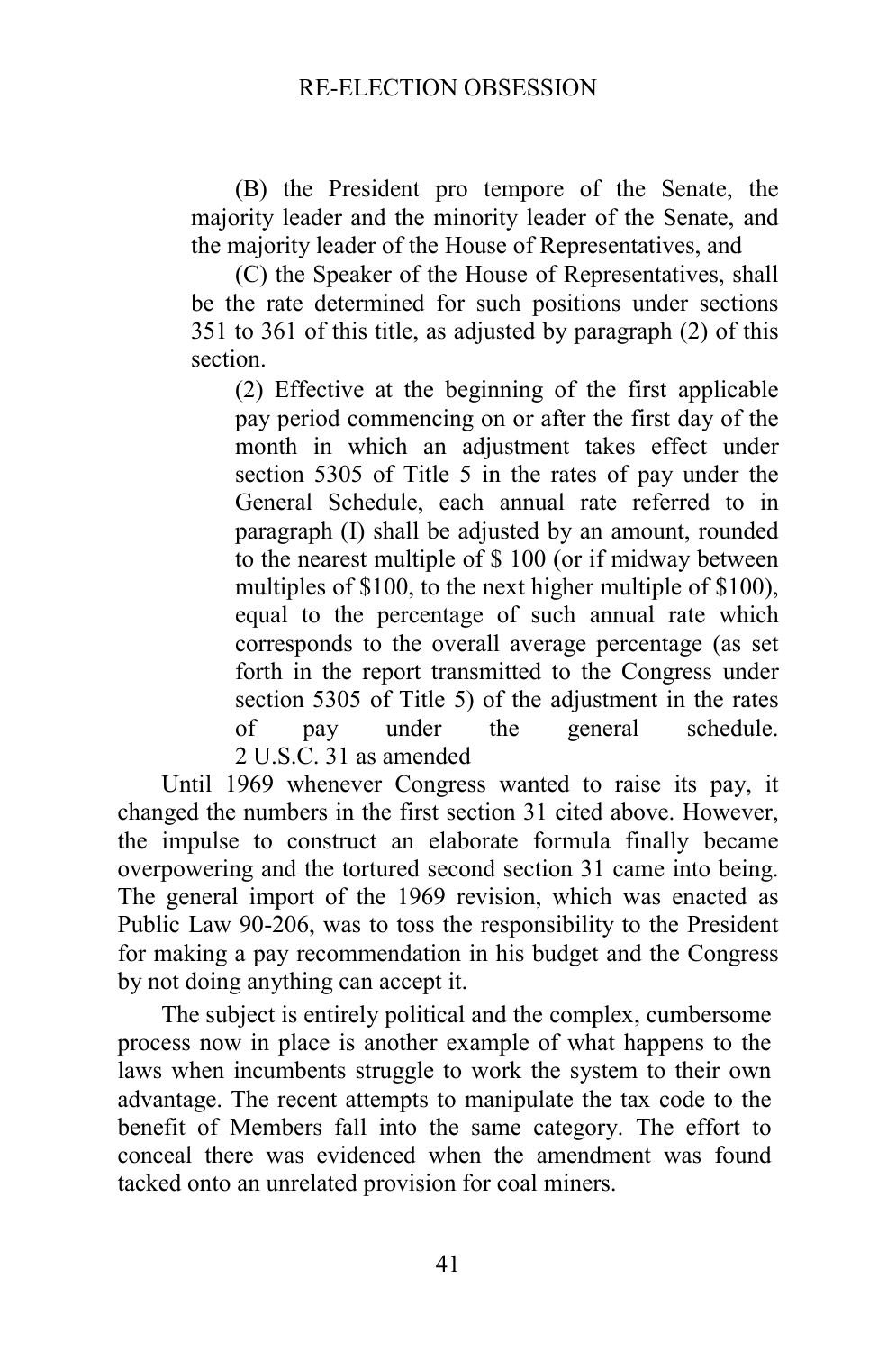(B) the President pro tempore of the Senate, the majority leader and the minority leader of the Senate, and the majority leader of the House of Representatives, and

(C) the Speaker of the House of Representatives, shall be the rate determined for such positions under sections 351 to 361 of this title, as adjusted by paragraph (2) of this section.

(2) Effective at the beginning of the first applicable pay period commencing on or after the first day of the month in which an adjustment takes effect under section 5305 of Title 5 in the rates of pay under the General Schedule, each annual rate referred to in paragraph (I) shall be adjusted by an amount, rounded to the nearest multiple of $ 100 (or if midway between multiples of $100, to the next higher multiple of $100), equal to the percentage of such annual rate which corresponds to the overall average percentage (as set forth in the report transmitted to the Congress under section 5305 of Title 5) of the adjustment in the rates of pay under the general schedule.
2 U.S.C. 31 as amended

Until 1969 whenever Congress wanted to raise its pay, it changed the numbers in the first section 31 cited above. However, the impulse to construct an elaborate formula finally became overpowering and the tortured second section 31 came into being. The general import of the 1969 revision, which was enacted as Public Law 90-206, was to toss the responsibility to the President for making a pay recommendation in his budget and the Congress by not doing anything can accept it.

The subject is entirely political and the complex, cumbersome process now in place is another example of what happens to the laws when incumbents struggle to work the system to their own advantage. The recent attempts to manipulate the tax code to the benefit of Members fall into the same category. The effort to conceal there was evidenced when the amendment was found tacked onto an unrelated provision for coal miners.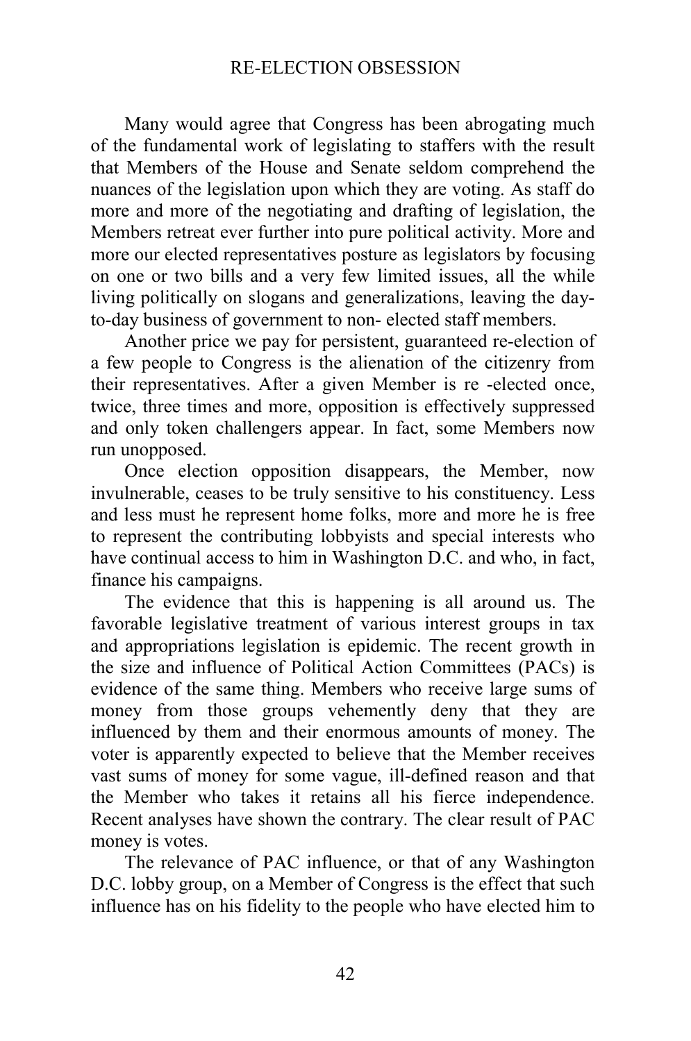Many would agree that Congress has been abrogating much of the fundamental work of legislating to staffers with the result that Members of the House and Senate seldom comprehend the nuances of the legislation upon which they are voting. As staff do more and more of the negotiating and drafting of legislation, the Members retreat ever further into pure political activity. More and more our elected representatives posture as legislators by focusing on one or two bills and a very few limited issues, all the while living politically on slogans and generalizations, leaving the day-to-day business of government to non- elected staff members.

Another price we pay for persistent, guaranteed re-election of a few people to Congress is the alienation of the citizenry from their representatives. After a given Member is re -elected once, twice, three times and more, opposition is effectively suppressed and only token challengers appear. In fact, some Members now run unopposed.

Once election opposition disappears, the Member, now invulnerable, ceases to be truly sensitive to his constituency. Less and less must he represent home folks, more and more he is free to represent the contributing lobbyists and special interests who have continual access to him in Washington D.C. and who, in fact, finance his campaigns.

The evidence that this is happening is all around us. The favorable legislative treatment of various interest groups in tax and appropriations legislation is epidemic. The recent growth in the size and influence of Political Action Committees (PACs) is evidence of the same thing. Members who receive large sums of money from those groups vehemently deny that they are influenced by them and their enormous amounts of money. The voter is apparently expected to believe that the Member receives vast sums of money for some vague, ill-defined reason and that the Member who takes it retains all his fierce independence. Recent analyses have shown the contrary. The clear result of PAC money is votes.

The relevance of PAC influence, or that of any Washington D.C. lobby group, on a Member of Congress is the effect that such influence has on his fidelity to the people who have elected him to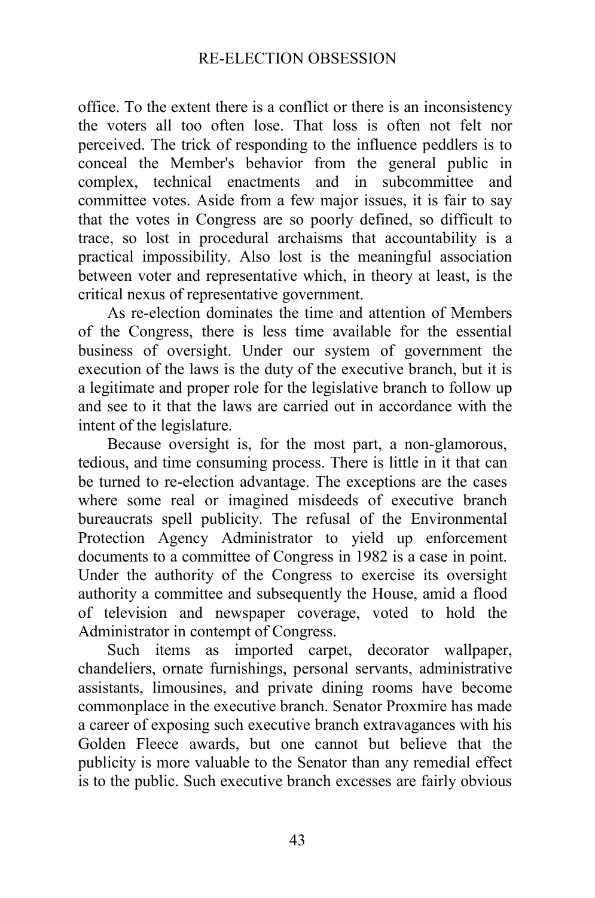office. To the extent there is a conflict or there is an inconsistency the voters all too often lose. That loss is often not felt nor perceived. The trick of responding to the influence peddlers is to conceal the Member's behavior from the general public in complex, technical enactments and in subcommittee and committee votes. Aside from a few major issues, it is fair to say that the votes in Congress are so poorly defined, so difficult to trace, so lost in procedural archaisms that accountability is a practical impossibility. Also lost is the meaningful association between voter and representative which, in theory at least, is the critical nexus of representative government.

As re-election dominates the time and attention of Members of the Congress, there is less time available for the essential business of oversight. Under our system of government the execution of the laws is the duty of the executive branch, but it is a legitimate and proper role for the legislative branch to follow up and see to it that the laws are carried out in accordance with the intent of the legislature.

Because oversight is, for the most part, a non-glamorous, tedious, and time consuming process. There is little in it that can be turned to re-election advantage. The exceptions are the cases where some real or imagined misdeeds of executive branch bureaucrats spell publicity. The refusal of the Environmental Protection Agency Administrator to yield up enforcement documents to a committee of Congress in 1982 is a case in point. Under the authority of the Congress to exercise its oversight authority a committee and subsequently the House, amid a flood of television and newspaper coverage, voted to hold the Administrator in contempt of Congress.

Such items as imported carpet, decorator wallpaper, chandeliers, ornate furnishings, personal servants, administrative assistants, limousines, and private dining rooms have become commonplace in the executive branch. Senator Proxmire has made a career of exposing such executive branch extravagances with his Golden Fleece awards, but one cannot but believe that the publicity is more valuable to the Senator than any remedial effect is to the public. Such executive branch excesses are fairly obvious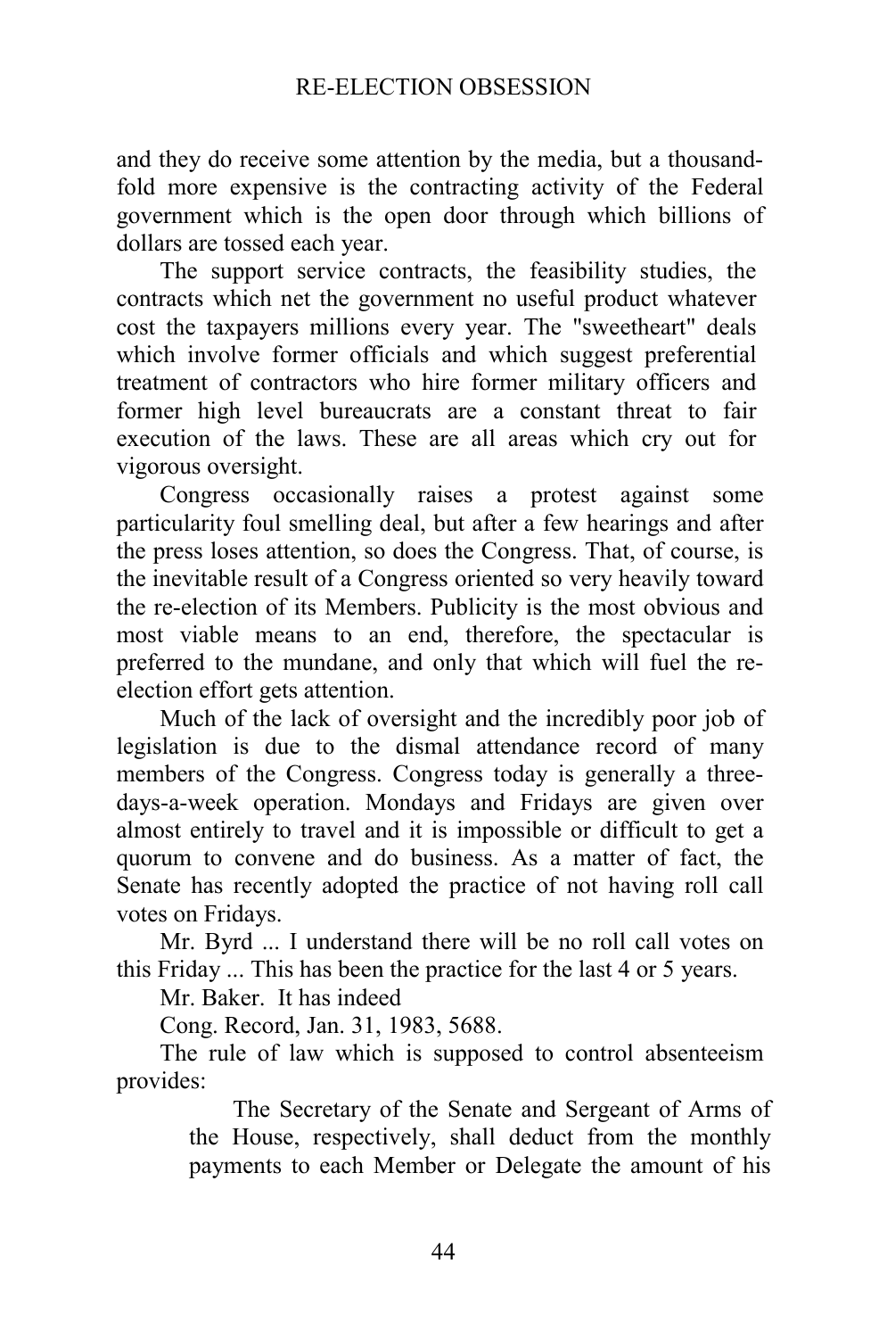and they do receive some attention by the media, but a thousand-fold more expensive is the contracting activity of the Federal government which is the open door through which billions of dollars are tossed each year.

The support service contracts, the feasibility studies, the contracts which net the government no useful product whatever cost the taxpayers millions every year. The "sweetheart" deals which involve former officials and which suggest preferential treatment of contractors who hire former military officers and former high level bureaucrats are a constant threat to fair execution of the laws. These are all areas which cry out for vigorous oversight.

Congress occasionally raises a protest against some particularity foul smelling deal, but after a few hearings and after the press loses attention, so does the Congress. That, of course, is the inevitable result of a Congress oriented so very heavily toward the re-election of its Members. Publicity is the most obvious and most viable means to an end, therefore, the spectacular is preferred to the mundane, and only that which will fuel the re-election effort gets attention.

Much of the lack of oversight and the incredibly poor job of legislation is due to the dismal attendance record of many members of the Congress. Congress today is generally a three-days-a-week operation. Mondays and Fridays are given over almost entirely to travel and it is impossible or difficult to get a quorum to convene and do business. As a matter of fact, the Senate has recently adopted the practice of not having roll call votes on Fridays.

Mr. Byrd ... I understand there will be no roll call votes on this Friday ... This has been the practice for the last 4 or 5 years.

Mr. Baker. It has indeed

Cong. Record, Jan. 31, 1983, 5688.

The rule of law which is supposed to control absenteeism provides:

> The Secretary of the Senate and Sergeant of Arms of the House, respectively, shall deduct from the monthly payments to each Member or Delegate the amount of his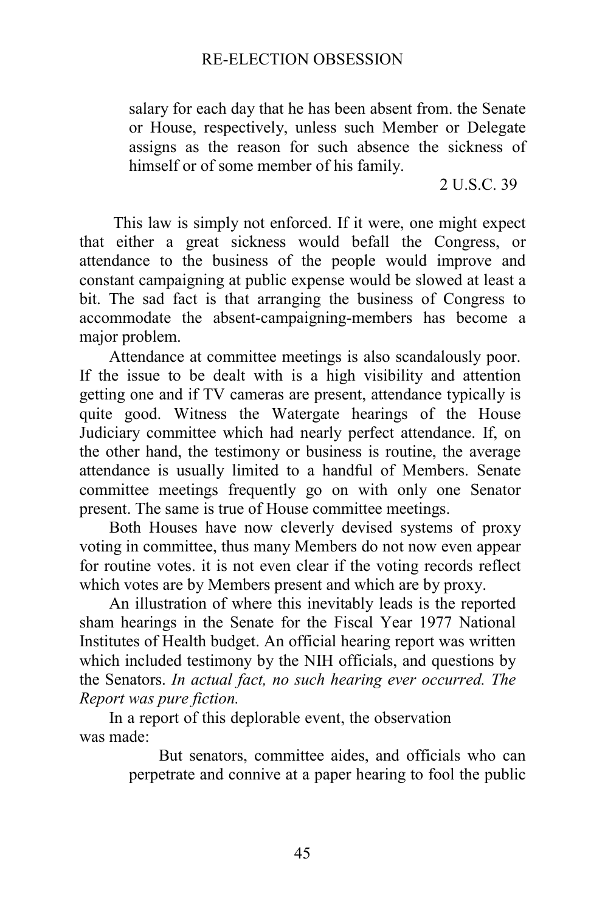> salary for each day that he has been absent from. the Senate or House, respectively, unless such Member or Delegate assigns as the reason for such absence the sickness of himself or of some member of his family.
>
> 2 U.S.C. 39

This law is simply not enforced. If it were, one might expect that either a great sickness would befall the Congress, or attendance to the business of the people would improve and constant campaigning at public expense would be slowed at least a bit. The sad fact is that arranging the business of Congress to accommodate the absent-campaigning-members has become a major problem.

Attendance at committee meetings is also scandalously poor. If the issue to be dealt with is a high visibility and attention getting one and if TV cameras are present, attendance typically is quite good. Witness the Watergate hearings of the House Judiciary committee which had nearly perfect attendance. If, on the other hand, the testimony or business is routine, the average attendance is usually limited to a handful of Members. Senate committee meetings frequently go on with only one Senator present. The same is true of House committee meetings.

Both Houses have now cleverly devised systems of proxy voting in committee, thus many Members do not now even appear for routine votes. it is not even clear if the voting records reflect which votes are by Members present and which are by proxy.

An illustration of where this inevitably leads is the reported sham hearings in the Senate for the Fiscal Year 1977 National Institutes of Health budget. An official hearing report was written which included testimony by the NIH officials, and questions by the Senators. *In actual fact, no such hearing ever occurred. The Report was pure fiction.*

In a report of this deplorable event, the observation was made:

> But senators, committee aides, and officials who can perpetrate and connive at a paper hearing to fool the public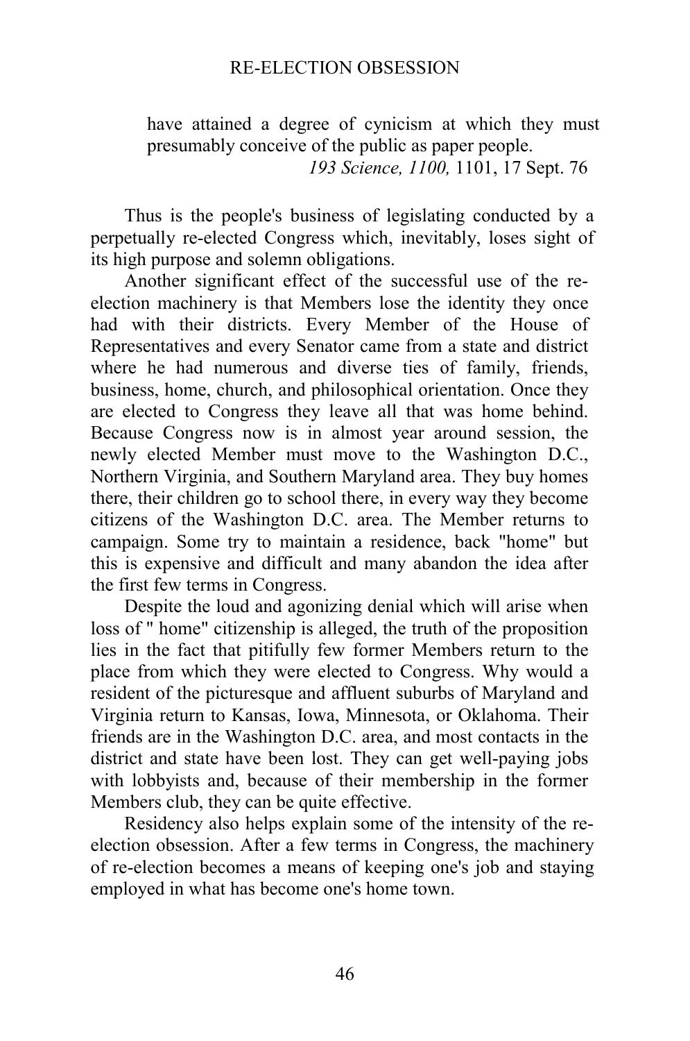> have attained a degree of cynicism at which they must presumably conceive of the public as paper people.
>
> *193 Science, 1100,* 1101, 17 Sept. 76

Thus is the people's business of legislating conducted by a perpetually re-elected Congress which, inevitably, loses sight of its high purpose and solemn obligations.

Another significant effect of the successful use of the re-election machinery is that Members lose the identity they once had with their districts. Every Member of the House of Representatives and every Senator came from a state and district where he had numerous and diverse ties of family, friends, business, home, church, and philosophical orientation. Once they are elected to Congress they leave all that was home behind. Because Congress now is in almost year around session, the newly elected Member must move to the Washington D.C., Northern Virginia, and Southern Maryland area. They buy homes there, their children go to school there, in every way they become citizens of the Washington D.C. area. The Member returns to campaign. Some try to maintain a residence, back "home" but this is expensive and difficult and many abandon the idea after the first few terms in Congress.

Despite the loud and agonizing denial which will arise when loss of " home" citizenship is alleged, the truth of the proposition lies in the fact that pitifully few former Members return to the place from which they were elected to Congress. Why would a resident of the picturesque and affluent suburbs of Maryland and Virginia return to Kansas, Iowa, Minnesota, or Oklahoma. Their friends are in the Washington D.C. area, and most contacts in the district and state have been lost. They can get well-paying jobs with lobbyists and, because of their membership in the former Members club, they can be quite effective.

Residency also helps explain some of the intensity of the re-election obsession. After a few terms in Congress, the machinery of re-election becomes a means of keeping one's job and staying employed in what has become one's home town.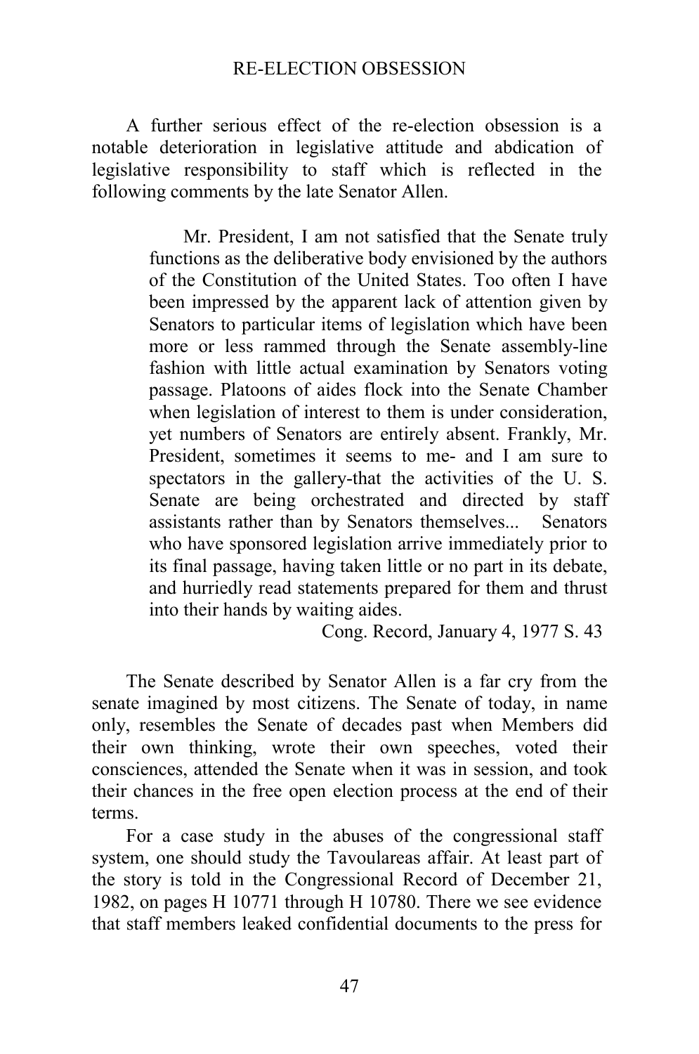A further serious effect of the re-election obsession is a notable deterioration in legislative attitude and abdication of legislative responsibility to staff which is reflected in the following comments by the late Senator Allen.

> Mr. President, I am not satisfied that the Senate truly functions as the deliberative body envisioned by the authors of the Constitution of the United States. Too often I have been impressed by the apparent lack of attention given by Senators to particular items of legislation which have been more or less rammed through the Senate assembly-line fashion with little actual examination by Senators voting passage. Platoons of aides flock into the Senate Chamber when legislation of interest to them is under consideration, yet numbers of Senators are entirely absent. Frankly, Mr. President, sometimes it seems to me- and I am sure to spectators in the gallery-that the activities of the U. S. Senate are being orchestrated and directed by staff assistants rather than by Senators themselves... Senators who have sponsored legislation arrive immediately prior to its final passage, having taken little or no part in its debate, and hurriedly read statements prepared for them and thrust into their hands by waiting aides.
>
> Cong. Record, January 4, 1977 S. 43

The Senate described by Senator Allen is a far cry from the senate imagined by most citizens. The Senate of today, in name only, resembles the Senate of decades past when Members did their own thinking, wrote their own speeches, voted their consciences, attended the Senate when it was in session, and took their chances in the free open election process at the end of their terms.

For a case study in the abuses of the congressional staff system, one should study the Tavoulareas affair. At least part of the story is told in the Congressional Record of December 21, 1982, on pages H 10771 through H 10780. There we see evidence that staff members leaked confidential documents to the press for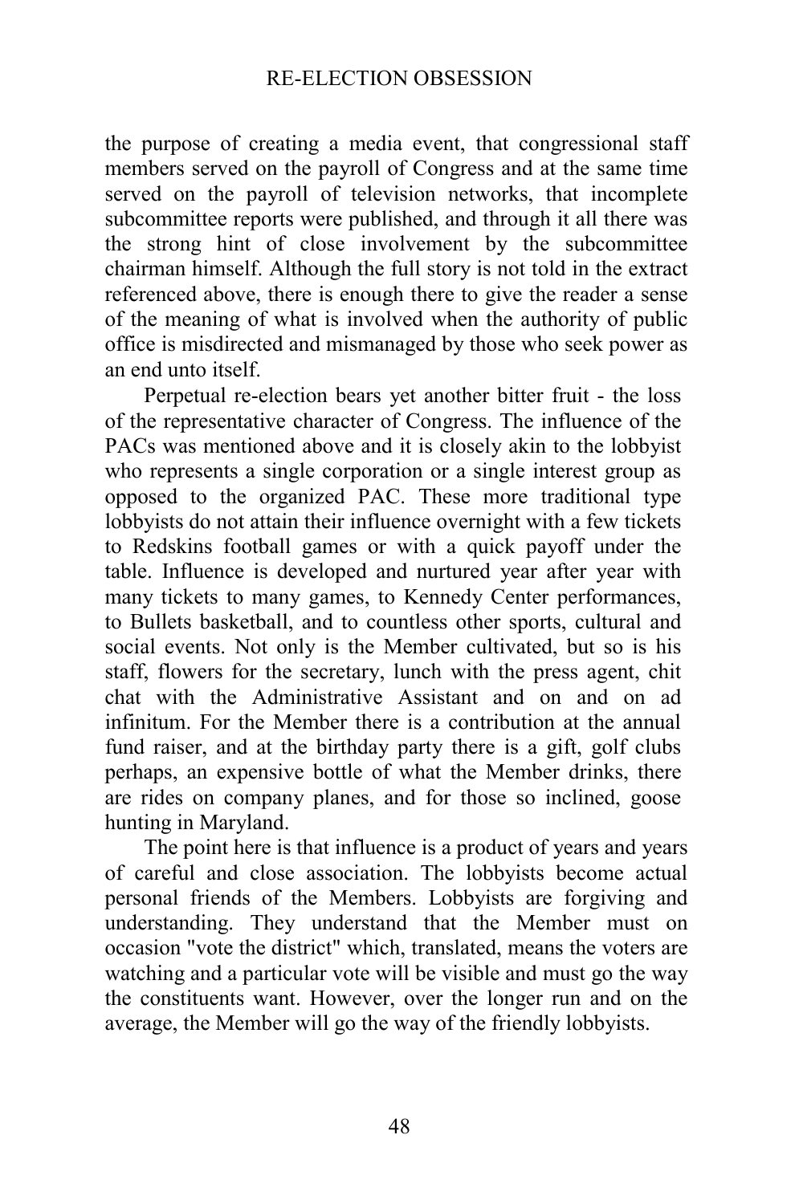the purpose of creating a media event, that congressional staff members served on the payroll of Congress and at the same time served on the payroll of television networks, that incomplete subcommittee reports were published, and through it all there was the strong hint of close involvement by the subcommittee chairman himself. Although the full story is not told in the extract referenced above, there is enough there to give the reader a sense of the meaning of what is involved when the authority of public office is misdirected and mismanaged by those who seek power as an end unto itself.

Perpetual re-election bears yet another bitter fruit - the loss of the representative character of Congress. The influence of the PACs was mentioned above and it is closely akin to the lobbyist who represents a single corporation or a single interest group as opposed to the organized PAC. These more traditional type lobbyists do not attain their influence overnight with a few tickets to Redskins football games or with a quick payoff under the table. Influence is developed and nurtured year after year with many tickets to many games, to Kennedy Center performances, to Bullets basketball, and to countless other sports, cultural and social events. Not only is the Member cultivated, but so is his staff, flowers for the secretary, lunch with the press agent, chit chat with the Administrative Assistant and on and on ad infinitum. For the Member there is a contribution at the annual fund raiser, and at the birthday party there is a gift, golf clubs perhaps, an expensive bottle of what the Member drinks, there are rides on company planes, and for those so inclined, goose hunting in Maryland.

The point here is that influence is a product of years and years of careful and close association. The lobbyists become actual personal friends of the Members. Lobbyists are forgiving and understanding. They understand that the Member must on occasion "vote the district" which, translated, means the voters are watching and a particular vote will be visible and must go the way the constituents want. However, over the longer run and on the average, the Member will go the way of the friendly lobbyists.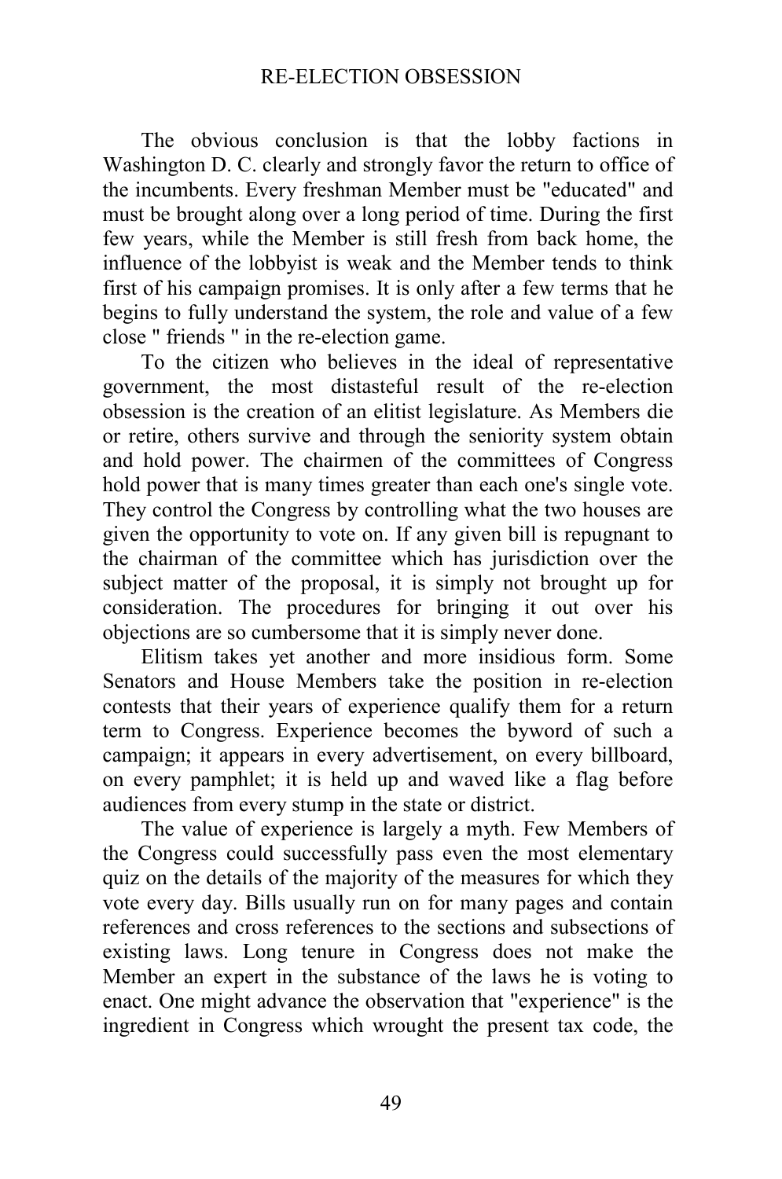The obvious conclusion is that the lobby factions in Washington D. C. clearly and strongly favor the return to office of the incumbents. Every freshman Member must be "educated" and must be brought along over a long period of time. During the first few years, while the Member is still fresh from back home, the influence of the lobbyist is weak and the Member tends to think first of his campaign promises. It is only after a few terms that he begins to fully understand the system, the role and value of a few close " friends " in the re-election game.

To the citizen who believes in the ideal of representative government, the most distasteful result of the re-election obsession is the creation of an elitist legislature. As Members die or retire, others survive and through the seniority system obtain and hold power. The chairmen of the committees of Congress hold power that is many times greater than each one's single vote. They control the Congress by controlling what the two houses are given the opportunity to vote on. If any given bill is repugnant to the chairman of the committee which has jurisdiction over the subject matter of the proposal, it is simply not brought up for consideration. The procedures for bringing it out over his objections are so cumbersome that it is simply never done.

Elitism takes yet another and more insidious form. Some Senators and House Members take the position in re-election contests that their years of experience qualify them for a return term to Congress. Experience becomes the byword of such a campaign; it appears in every advertisement, on every billboard, on every pamphlet; it is held up and waved like a flag before audiences from every stump in the state or district.

The value of experience is largely a myth. Few Members of the Congress could successfully pass even the most elementary quiz on the details of the majority of the measures for which they vote every day. Bills usually run on for many pages and contain references and cross references to the sections and subsections of existing laws. Long tenure in Congress does not make the Member an expert in the substance of the laws he is voting to enact. One might advance the observation that "experience" is the ingredient in Congress which wrought the present tax code, the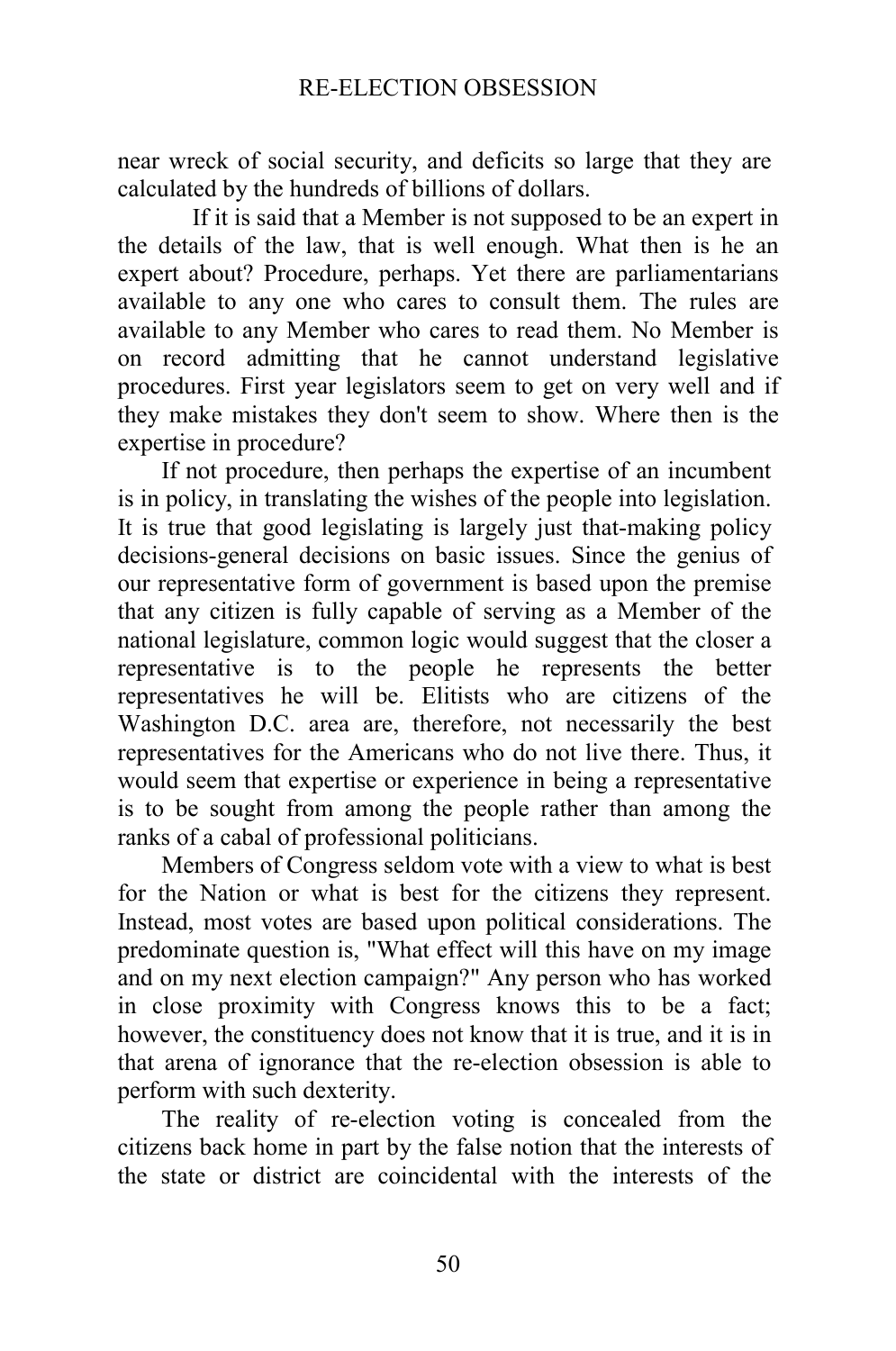near wreck of social security, and deficits so large that they are calculated by the hundreds of billions of dollars.

If it is said that a Member is not supposed to be an expert in the details of the law, that is well enough. What then is he an expert about? Procedure, perhaps. Yet there are parliamentarians available to any one who cares to consult them. The rules are available to any Member who cares to read them. No Member is on record admitting that he cannot understand legislative procedures. First year legislators seem to get on very well and if they make mistakes they don't seem to show. Where then is the expertise in procedure?

If not procedure, then perhaps the expertise of an incumbent is in policy, in translating the wishes of the people into legislation. It is true that good legislating is largely just that-making policy decisions-general decisions on basic issues. Since the genius of our representative form of government is based upon the premise that any citizen is fully capable of serving as a Member of the national legislature, common logic would suggest that the closer a representative is to the people he represents the better representatives he will be. Elitists who are citizens of the Washington D.C. area are, therefore, not necessarily the best representatives for the Americans who do not live there. Thus, it would seem that expertise or experience in being a representative is to be sought from among the people rather than among the ranks of a cabal of professional politicians.

Members of Congress seldom vote with a view to what is best for the Nation or what is best for the citizens they represent. Instead, most votes are based upon political considerations. The predominate question is, "What effect will this have on my image and on my next election campaign?" Any person who has worked in close proximity with Congress knows this to be a fact; however, the constituency does not know that it is true, and it is in that arena of ignorance that the re-election obsession is able to perform with such dexterity.

The reality of re-election voting is concealed from the citizens back home in part by the false notion that the interests of the state or district are coincidental with the interests of the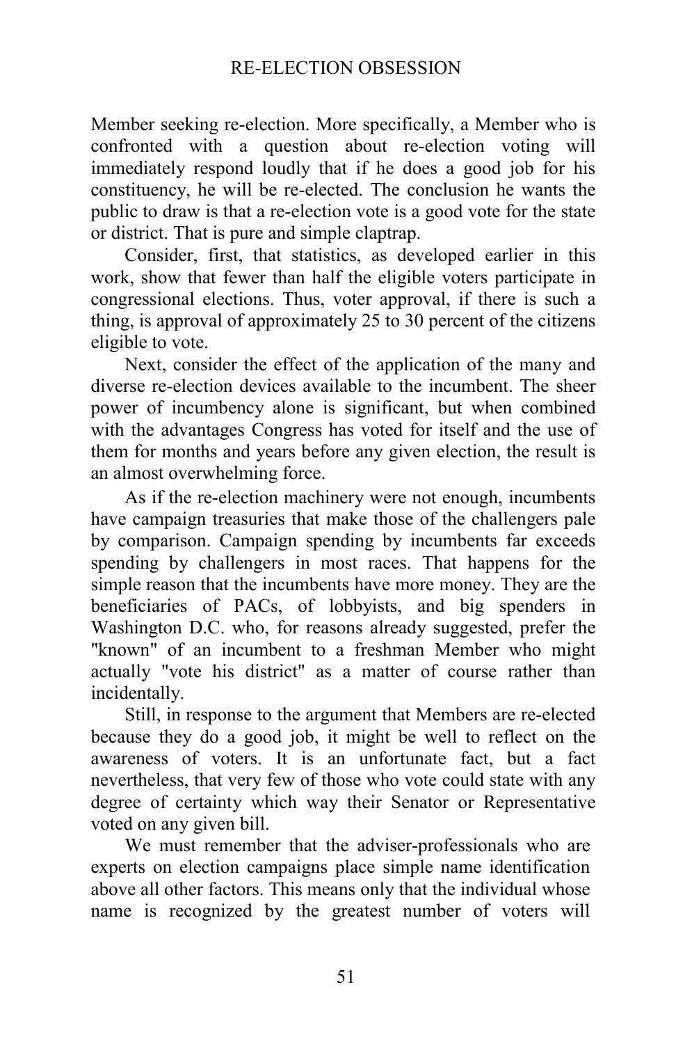Member seeking re-election. More specifically, a Member who is confronted with a question about re-election voting will immediately respond loudly that if he does a good job for his constituency, he will be re-elected. The conclusion he wants the public to draw is that a re-election vote is a good vote for the state or district. That is pure and simple claptrap.

Consider, first, that statistics, as developed earlier in this work, show that fewer than half the eligible voters participate in congressional elections. Thus, voter approval, if there is such a thing, is approval of approximately 25 to 30 percent of the citizens eligible to vote.

Next, consider the effect of the application of the many and diverse re-election devices available to the incumbent. The sheer power of incumbency alone is significant, but when combined with the advantages Congress has voted for itself and the use of them for months and years before any given election, the result is an almost overwhelming force.

As if the re-election machinery were not enough, incumbents have campaign treasuries that make those of the challengers pale by comparison. Campaign spending by incumbents far exceeds spending by challengers in most races. That happens for the simple reason that the incumbents have more money. They are the beneficiaries of PACs, of lobbyists, and big spenders in Washington D.C. who, for reasons already suggested, prefer the "known" of an incumbent to a freshman Member who might actually "vote his district" as a matter of course rather than incidentally.

Still, in response to the argument that Members are re-elected because they do a good job, it might be well to reflect on the awareness of voters. It is an unfortunate fact, but a fact nevertheless, that very few of those who vote could state with any degree of certainty which way their Senator or Representative voted on any given bill.

We must remember that the adviser-professionals who are experts on election campaigns place simple name identification above all other factors. This means only that the individual whose name is recognized by the greatest number of voters will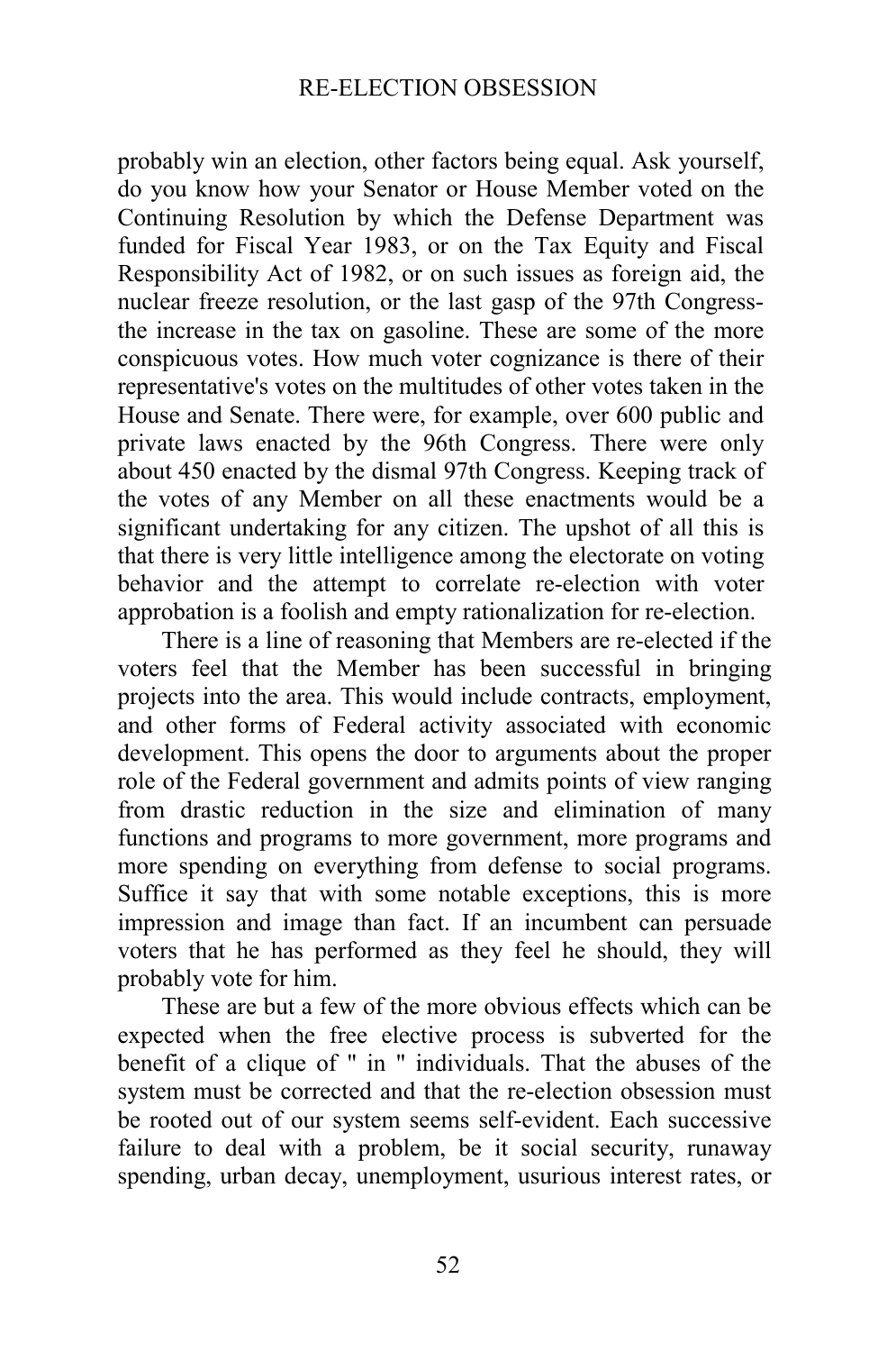probably win an election, other factors being equal. Ask yourself, do you know how your Senator or House Member voted on the Continuing Resolution by which the Defense Department was funded for Fiscal Year 1983, or on the Tax Equity and Fiscal Responsibility Act of 1982, or on such issues as foreign aid, the nuclear freeze resolution, or the last gasp of the 97th Congress- the increase in the tax on gasoline. These are some of the more conspicuous votes. How much voter cognizance is there of their representative's votes on the multitudes of other votes taken in the House and Senate. There were, for example, over 600 public and private laws enacted by the 96th Congress. There were only about 450 enacted by the dismal 97th Congress. Keeping track of the votes of any Member on all these enactments would be a significant undertaking for any citizen. The upshot of all this is that there is very little intelligence among the electorate on voting behavior and the attempt to correlate re-election with voter approbation is a foolish and empty rationalization for re-election.

There is a line of reasoning that Members are re-elected if the voters feel that the Member has been successful in bringing projects into the area. This would include contracts, employment, and other forms of Federal activity associated with economic development. This opens the door to arguments about the proper role of the Federal government and admits points of view ranging from drastic reduction in the size and elimination of many functions and programs to more government, more programs and more spending on everything from defense to social programs. Suffice it say that with some notable exceptions, this is more impression and image than fact. If an incumbent can persuade voters that he has performed as they feel he should, they will probably vote for him.

These are but a few of the more obvious effects which can be expected when the free elective process is subverted for the benefit of a clique of " in " individuals. That the abuses of the system must be corrected and that the re-election obsession must be rooted out of our system seems self-evident. Each successive failure to deal with a problem, be it social security, runaway spending, urban decay, unemployment, usurious interest rates, or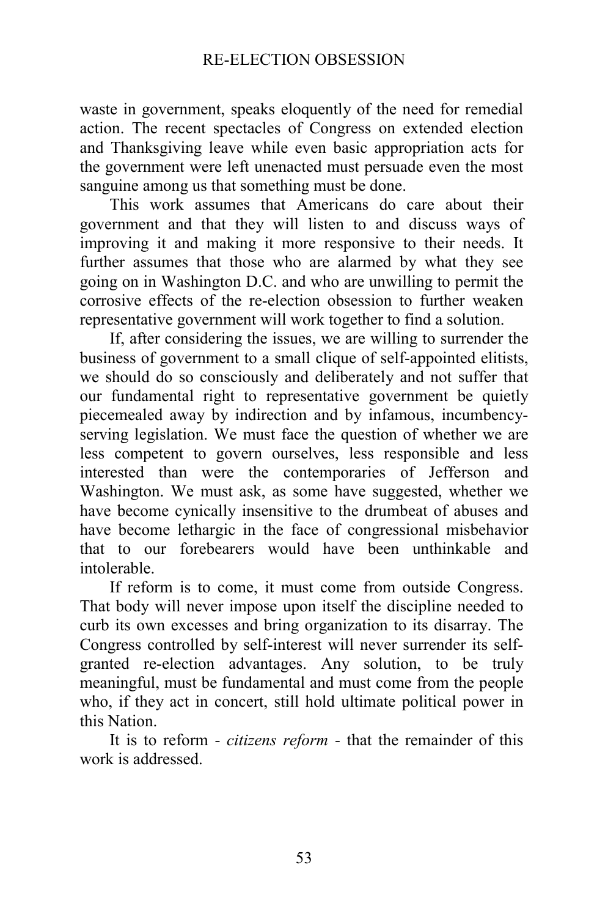waste in government, speaks eloquently of the need for remedial action. The recent spectacles of Congress on extended election and Thanksgiving leave while even basic appropriation acts for the government were left unenacted must persuade even the most sanguine among us that something must be done.

This work assumes that Americans do care about their government and that they will listen to and discuss ways of improving it and making it more responsive to their needs. It further assumes that those who are alarmed by what they see going on in Washington D.C. and who are unwilling to permit the corrosive effects of the re-election obsession to further weaken representative government will work together to find a solution.

If, after considering the issues, we are willing to surrender the business of government to a small clique of self-appointed elitists, we should do so consciously and deliberately and not suffer that our fundamental right to representative government be quietly piecemealed away by indirection and by infamous, incumbency-serving legislation. We must face the question of whether we are less competent to govern ourselves, less responsible and less interested than were the contemporaries of Jefferson and Washington. We must ask, as some have suggested, whether we have become cynically insensitive to the drumbeat of abuses and have become lethargic in the face of congressional misbehavior that to our forebearers would have been unthinkable and intolerable.

If reform is to come, it must come from outside Congress. That body will never impose upon itself the discipline needed to curb its own excesses and bring organization to its disarray. The Congress controlled by self-interest will never surrender its self-granted re-election advantages. Any solution, to be truly meaningful, must be fundamental and must come from the people who, if they act in concert, still hold ultimate political power in this Nation.

It is to reform - *citizens reform* - that the remainder of this work is addressed.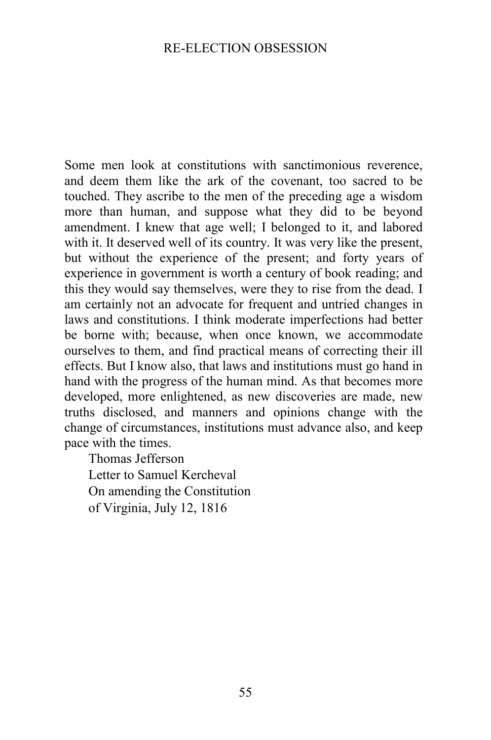Some men look at constitutions with sanctimonious reverence, and deem them like the ark of the covenant, too sacred to be touched. They ascribe to the men of the preceding age a wisdom more than human, and suppose what they did to be beyond amendment. I knew that age well; I belonged to it, and labored with it. It deserved well of its country. It was very like the present, but without the experience of the present; and forty years of experience in government is worth a century of book reading; and this they would say themselves, were they to rise from the dead. I am certainly not an advocate for frequent and untried changes in laws and constitutions. I think moderate imperfections had better be borne with; because, when once known, we accommodate ourselves to them, and find practical means of correcting their ill effects. But I know also, that laws and institutions must go hand in hand with the progress of the human mind. As that becomes more developed, more enlightened, as new discoveries are made, new truths disclosed, and manners and opinions change with the change of circumstances, institutions must advance also, and keep pace with the times.

Thomas Jefferson
Letter to Samuel Kercheval
On amending the Constitution
of Virginia, July 12, 1816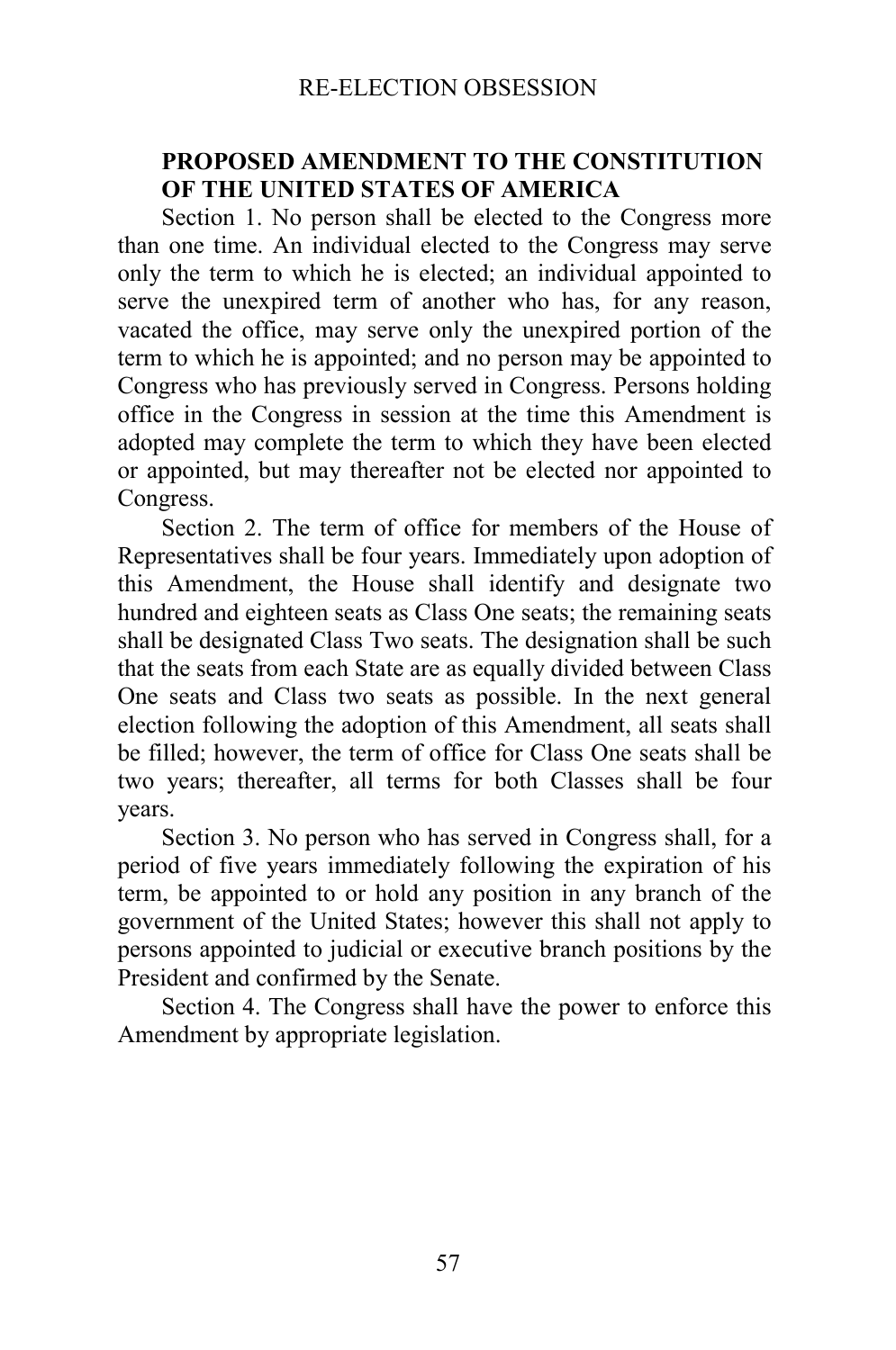## PROPOSED AMENDMENT TO THE CONSTITUTION OF THE UNITED STATES OF AMERICA

Section 1. No person shall be elected to the Congress more than one time. An individual elected to the Congress may serve only the term to which he is elected; an individual appointed to serve the unexpired term of another who has, for any reason, vacated the office, may serve only the unexpired portion of the term to which he is appointed; and no person may be appointed to Congress who has previously served in Congress. Persons holding office in the Congress in session at the time this Amendment is adopted may complete the term to which they have been elected or appointed, but may thereafter not be elected nor appointed to Congress.

Section 2. The term of office for members of the House of Representatives shall be four years. Immediately upon adoption of this Amendment, the House shall identify and designate two hundred and eighteen seats as Class One seats; the remaining seats shall be designated Class Two seats. The designation shall be such that the seats from each State are as equally divided between Class One seats and Class two seats as possible. In the next general election following the adoption of this Amendment, all seats shall be filled; however, the term of office for Class One seats shall be two years; thereafter, all terms for both Classes shall be four years.

Section 3. No person who has served in Congress shall, for a period of five years immediately following the expiration of his term, be appointed to or hold any position in any branch of the government of the United States; however this shall not apply to persons appointed to judicial or executive branch positions by the President and confirmed by the Senate.

Section 4. The Congress shall have the power to enforce this Amendment by appropriate legislation.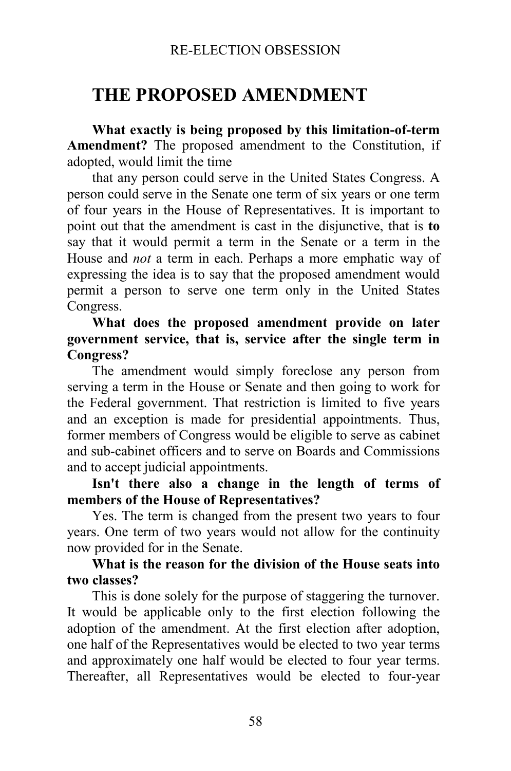## THE PROPOSED AMENDMENT

**What exactly is being proposed by this limitation-of-term Amendment?** The proposed amendment to the Constitution, if adopted, would limit the time

that any person could serve in the United States Congress. A person could serve in the Senate one term of six years or one term of four years in the House of Representatives. It is important to point out that the amendment is cast in the disjunctive, that is **to** say that it would permit a term in the Senate or a term in the House and *not* a term in each. Perhaps a more emphatic way of expressing the idea is to say that the proposed amendment would permit a person to serve one term only in the United States Congress.

**What does the proposed amendment provide on later government service, that is, service after the single term in Congress?**

The amendment would simply foreclose any person from serving a term in the House or Senate and then going to work for the Federal government. That restriction is limited to five years and an exception is made for presidential appointments. Thus, former members of Congress would be eligible to serve as cabinet and sub-cabinet officers and to serve on Boards and Commissions and to accept judicial appointments.

**Isn't there also a change in the length of terms of members of the House of Representatives?**

Yes. The term is changed from the present two years to four years. One term of two years would not allow for the continuity now provided for in the Senate.

**What is the reason for the division of the House seats into two classes?**

This is done solely for the purpose of staggering the turnover. It would be applicable only to the first election following the adoption of the amendment. At the first election after adoption, one half of the Representatives would be elected to two year terms and approximately one half would be elected to four year terms. Thereafter, all Representatives would be elected to four-year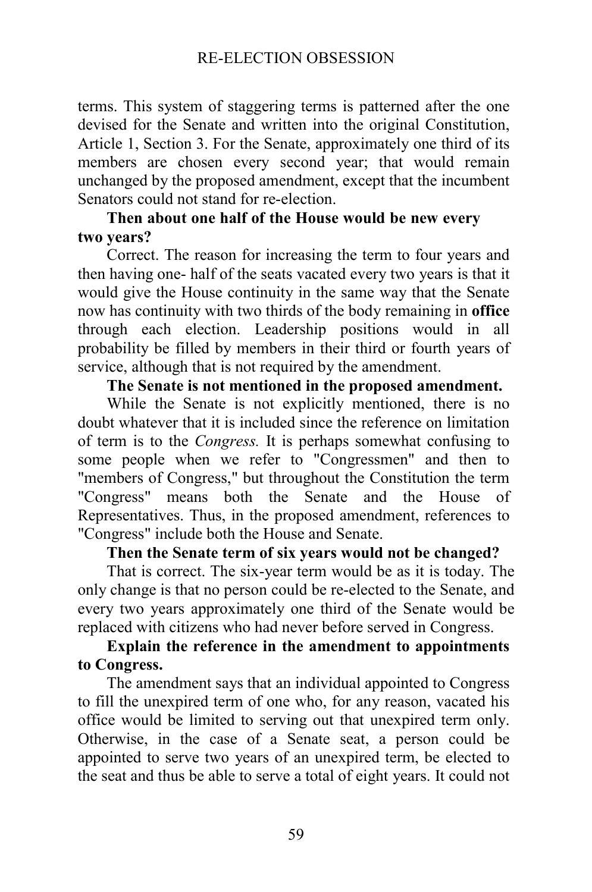terms. This system of staggering terms is patterned after the one devised for the Senate and written into the original Constitution, Article 1, Section 3. For the Senate, approximately one third of its members are chosen every second year; that would remain unchanged by the proposed amendment, except that the incumbent Senators could not stand for re-election.

**Then about one half of the House would be new every two years?**

Correct. The reason for increasing the term to four years and then having one- half of the seats vacated every two years is that it would give the House continuity in the same way that the Senate now has continuity with two thirds of the body remaining in **office** through each election. Leadership positions would in all probability be filled by members in their third or fourth years of service, although that is not required by the amendment.

**The Senate is not mentioned in the proposed amendment.**

While the Senate is not explicitly mentioned, there is no doubt whatever that it is included since the reference on limitation of term is to the *Congress.* It is perhaps somewhat confusing to some people when we refer to "Congressmen" and then to "members of Congress," but throughout the Constitution the term "Congress" means both the Senate and the House of Representatives. Thus, in the proposed amendment, references to "Congress" include both the House and Senate.

**Then the Senate term of six years would not be changed?**

That is correct. The six-year term would be as it is today. The only change is that no person could be re-elected to the Senate, and every two years approximately one third of the Senate would be replaced with citizens who had never before served in Congress.

**Explain the reference in the amendment to appointments to Congress.**

The amendment says that an individual appointed to Congress to fill the unexpired term of one who, for any reason, vacated his office would be limited to serving out that unexpired term only. Otherwise, in the case of a Senate seat, a person could be appointed to serve two years of an unexpired term, be elected to the seat and thus be able to serve a total of eight years. It could not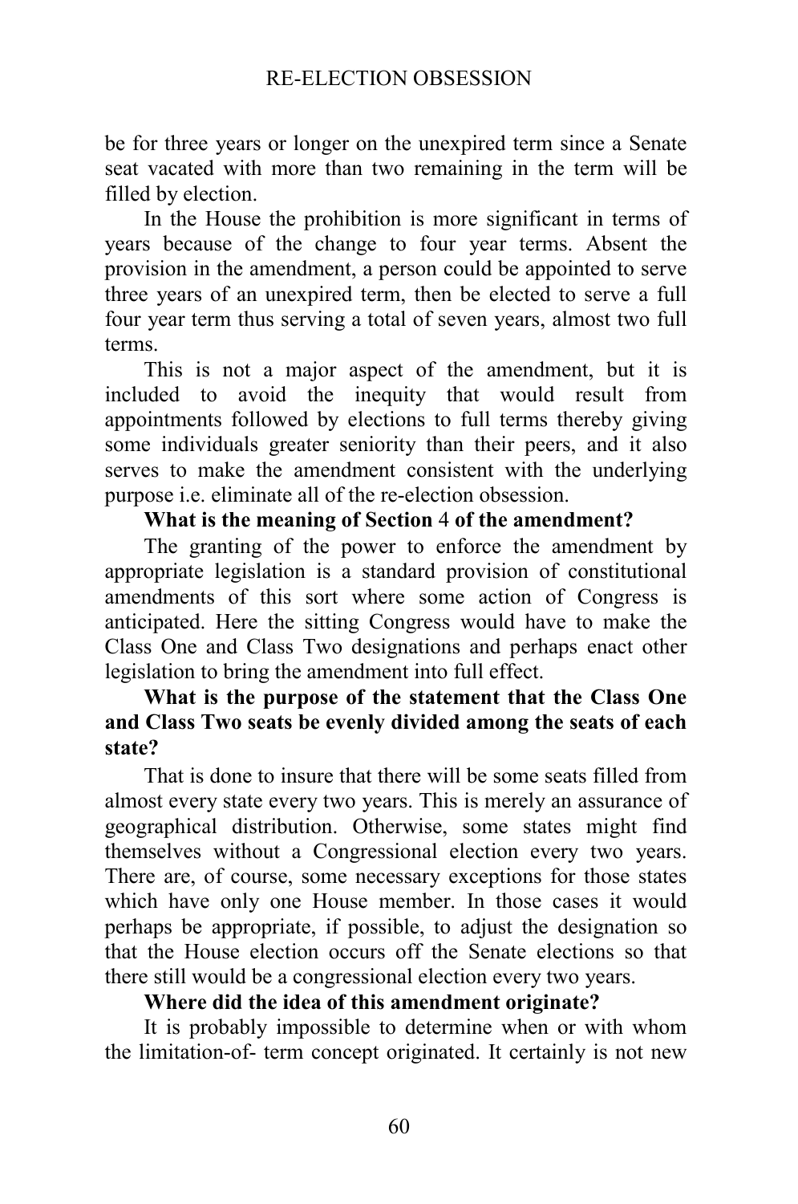be for three years or longer on the unexpired term since a Senate seat vacated with more than two remaining in the term will be filled by election.

In the House the prohibition is more significant in terms of years because of the change to four year terms. Absent the provision in the amendment, a person could be appointed to serve three years of an unexpired term, then be elected to serve a full four year term thus serving a total of seven years, almost two full terms.

This is not a major aspect of the amendment, but it is included to avoid the inequity that would result from appointments followed by elections to full terms thereby giving some individuals greater seniority than their peers, and it also serves to make the amendment consistent with the underlying purpose i.e. eliminate all of the re-election obsession.

**What is the meaning of Section 4 of the amendment?**

The granting of the power to enforce the amendment by appropriate legislation is a standard provision of constitutional amendments of this sort where some action of Congress is anticipated. Here the sitting Congress would have to make the Class One and Class Two designations and perhaps enact other legislation to bring the amendment into full effect.

**What is the purpose of the statement that the Class One and Class Two seats be evenly divided among the seats of each state?**

That is done to insure that there will be some seats filled from almost every state every two years. This is merely an assurance of geographical distribution. Otherwise, some states might find themselves without a Congressional election every two years. There are, of course, some necessary exceptions for those states which have only one House member. In those cases it would perhaps be appropriate, if possible, to adjust the designation so that the House election occurs off the Senate elections so that there still would be a congressional election every two years.

**Where did the idea of this amendment originate?**

It is probably impossible to determine when or with whom the limitation-of- term concept originated. It certainly is not new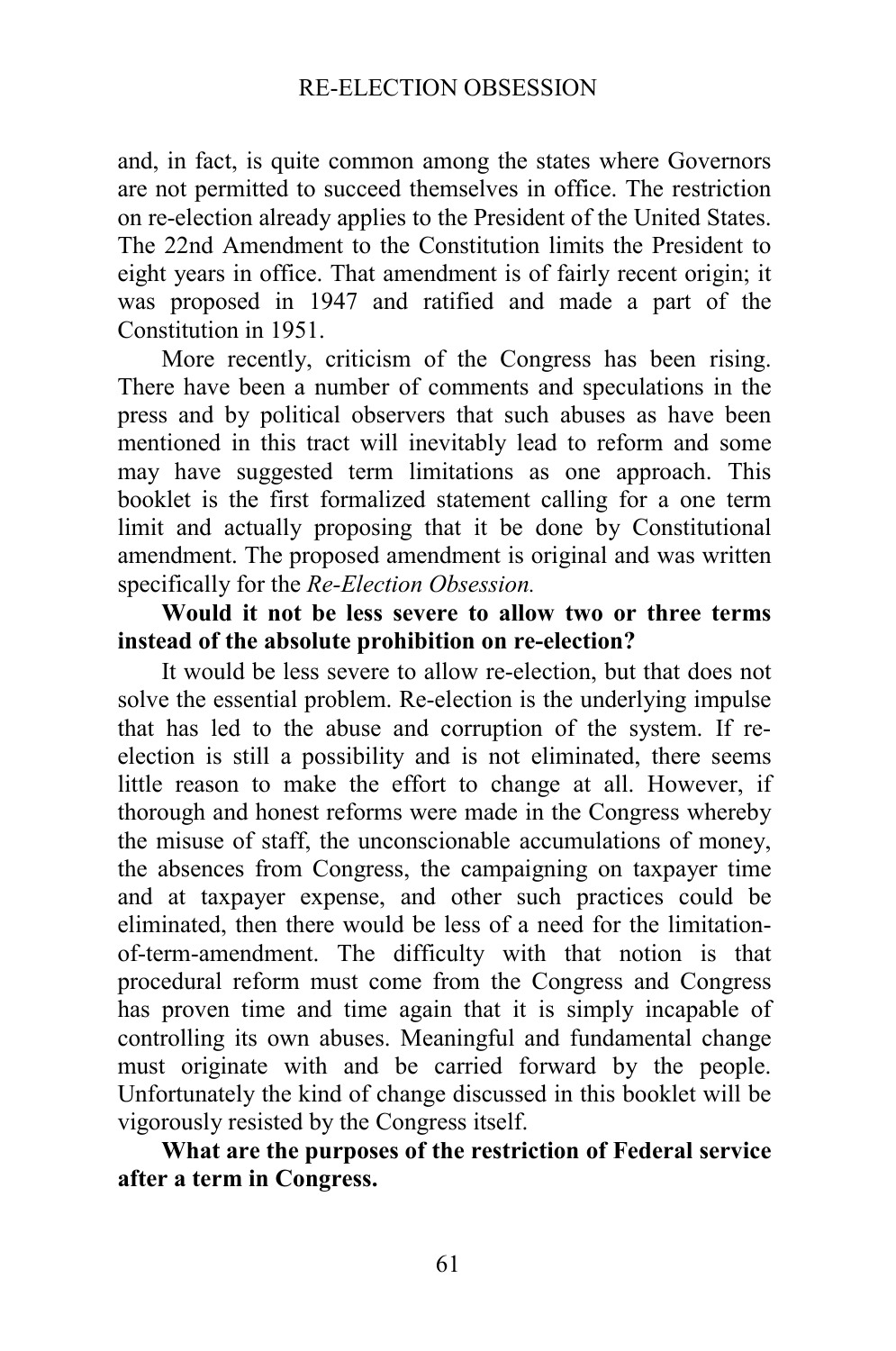and, in fact, is quite common among the states where Governors are not permitted to succeed themselves in office. The restriction on re-election already applies to the President of the United States. The 22nd Amendment to the Constitution limits the President to eight years in office. That amendment is of fairly recent origin; it was proposed in 1947 and ratified and made a part of the Constitution in 1951.

More recently, criticism of the Congress has been rising. There have been a number of comments and speculations in the press and by political observers that such abuses as have been mentioned in this tract will inevitably lead to reform and some may have suggested term limitations as one approach. This booklet is the first formalized statement calling for a one term limit and actually proposing that it be done by Constitutional amendment. The proposed amendment is original and was written specifically for the *Re-Election Obsession.*

**Would it not be less severe to allow two or three terms instead of the absolute prohibition on re-election?**

It would be less severe to allow re-election, but that does not solve the essential problem. Re-election is the underlying impulse that has led to the abuse and corruption of the system. If re-election is still a possibility and is not eliminated, there seems little reason to make the effort to change at all. However, if thorough and honest reforms were made in the Congress whereby the misuse of staff, the unconscionable accumulations of money, the absences from Congress, the campaigning on taxpayer time and at taxpayer expense, and other such practices could be eliminated, then there would be less of a need for the limitation-of-term-amendment. The difficulty with that notion is that procedural reform must come from the Congress and Congress has proven time and time again that it is simply incapable of controlling its own abuses. Meaningful and fundamental change must originate with and be carried forward by the people. Unfortunately the kind of change discussed in this booklet will be vigorously resisted by the Congress itself.

**What are the purposes of the restriction of Federal service after a term in Congress.**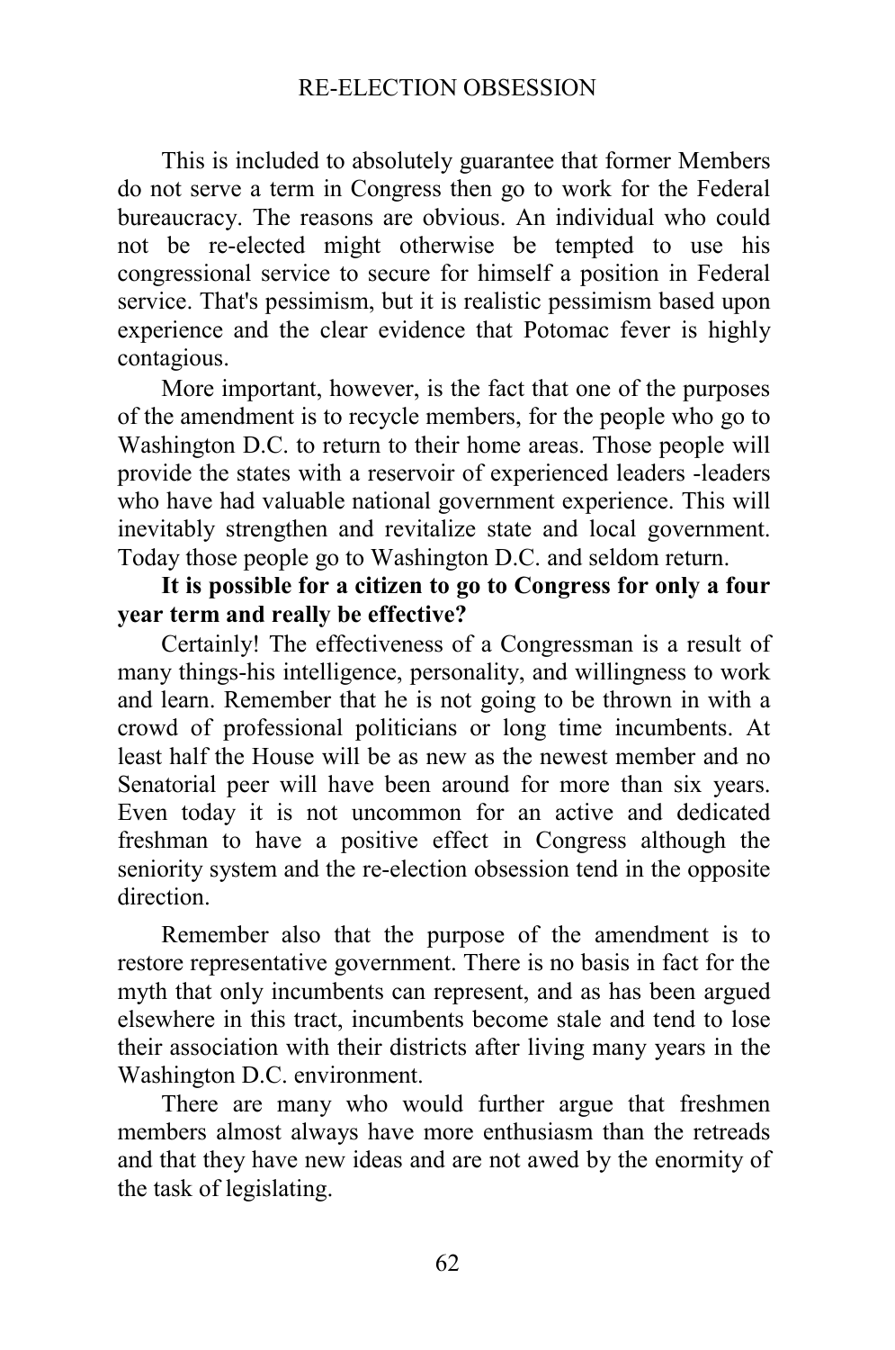This is included to absolutely guarantee that former Members do not serve a term in Congress then go to work for the Federal bureaucracy. The reasons are obvious. An individual who could not be re-elected might otherwise be tempted to use his congressional service to secure for himself a position in Federal service. That's pessimism, but it is realistic pessimism based upon experience and the clear evidence that Potomac fever is highly contagious.

More important, however, is the fact that one of the purposes of the amendment is to recycle members, for the people who go to Washington D.C. to return to their home areas. Those people will provide the states with a reservoir of experienced leaders -leaders who have had valuable national government experience. This will inevitably strengthen and revitalize state and local government. Today those people go to Washington D.C. and seldom return.

**It is possible for a citizen to go to Congress for only a four year term and really be effective?**

Certainly! The effectiveness of a Congressman is a result of many things-his intelligence, personality, and willingness to work and learn. Remember that he is not going to be thrown in with a crowd of professional politicians or long time incumbents. At least half the House will be as new as the newest member and no Senatorial peer will have been around for more than six years. Even today it is not uncommon for an active and dedicated freshman to have a positive effect in Congress although the seniority system and the re-election obsession tend in the opposite direction.

Remember also that the purpose of the amendment is to restore representative government. There is no basis in fact for the myth that only incumbents can represent, and as has been argued elsewhere in this tract, incumbents become stale and tend to lose their association with their districts after living many years in the Washington D.C. environment.

There are many who would further argue that freshmen members almost always have more enthusiasm than the retreads and that they have new ideas and are not awed by the enormity of the task of legislating.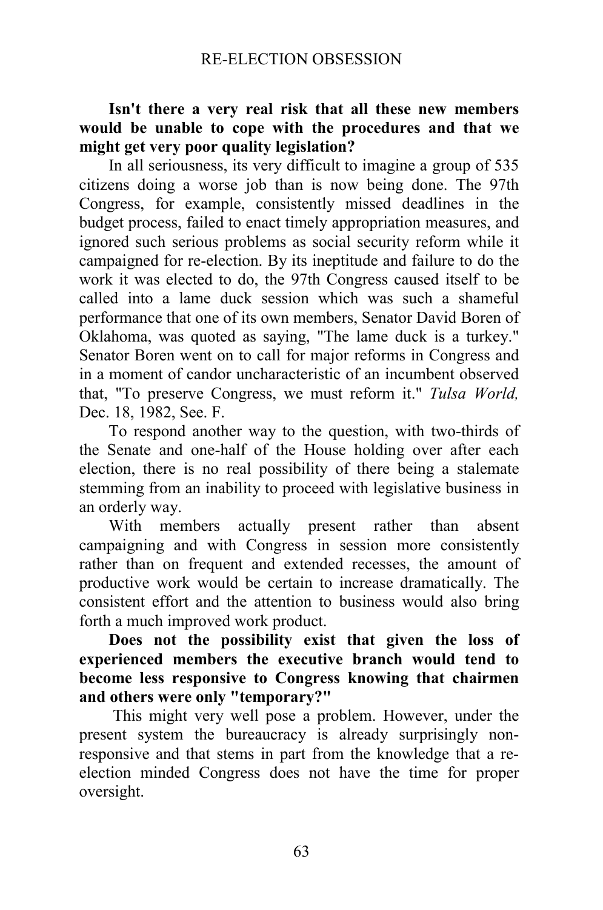**Isn't there a very real risk that all these new members would be unable to cope with the procedures and that we might get very poor quality legislation?**

In all seriousness, its very difficult to imagine a group of 535 citizens doing a worse job than is now being done. The 97th Congress, for example, consistently missed deadlines in the budget process, failed to enact timely appropriation measures, and ignored such serious problems as social security reform while it campaigned for re-election. By its ineptitude and failure to do the work it was elected to do, the 97th Congress caused itself to be called into a lame duck session which was such a shameful performance that one of its own members, Senator David Boren of Oklahoma, was quoted as saying, "The lame duck is a turkey." Senator Boren went on to call for major reforms in Congress and in a moment of candor uncharacteristic of an incumbent observed that, "To preserve Congress, we must reform it." *Tulsa World,* Dec. 18, 1982, See. F.

To respond another way to the question, with two-thirds of the Senate and one-half of the House holding over after each election, there is no real possibility of there being a stalemate stemming from an inability to proceed with legislative business in an orderly way.

With members actually present rather than absent campaigning and with Congress in session more consistently rather than on frequent and extended recesses, the amount of productive work would be certain to increase dramatically. The consistent effort and the attention to business would also bring forth a much improved work product.

**Does not the possibility exist that given the loss of experienced members the executive branch would tend to become less responsive to Congress knowing that chairmen and others were only "temporary?"**

This might very well pose a problem. However, under the present system the bureaucracy is already surprisingly non-responsive and that stems in part from the knowledge that a re-election minded Congress does not have the time for proper oversight.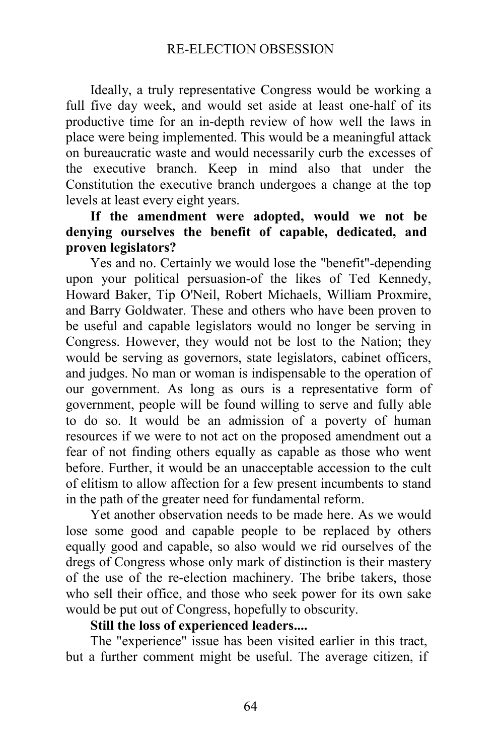Ideally, a truly representative Congress would be working a full five day week, and would set aside at least one-half of its productive time for an in-depth review of how well the laws in place were being implemented. This would be a meaningful attack on bureaucratic waste and would necessarily curb the excesses of the executive branch. Keep in mind also that under the Constitution the executive branch undergoes a change at the top levels at least every eight years.

**If the amendment were adopted, would we not be denying ourselves the benefit of capable, dedicated, and proven legislators?**

Yes and no. Certainly we would lose the "benefit"-depending upon your political persuasion-of the likes of Ted Kennedy, Howard Baker, Tip O'Neil, Robert Michaels, William Proxmire, and Barry Goldwater. These and others who have been proven to be useful and capable legislators would no longer be serving in Congress. However, they would not be lost to the Nation; they would be serving as governors, state legislators, cabinet officers, and judges. No man or woman is indispensable to the operation of our government. As long as ours is a representative form of government, people will be found willing to serve and fully able to do so. It would be an admission of a poverty of human resources if we were to not act on the proposed amendment out a fear of not finding others equally as capable as those who went before. Further, it would be an unacceptable accession to the cult of elitism to allow affection for a few present incumbents to stand in the path of the greater need for fundamental reform.

Yet another observation needs to be made here. As we would lose some good and capable people to be replaced by others equally good and capable, so also would we rid ourselves of the dregs of Congress whose only mark of distinction is their mastery of the use of the re-election machinery. The bribe takers, those who sell their office, and those who seek power for its own sake would be put out of Congress, hopefully to obscurity.

**Still the loss of experienced leaders....**

The "experience" issue has been visited earlier in this tract, but a further comment might be useful. The average citizen, if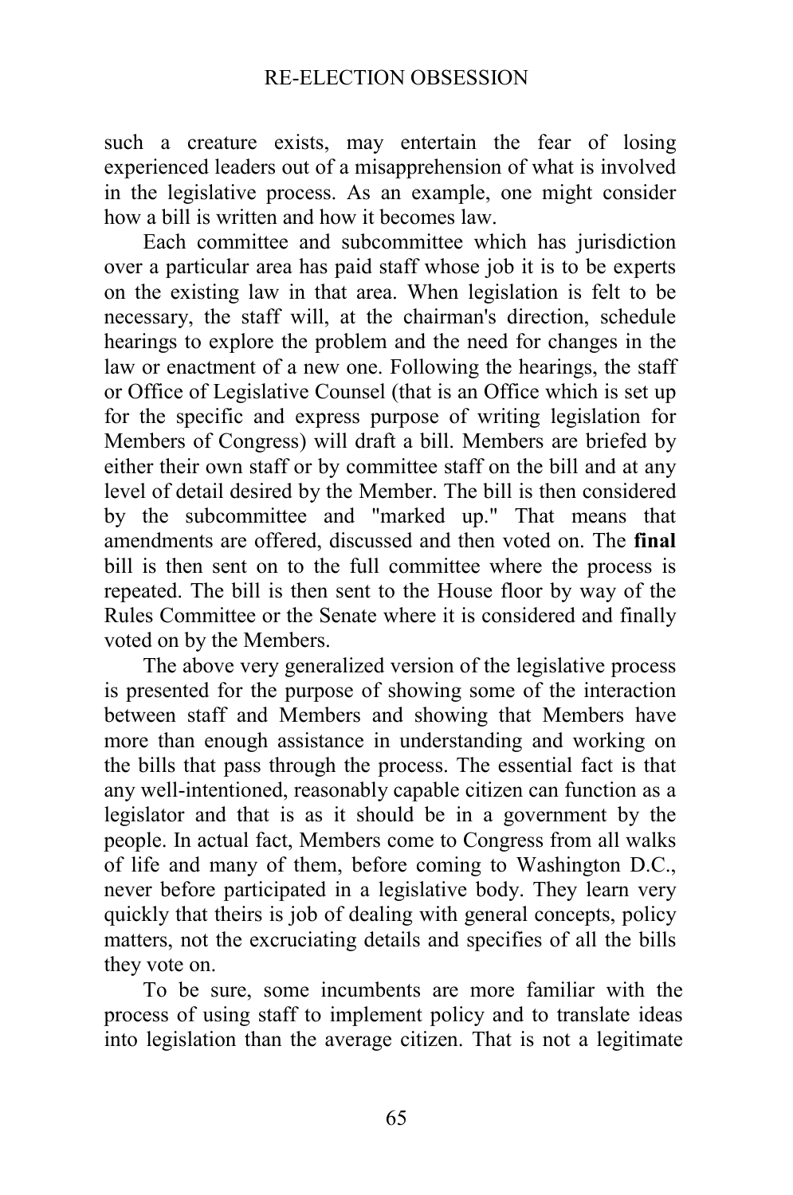such a creature exists, may entertain the fear of losing experienced leaders out of a misapprehension of what is involved in the legislative process. As an example, one might consider how a bill is written and how it becomes law.

Each committee and subcommittee which has jurisdiction over a particular area has paid staff whose job it is to be experts on the existing law in that area. When legislation is felt to be necessary, the staff will, at the chairman's direction, schedule hearings to explore the problem and the need for changes in the law or enactment of a new one. Following the hearings, the staff or Office of Legislative Counsel (that is an Office which is set up for the specific and express purpose of writing legislation for Members of Congress) will draft a bill. Members are briefed by either their own staff or by committee staff on the bill and at any level of detail desired by the Member. The bill is then considered by the subcommittee and "marked up." That means that amendments are offered, discussed and then voted on. The **final** bill is then sent on to the full committee where the process is repeated. The bill is then sent to the House floor by way of the Rules Committee or the Senate where it is considered and finally voted on by the Members.

The above very generalized version of the legislative process is presented for the purpose of showing some of the interaction between staff and Members and showing that Members have more than enough assistance in understanding and working on the bills that pass through the process. The essential fact is that any well-intentioned, reasonably capable citizen can function as a legislator and that is as it should be in a government by the people. In actual fact, Members come to Congress from all walks of life and many of them, before coming to Washington D.C., never before participated in a legislative body. They learn very quickly that theirs is job of dealing with general concepts, policy matters, not the excruciating details and specifies of all the bills they vote on.

To be sure, some incumbents are more familiar with the process of using staff to implement policy and to translate ideas into legislation than the average citizen. That is not a legitimate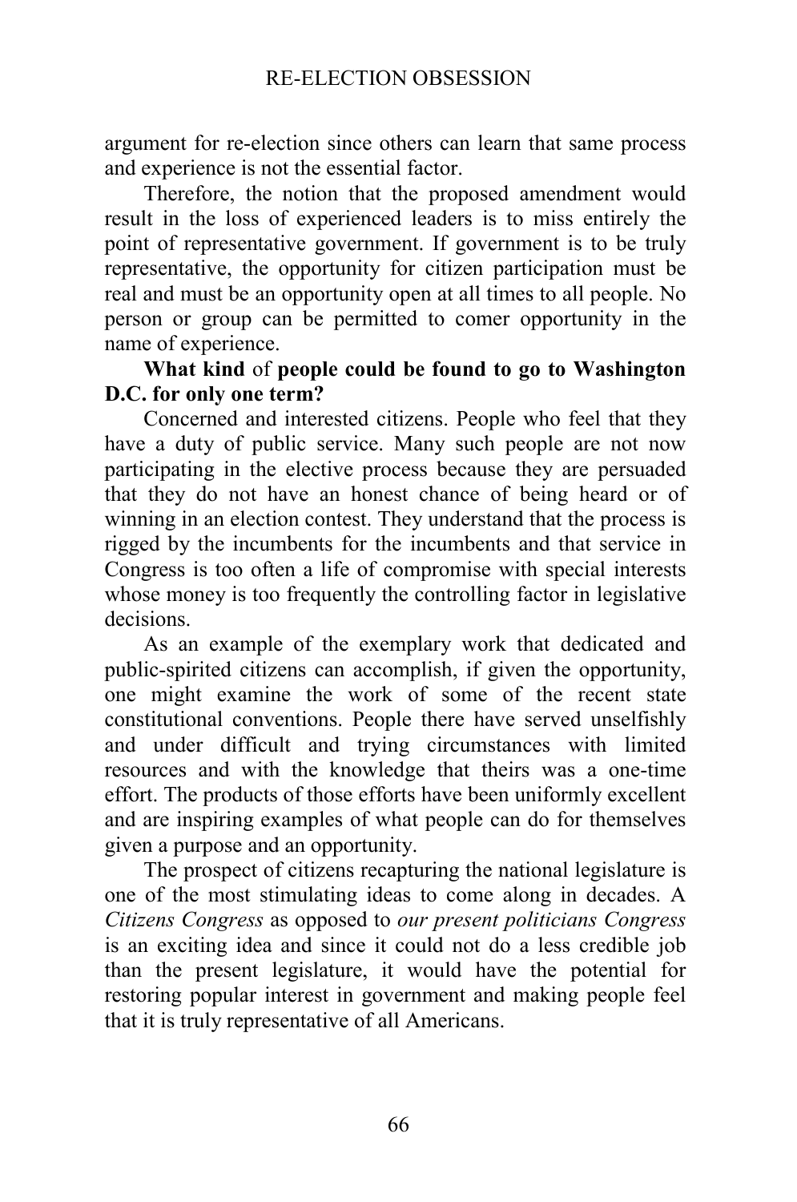argument for re-election since others can learn that same process and experience is not the essential factor.

Therefore, the notion that the proposed amendment would result in the loss of experienced leaders is to miss entirely the point of representative government. If government is to be truly representative, the opportunity for citizen participation must be real and must be an opportunity open at all times to all people. No person or group can be permitted to comer opportunity in the name of experience.

**What kind** of **people could be found to go to Washington D.C. for only one term?**

Concerned and interested citizens. People who feel that they have a duty of public service. Many such people are not now participating in the elective process because they are persuaded that they do not have an honest chance of being heard or of winning in an election contest. They understand that the process is rigged by the incumbents for the incumbents and that service in Congress is too often a life of compromise with special interests whose money is too frequently the controlling factor in legislative decisions.

As an example of the exemplary work that dedicated and public-spirited citizens can accomplish, if given the opportunity, one might examine the work of some of the recent state constitutional conventions. People there have served unselfishly and under difficult and trying circumstances with limited resources and with the knowledge that theirs was a one-time effort. The products of those efforts have been uniformly excellent and are inspiring examples of what people can do for themselves given a purpose and an opportunity.

The prospect of citizens recapturing the national legislature is one of the most stimulating ideas to come along in decades. A *Citizens Congress* as opposed to *our present politicians Congress* is an exciting idea and since it could not do a less credible job than the present legislature, it would have the potential for restoring popular interest in government and making people feel that it is truly representative of all Americans.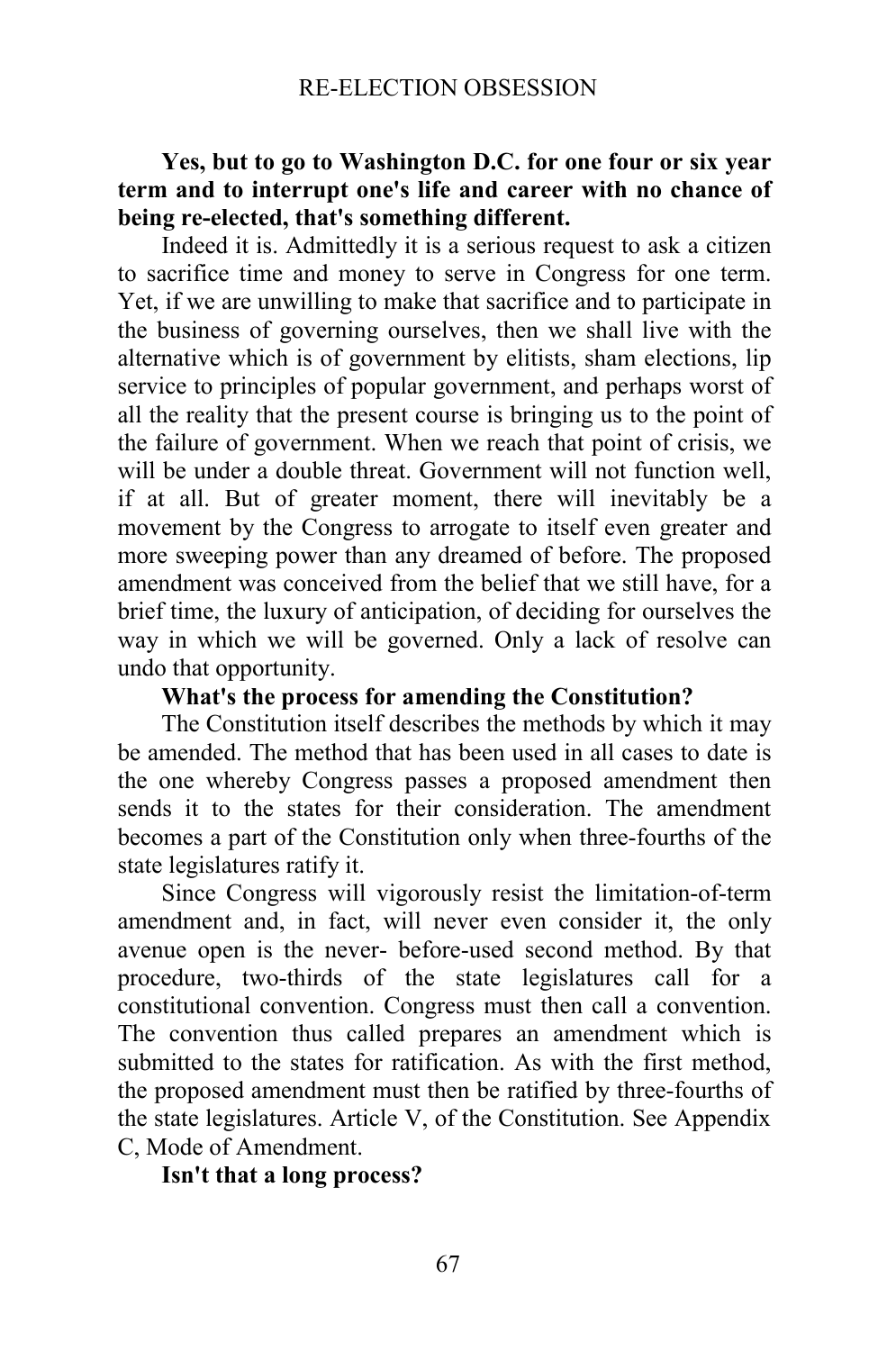**Yes, but to go to Washington D.C. for one four or six year term and to interrupt one's life and career with no chance of being re-elected, that's something different.**

Indeed it is. Admittedly it is a serious request to ask a citizen to sacrifice time and money to serve in Congress for one term. Yet, if we are unwilling to make that sacrifice and to participate in the business of governing ourselves, then we shall live with the alternative which is of government by elitists, sham elections, lip service to principles of popular government, and perhaps worst of all the reality that the present course is bringing us to the point of the failure of government. When we reach that point of crisis, we will be under a double threat. Government will not function well, if at all. But of greater moment, there will inevitably be a movement by the Congress to arrogate to itself even greater and more sweeping power than any dreamed of before. The proposed amendment was conceived from the belief that we still have, for a brief time, the luxury of anticipation, of deciding for ourselves the way in which we will be governed. Only a lack of resolve can undo that opportunity.

**What's the process for amending the Constitution?**

The Constitution itself describes the methods by which it may be amended. The method that has been used in all cases to date is the one whereby Congress passes a proposed amendment then sends it to the states for their consideration. The amendment becomes a part of the Constitution only when three-fourths of the state legislatures ratify it.

Since Congress will vigorously resist the limitation-of-term amendment and, in fact, will never even consider it, the only avenue open is the never- before-used second method. By that procedure, two-thirds of the state legislatures call for a constitutional convention. Congress must then call a convention. The convention thus called prepares an amendment which is submitted to the states for ratification. As with the first method, the proposed amendment must then be ratified by three-fourths of the state legislatures. Article V, of the Constitution. See Appendix C, Mode of Amendment.

**Isn't that a long process?**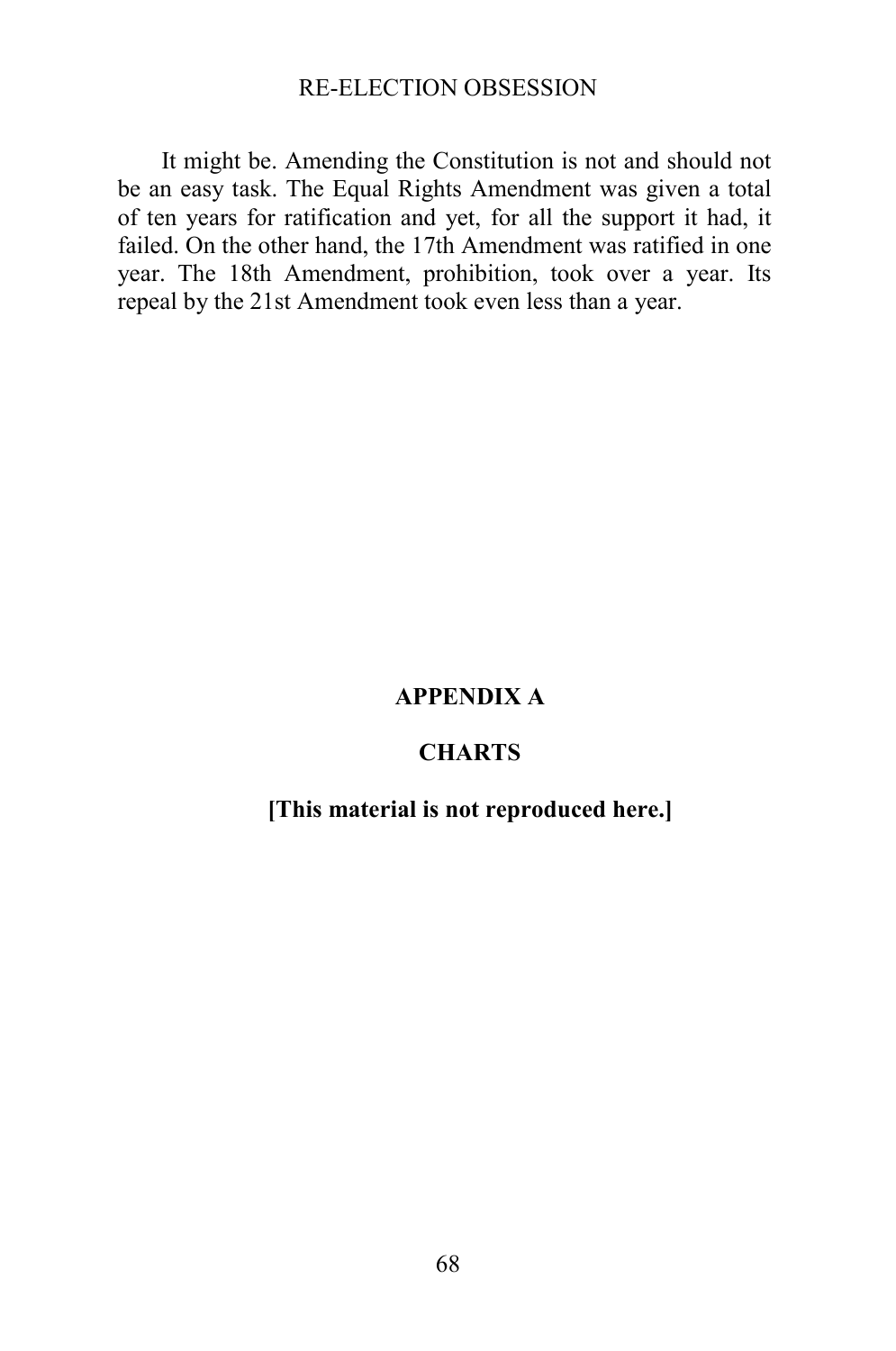It might be. Amending the Constitution is not and should not be an easy task. The Equal Rights Amendment was given a total of ten years for ratification and yet, for all the support it had, it failed. On the other hand, the 17th Amendment was ratified in one year. The 18th Amendment, prohibition, took over a year. Its repeal by the 21st Amendment took even less than a year.

## APPENDIX A

## CHARTS

**[This material is not reproduced here.]**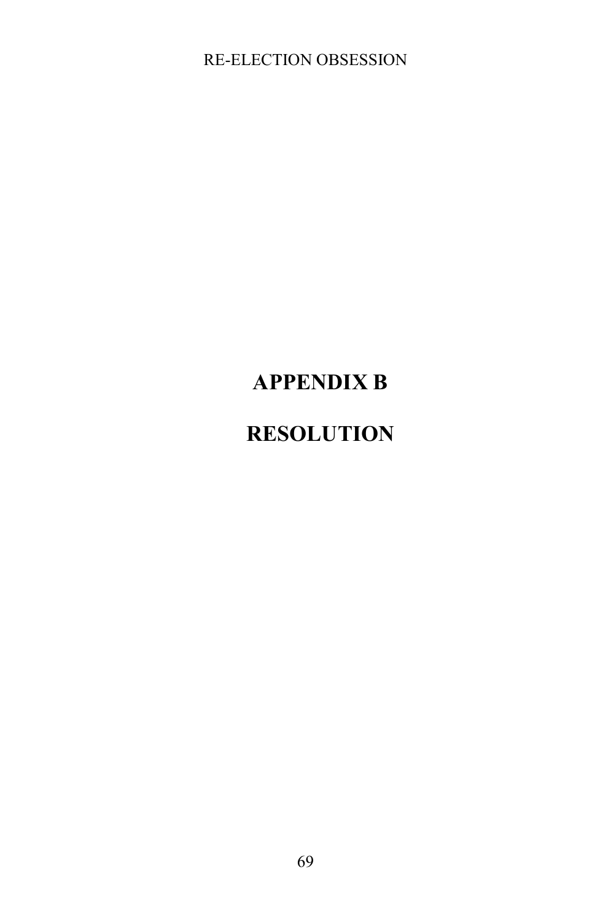# APPENDIX B

# RESOLUTION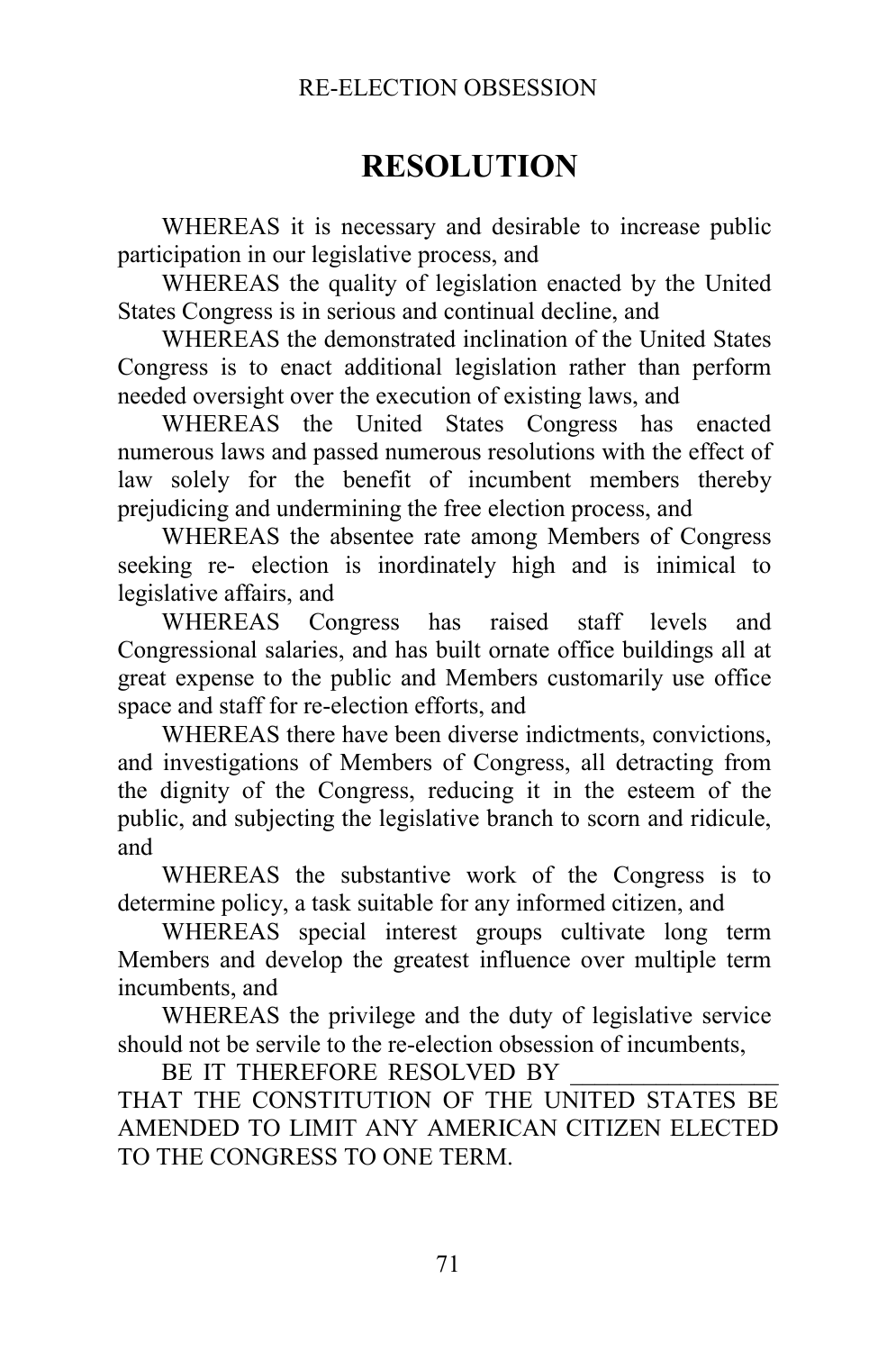# RESOLUTION

WHEREAS it is necessary and desirable to increase public participation in our legislative process, and

WHEREAS the quality of legislation enacted by the United States Congress is in serious and continual decline, and

WHEREAS the demonstrated inclination of the United States Congress is to enact additional legislation rather than perform needed oversight over the execution of existing laws, and

WHEREAS the United States Congress has enacted numerous laws and passed numerous resolutions with the effect of law solely for the benefit of incumbent members thereby prejudicing and undermining the free election process, and

WHEREAS the absentee rate among Members of Congress seeking re- election is inordinately high and is inimical to legislative affairs, and

WHEREAS Congress has raised staff levels and Congressional salaries, and has built ornate office buildings all at great expense to the public and Members customarily use office space and staff for re-election efforts, and

WHEREAS there have been diverse indictments, convictions, and investigations of Members of Congress, all detracting from the dignity of the Congress, reducing it in the esteem of the public, and subjecting the legislative branch to scorn and ridicule, and

WHEREAS the substantive work of the Congress is to determine policy, a task suitable for any informed citizen, and

WHEREAS special interest groups cultivate long term Members and develop the greatest influence over multiple term incumbents, and

WHEREAS the privilege and the duty of legislative service should not be servile to the re-election obsession of incumbents,

BE IT THEREFORE RESOLVED BY _________________ THAT THE CONSTITUTION OF THE UNITED STATES BE AMENDED TO LIMIT ANY AMERICAN CITIZEN ELECTED TO THE CONGRESS TO ONE TERM.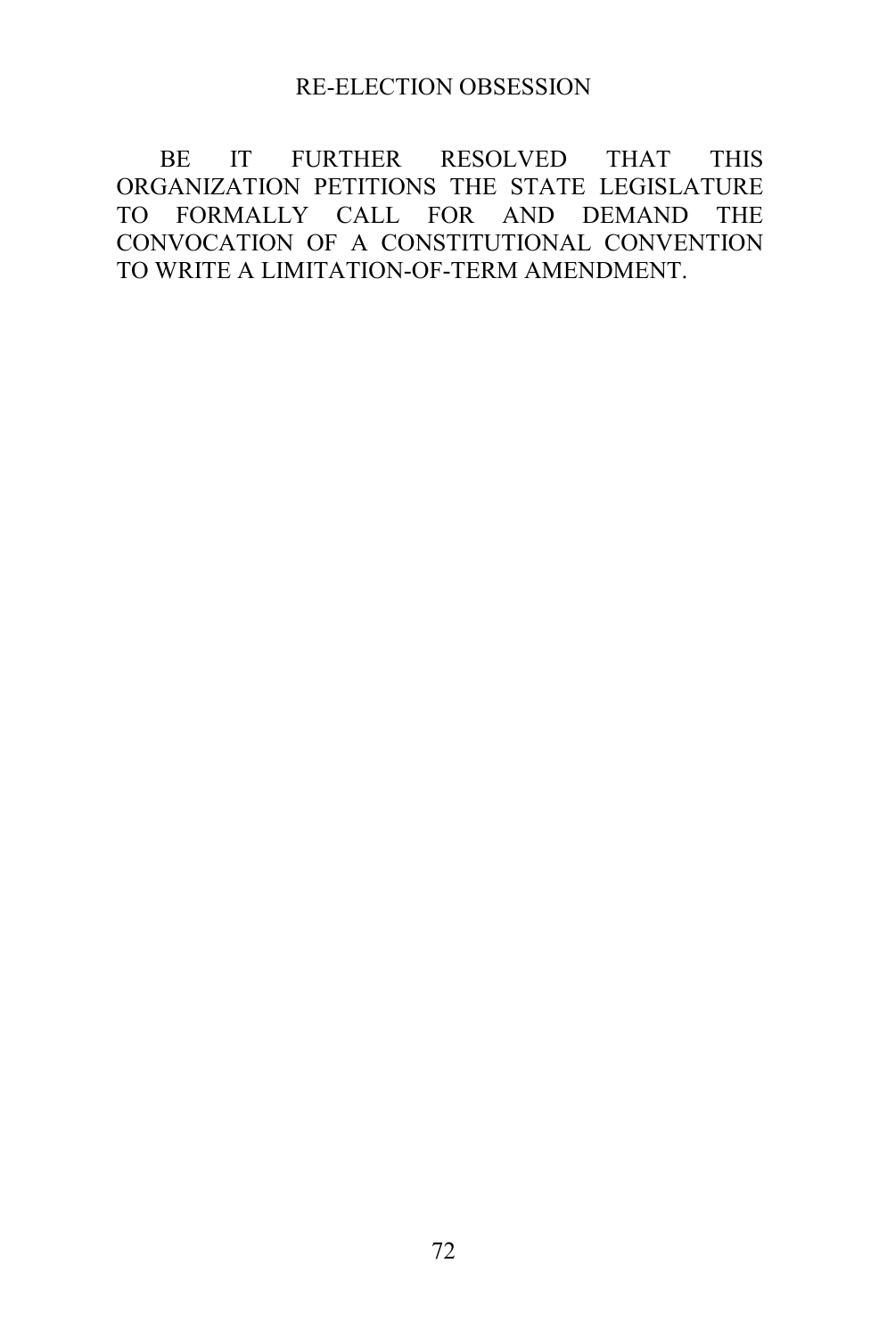BE IT FURTHER RESOLVED THAT THIS ORGANIZATION PETITIONS THE STATE LEGISLATURE TO FORMALLY CALL FOR AND DEMAND THE CONVOCATION OF A CONSTITUTIONAL CONVENTION TO WRITE A LIMITATION-OF-TERM AMENDMENT.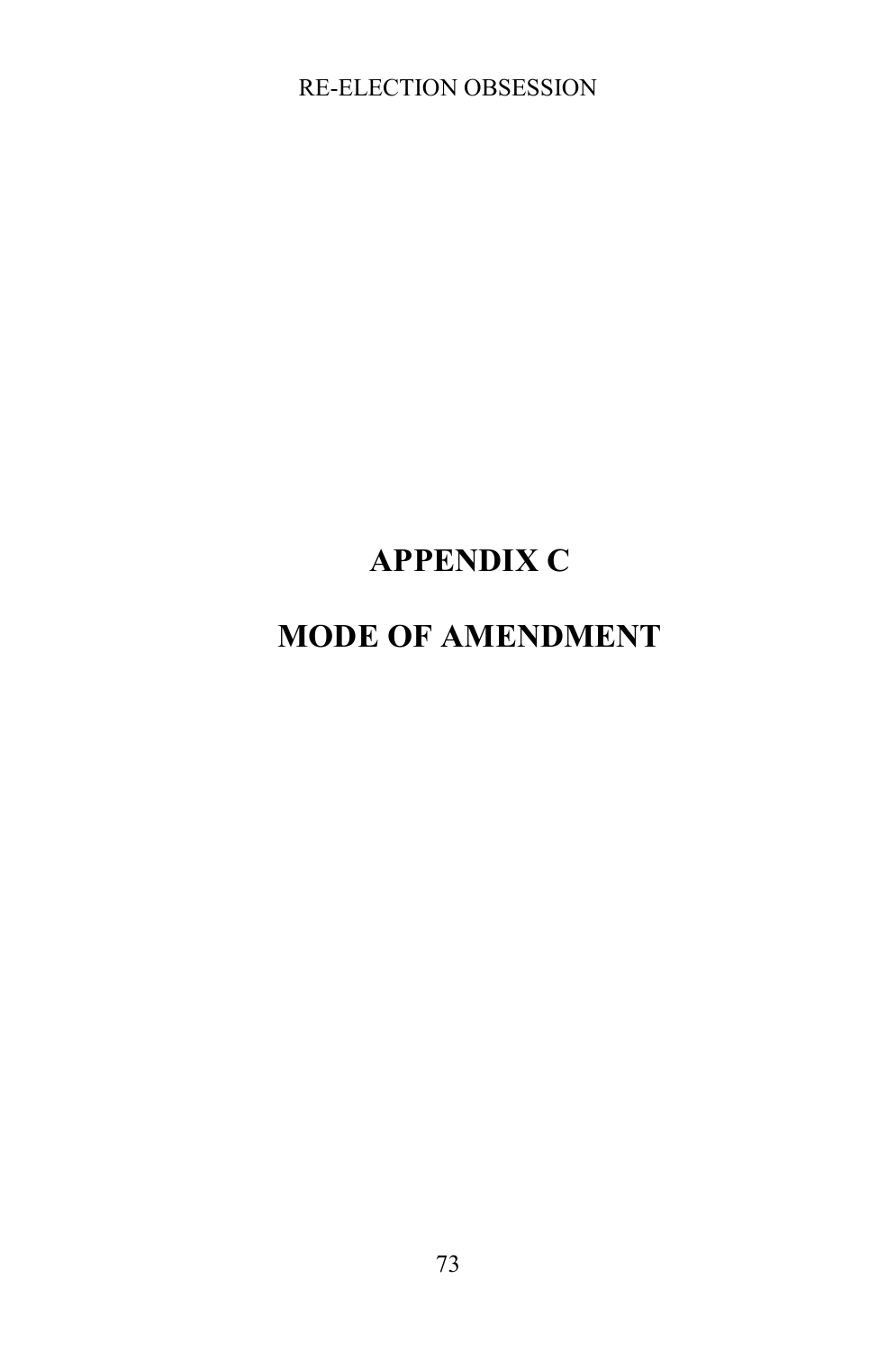# APPENDIX C

# MODE OF AMENDMENT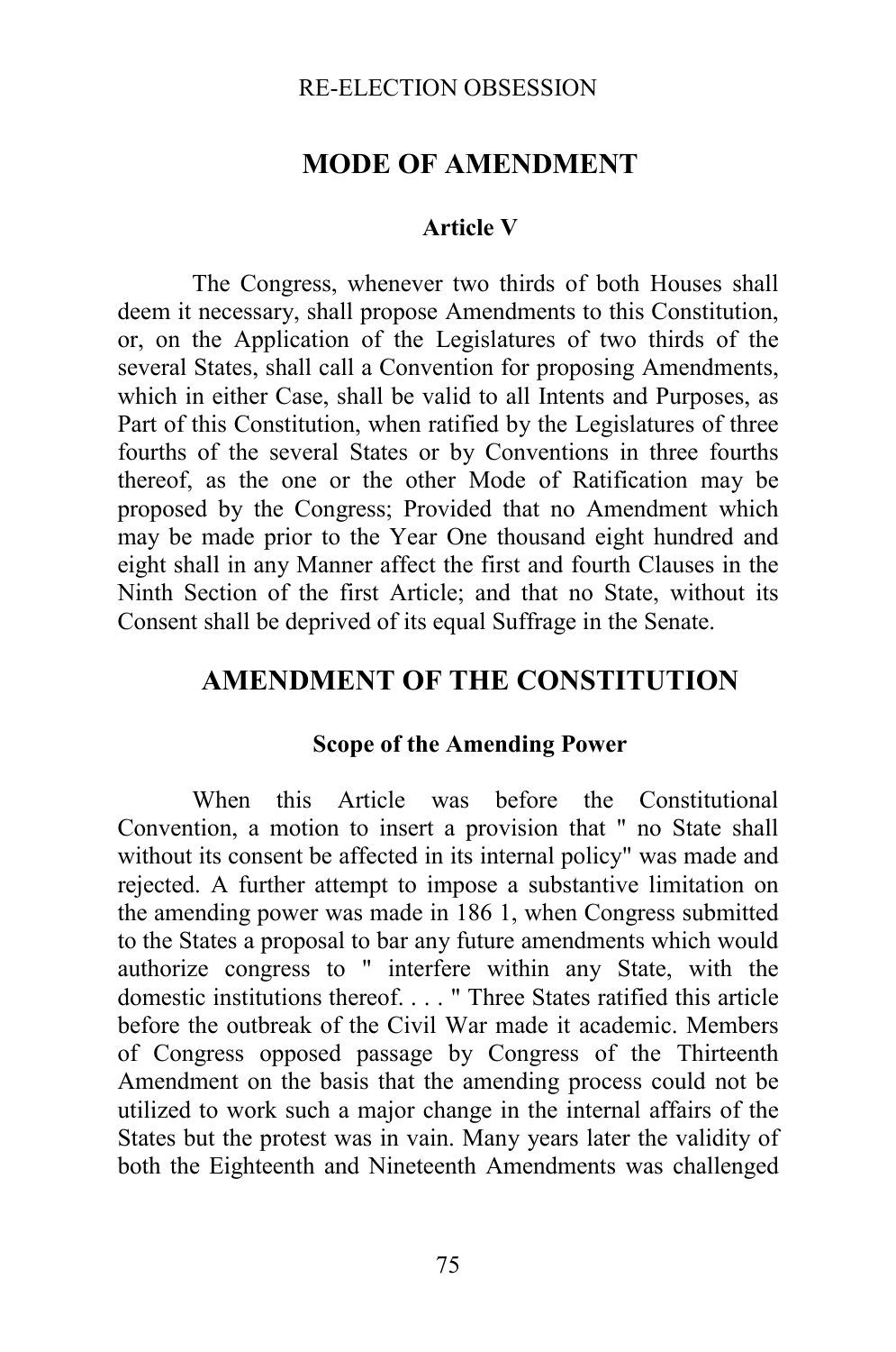## MODE OF AMENDMENT

### Article V

The Congress, whenever two thirds of both Houses shall deem it necessary, shall propose Amendments to this Constitution, or, on the Application of the Legislatures of two thirds of the several States, shall call a Convention for proposing Amendments, which in either Case, shall be valid to all Intents and Purposes, as Part of this Constitution, when ratified by the Legislatures of three fourths of the several States or by Conventions in three fourths thereof, as the one or the other Mode of Ratification may be proposed by the Congress; Provided that no Amendment which may be made prior to the Year One thousand eight hundred and eight shall in any Manner affect the first and fourth Clauses in the Ninth Section of the first Article; and that no State, without its Consent shall be deprived of its equal Suffrage in the Senate.

## AMENDMENT OF THE CONSTITUTION

### Scope of the Amending Power

When this Article was before the Constitutional Convention, a motion to insert a provision that " no State shall without its consent be affected in its internal policy" was made and rejected. A further attempt to impose a substantive limitation on the amending power was made in 186 1, when Congress submitted to the States a proposal to bar any future amendments which would authorize congress to " interfere within any State, with the domestic institutions thereof. . . . " Three States ratified this article before the outbreak of the Civil War made it academic. Members of Congress opposed passage by Congress of the Thirteenth Amendment on the basis that the amending process could not be utilized to work such a major change in the internal affairs of the States but the protest was in vain. Many years later the validity of both the Eighteenth and Nineteenth Amendments was challenged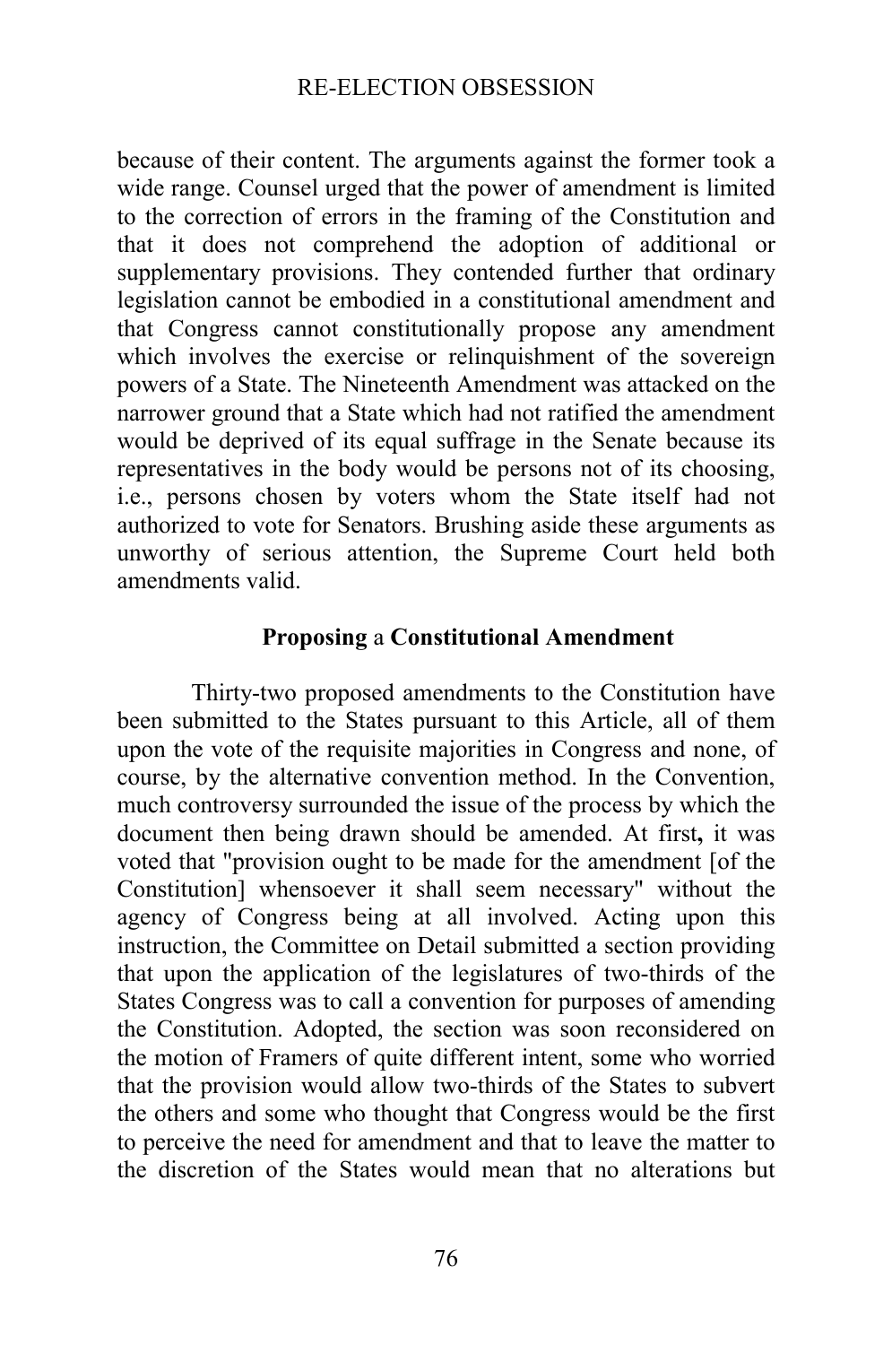because of their content. The arguments against the former took a wide range. Counsel urged that the power of amendment is limited to the correction of errors in the framing of the Constitution and that it does not comprehend the adoption of additional or supplementary provisions. They contended further that ordinary legislation cannot be embodied in a constitutional amendment and that Congress cannot constitutionally propose any amendment which involves the exercise or relinquishment of the sovereign powers of a State. The Nineteenth Amendment was attacked on the narrower ground that a State which had not ratified the amendment would be deprived of its equal suffrage in the Senate because its representatives in the body would be persons not of its choosing, i.e., persons chosen by voters whom the State itself had not authorized to vote for Senators. Brushing aside these arguments as unworthy of serious attention, the Supreme Court held both amendments valid.

### **Proposing** a **Constitutional Amendment**

Thirty-two proposed amendments to the Constitution have been submitted to the States pursuant to this Article, all of them upon the vote of the requisite majorities in Congress and none, of course, by the alternative convention method. In the Convention, much controversy surrounded the issue of the process by which the document then being drawn should be amended. At first**,** it was voted that "provision ought to be made for the amendment [of the Constitution] whensoever it shall seem necessary" without the agency of Congress being at all involved. Acting upon this instruction, the Committee on Detail submitted a section providing that upon the application of the legislatures of two-thirds of the States Congress was to call a convention for purposes of amending the Constitution. Adopted, the section was soon reconsidered on the motion of Framers of quite different intent, some who worried that the provision would allow two-thirds of the States to subvert the others and some who thought that Congress would be the first to perceive the need for amendment and that to leave the matter to the discretion of the States would mean that no alterations but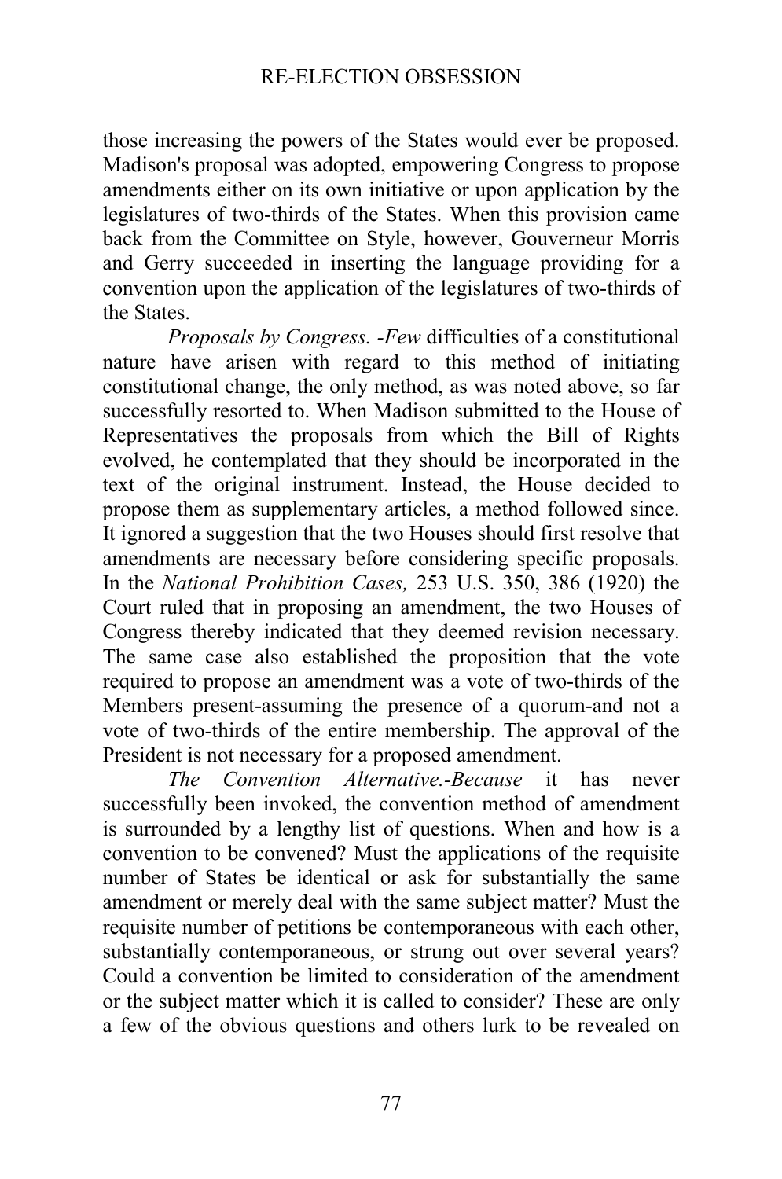those increasing the powers of the States would ever be proposed. Madison's proposal was adopted, empowering Congress to propose amendments either on its own initiative or upon application by the legislatures of two-thirds of the States. When this provision came back from the Committee on Style, however, Gouverneur Morris and Gerry succeeded in inserting the language providing for a convention upon the application of the legislatures of two-thirds of the States.

*Proposals by Congress. -Few* difficulties of a constitutional nature have arisen with regard to this method of initiating constitutional change, the only method, as was noted above, so far successfully resorted to. When Madison submitted to the House of Representatives the proposals from which the Bill of Rights evolved, he contemplated that they should be incorporated in the text of the original instrument. Instead, the House decided to propose them as supplementary articles, a method followed since. It ignored a suggestion that the two Houses should first resolve that amendments are necessary before considering specific proposals. In the *National Prohibition Cases,* 253 U.S. 350, 386 (1920) the Court ruled that in proposing an amendment, the two Houses of Congress thereby indicated that they deemed revision necessary. The same case also established the proposition that the vote required to propose an amendment was a vote of two-thirds of the Members present-assuming the presence of a quorum-and not a vote of two-thirds of the entire membership. The approval of the President is not necessary for a proposed amendment.

*The Convention Alternative.-Because* it has never successfully been invoked, the convention method of amendment is surrounded by a lengthy list of questions. When and how is a convention to be convened? Must the applications of the requisite number of States be identical or ask for substantially the same amendment or merely deal with the same subject matter? Must the requisite number of petitions be contemporaneous with each other, substantially contemporaneous, or strung out over several years? Could a convention be limited to consideration of the amendment or the subject matter which it is called to consider? These are only a few of the obvious questions and others lurk to be revealed on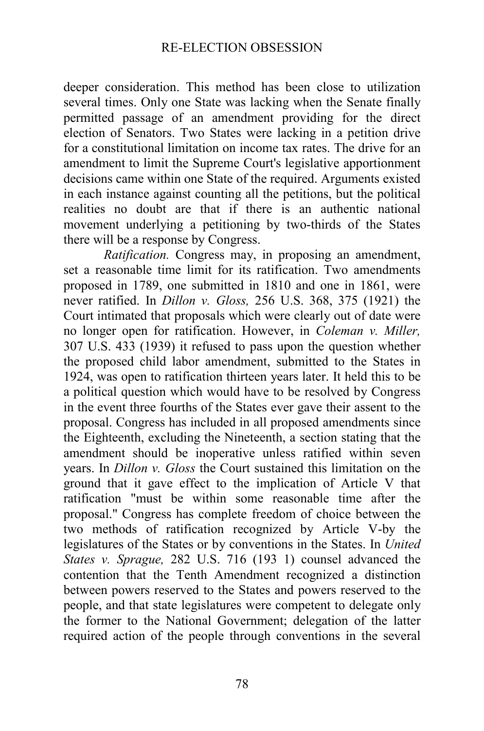deeper consideration. This method has been close to utilization several times. Only one State was lacking when the Senate finally permitted passage of an amendment providing for the direct election of Senators. Two States were lacking in a petition drive for a constitutional limitation on income tax rates. The drive for an amendment to limit the Supreme Court's legislative apportionment decisions came within one State of the required. Arguments existed in each instance against counting all the petitions, but the political realities no doubt are that if there is an authentic national movement underlying a petitioning by two-thirds of the States there will be a response by Congress.

*Ratification.* Congress may, in proposing an amendment, set a reasonable time limit for its ratification. Two amendments proposed in 1789, one submitted in 1810 and one in 1861, were never ratified. In *Dillon v. Gloss,* 256 U.S. 368, 375 (1921) the Court intimated that proposals which were clearly out of date were no longer open for ratification. However, in *Coleman v. Miller,* 307 U.S. 433 (1939) it refused to pass upon the question whether the proposed child labor amendment, submitted to the States in 1924, was open to ratification thirteen years later. It held this to be a political question which would have to be resolved by Congress in the event three fourths of the States ever gave their assent to the proposal. Congress has included in all proposed amendments since the Eighteenth, excluding the Nineteenth, a section stating that the amendment should be inoperative unless ratified within seven years. In *Dillon v. Gloss* the Court sustained this limitation on the ground that it gave effect to the implication of Article V that ratification "must be within some reasonable time after the proposal." Congress has complete freedom of choice between the two methods of ratification recognized by Article V-by the legislatures of the States or by conventions in the States. In *United States v. Sprague,* 282 U.S. 716 (193 1) counsel advanced the contention that the Tenth Amendment recognized a distinction between powers reserved to the States and powers reserved to the people, and that state legislatures were competent to delegate only the former to the National Government; delegation of the latter required action of the people through conventions in the several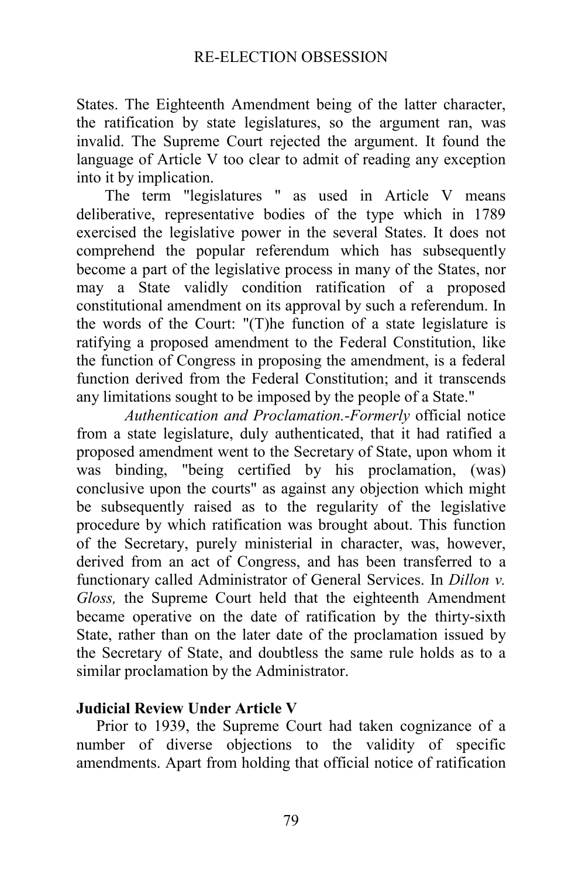States. The Eighteenth Amendment being of the latter character, the ratification by state legislatures, so the argument ran, was invalid. The Supreme Court rejected the argument. It found the language of Article V too clear to admit of reading any exception into it by implication.

The term "legislatures " as used in Article V means deliberative, representative bodies of the type which in 1789 exercised the legislative power in the several States. It does not comprehend the popular referendum which has subsequently become a part of the legislative process in many of the States, nor may a State validly condition ratification of a proposed constitutional amendment on its approval by such a referendum. In the words of the Court: "(T)he function of a state legislature is ratifying a proposed amendment to the Federal Constitution, like the function of Congress in proposing the amendment, is a federal function derived from the Federal Constitution; and it transcends any limitations sought to be imposed by the people of a State."

*Authentication and Proclamation.-Formerly* official notice from a state legislature, duly authenticated, that it had ratified a proposed amendment went to the Secretary of State, upon whom it was binding, "being certified by his proclamation, (was) conclusive upon the courts" as against any objection which might be subsequently raised as to the regularity of the legislative procedure by which ratification was brought about. This function of the Secretary, purely ministerial in character, was, however, derived from an act of Congress, and has been transferred to a functionary called Administrator of General Services. In *Dillon v. Gloss,* the Supreme Court held that the eighteenth Amendment became operative on the date of ratification by the thirty-sixth State, rather than on the later date of the proclamation issued by the Secretary of State, and doubtless the same rule holds as to a similar proclamation by the Administrator.

**Judicial Review Under Article V**

Prior to 1939, the Supreme Court had taken cognizance of a number of diverse objections to the validity of specific amendments. Apart from holding that official notice of ratification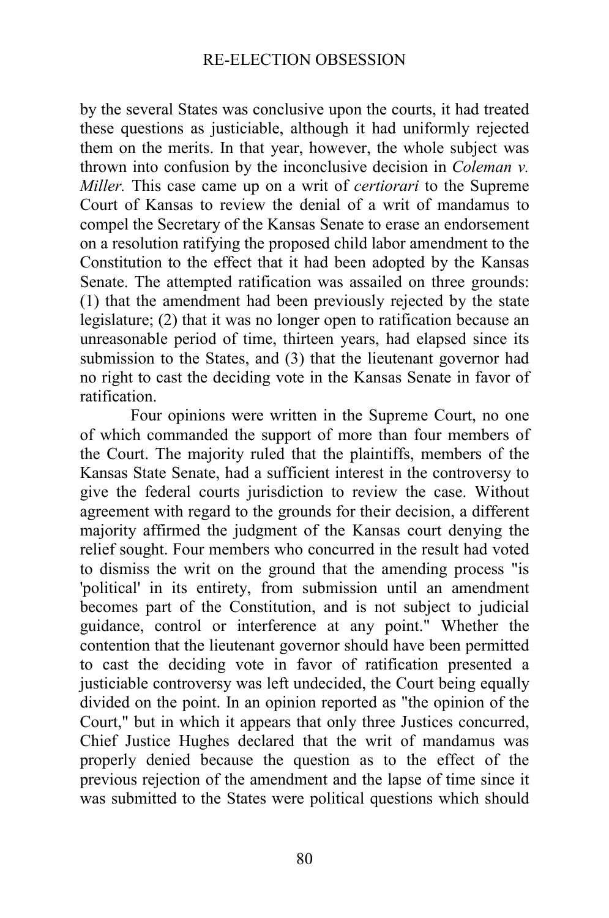by the several States was conclusive upon the courts, it had treated these questions as justiciable, although it had uniformly rejected them on the merits. In that year, however, the whole subject was thrown into confusion by the inconclusive decision in *Coleman v. Miller.* This case came up on a writ of *certiorari* to the Supreme Court of Kansas to review the denial of a writ of mandamus to compel the Secretary of the Kansas Senate to erase an endorsement on a resolution ratifying the proposed child labor amendment to the Constitution to the effect that it had been adopted by the Kansas Senate. The attempted ratification was assailed on three grounds: (1) that the amendment had been previously rejected by the state legislature; (2) that it was no longer open to ratification because an unreasonable period of time, thirteen years, had elapsed since its submission to the States, and (3) that the lieutenant governor had no right to cast the deciding vote in the Kansas Senate in favor of ratification.

Four opinions were written in the Supreme Court, no one of which commanded the support of more than four members of the Court. The majority ruled that the plaintiffs, members of the Kansas State Senate, had a sufficient interest in the controversy to give the federal courts jurisdiction to review the case. Without agreement with regard to the grounds for their decision, a different majority affirmed the judgment of the Kansas court denying the relief sought. Four members who concurred in the result had voted to dismiss the writ on the ground that the amending process "is 'political' in its entirety, from submission until an amendment becomes part of the Constitution, and is not subject to judicial guidance, control or interference at any point." Whether the contention that the lieutenant governor should have been permitted to cast the deciding vote in favor of ratification presented a justiciable controversy was left undecided, the Court being equally divided on the point. In an opinion reported as "the opinion of the Court," but in which it appears that only three Justices concurred, Chief Justice Hughes declared that the writ of mandamus was properly denied because the question as to the effect of the previous rejection of the amendment and the lapse of time since it was submitted to the States were political questions which should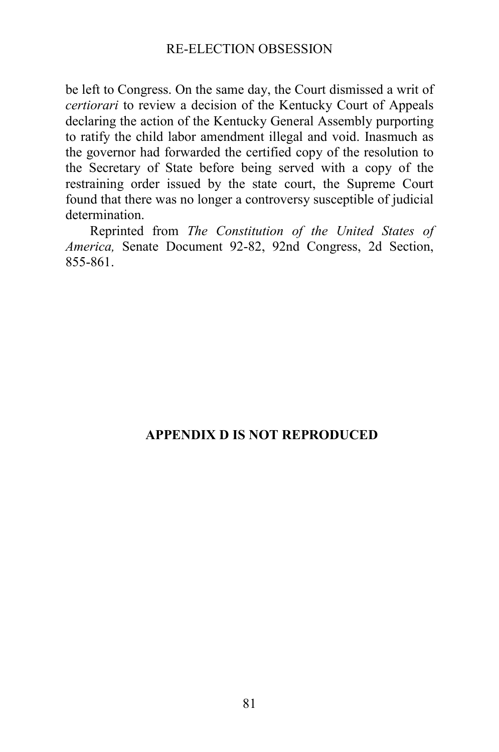be left to Congress. On the same day, the Court dismissed a writ of *certiorari* to review a decision of the Kentucky Court of Appeals declaring the action of the Kentucky General Assembly purporting to ratify the child labor amendment illegal and void. Inasmuch as the governor had forwarded the certified copy of the resolution to the Secretary of State before being served with a copy of the restraining order issued by the state court, the Supreme Court found that there was no longer a controversy susceptible of judicial determination.

Reprinted from *The Constitution of the United States of America,* Senate Document 92-82, 92nd Congress, 2d Section, 855-861.

**APPENDIX D IS NOT REPRODUCED**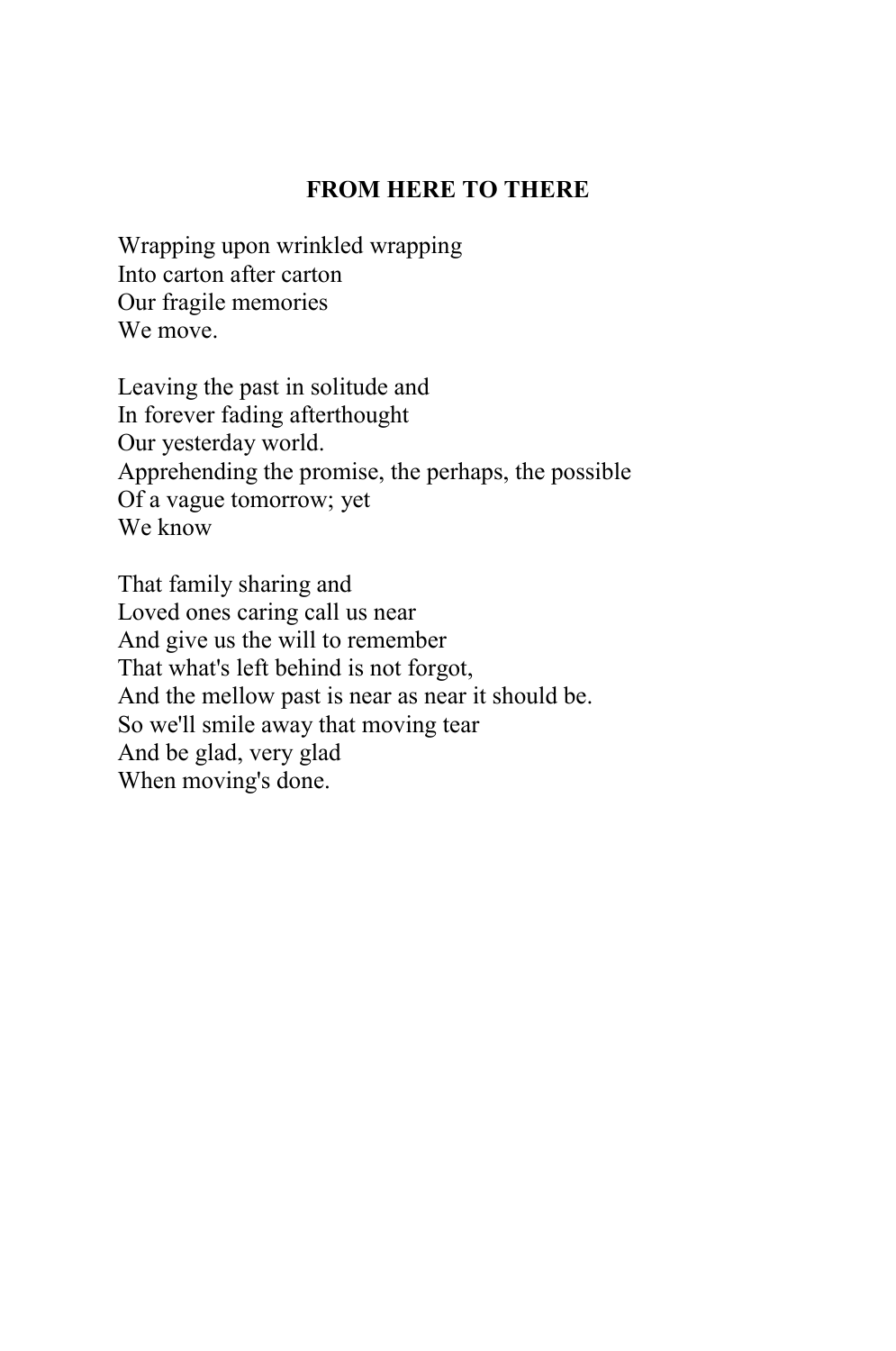## FROM HERE TO THERE

Wrapping upon wrinkled wrapping  
Into carton after carton  
Our fragile memories  
We move.

Leaving the past in solitude and  
In forever fading afterthought  
Our yesterday world.  
Apprehending the promise, the perhaps, the possible  
Of a vague tomorrow; yet  
We know

That family sharing and  
Loved ones caring call us near  
And give us the will to remember  
That what's left behind is not forgot,  
And the mellow past is near as near it should be.  
So we'll smile away that moving tear  
And be glad, very glad  
When moving's done.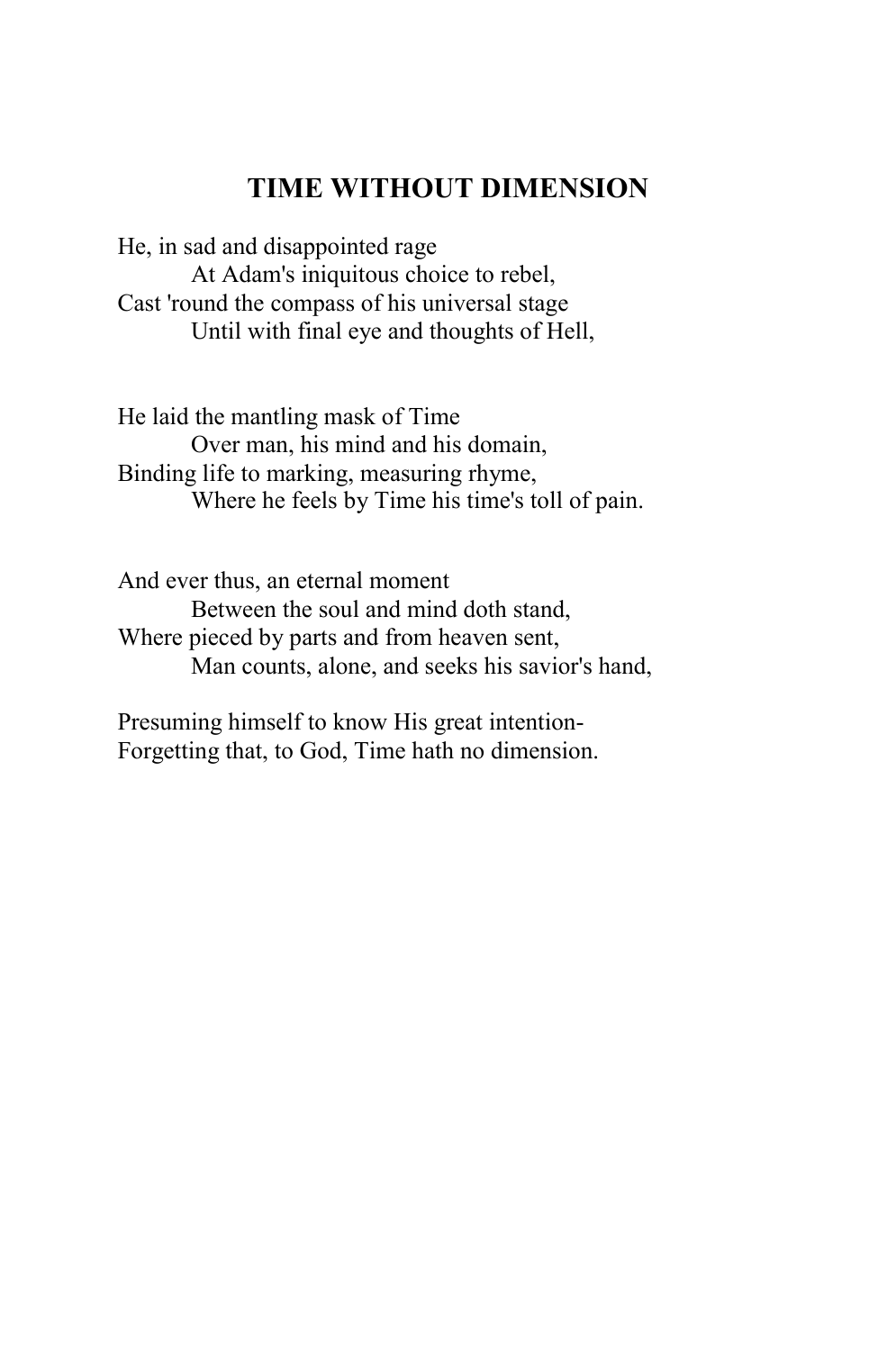## TIME WITHOUT DIMENSION

He, in sad and disappointed rage  
    At Adam's iniquitous choice to rebel,  
Cast 'round the compass of his universal stage  
    Until with final eye and thoughts of Hell,

He laid the mantling mask of Time  
    Over man, his mind and his domain,  
Binding life to marking, measuring rhyme,  
    Where he feels by Time his time's toll of pain.

And ever thus, an eternal moment  
    Between the soul and mind doth stand,  
Where pieced by parts and from heaven sent,  
    Man counts, alone, and seeks his savior's hand,

Presuming himself to know His great intention-  
Forgetting that, to God, Time hath no dimension.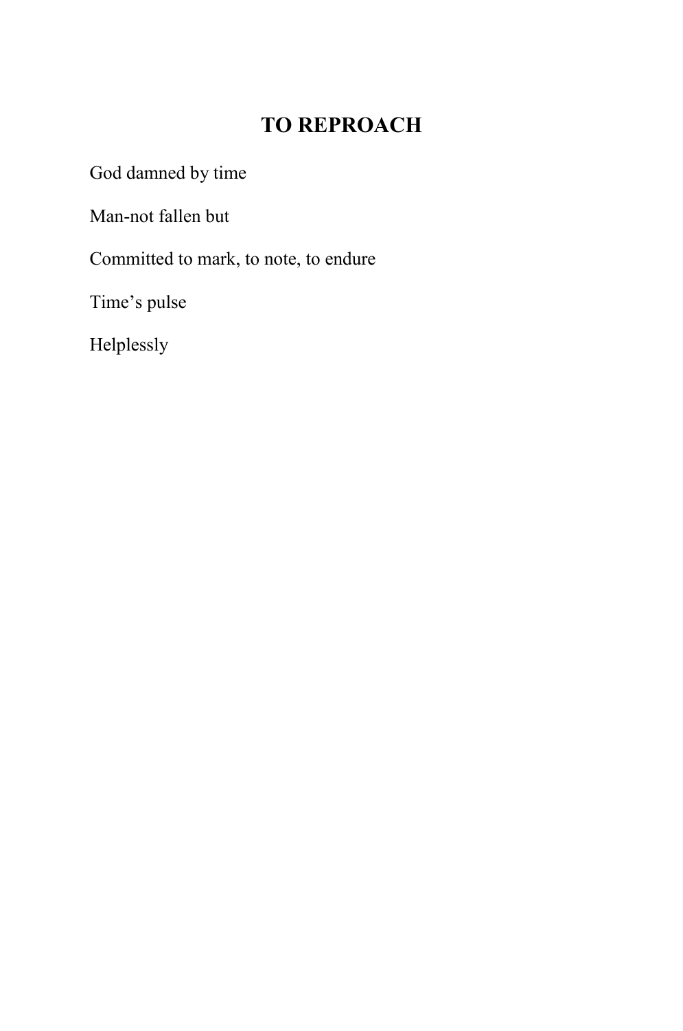## TO REPROACH

God damned by time

Man-not fallen but

Committed to mark, to note, to endure

Time's pulse

Helplessly